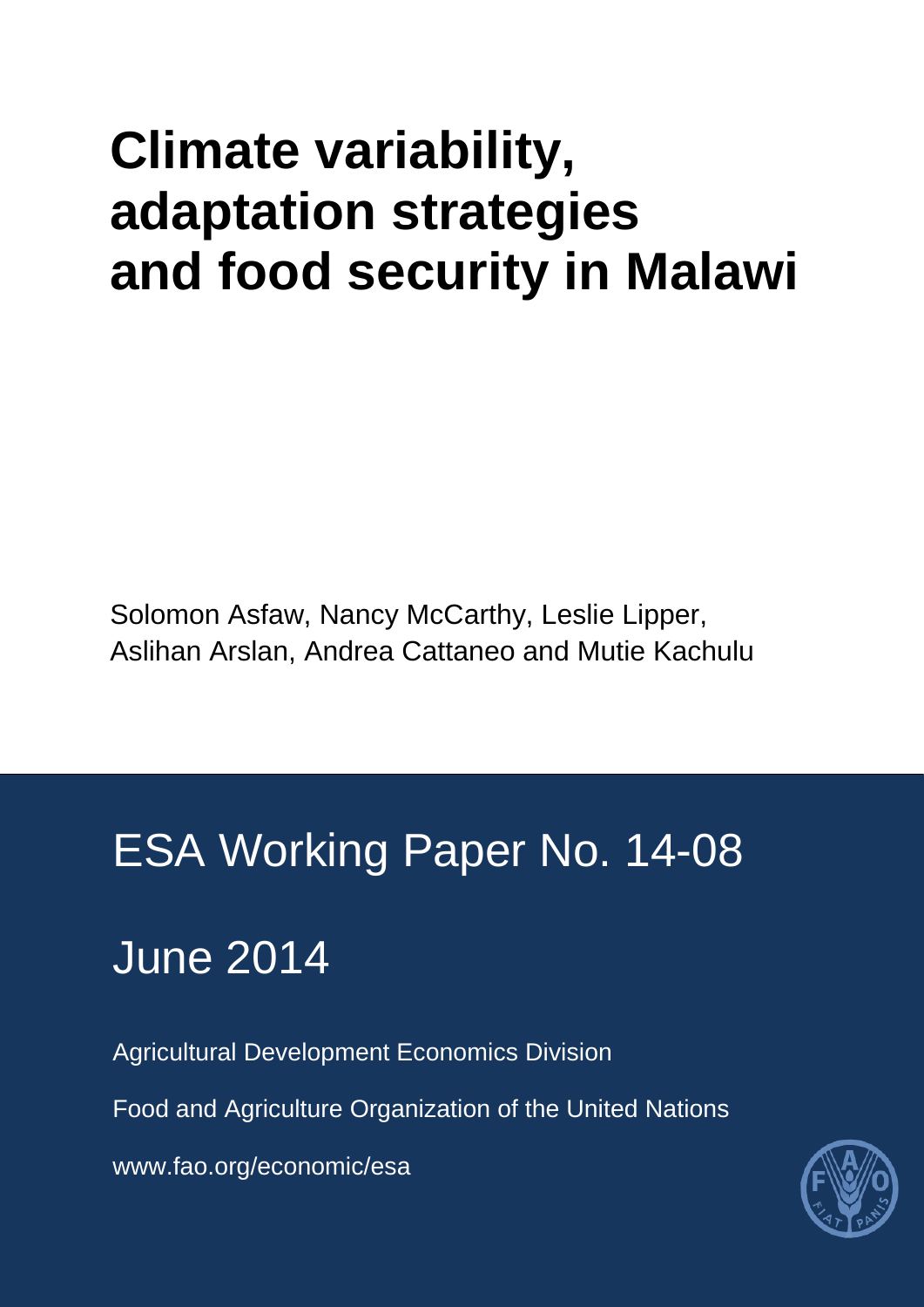# Climate variability, adaptation strategies and food security in Malawi

Solomon Asfaw, Nancy McCarthy, Leslie Lipper, Aslihan Arslan, Andrea Cattaneo and Mutie Kachulu

## ESA Working Paper No. 14-08

## June 2014

Agricultural Development Economics Division

Food and Agriculture Organization of the United Nations

www.fao.org/economic/esa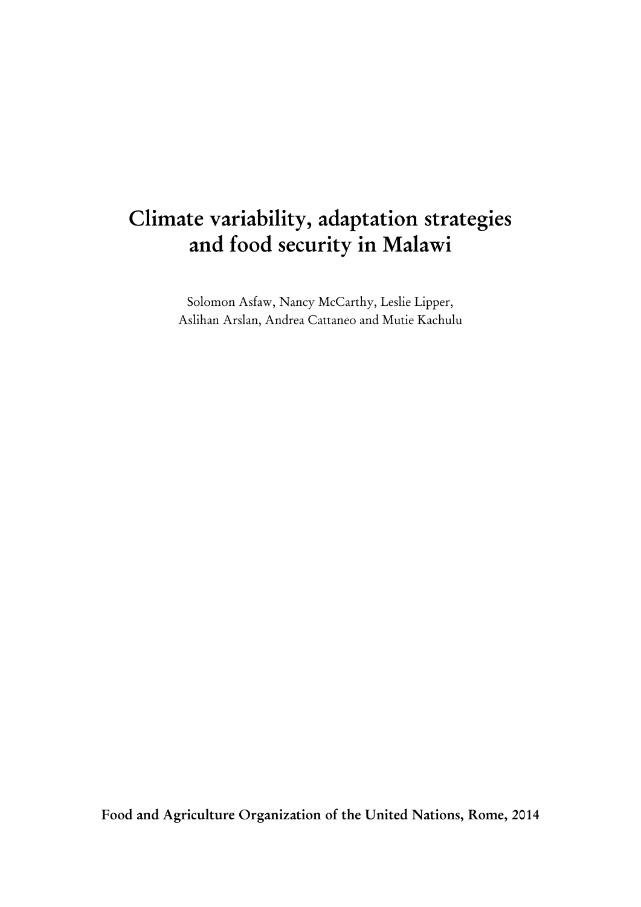# Climate variability, adaptation strategies and food security in Malawi

Solomon Asfaw, Nancy McCarthy, Leslie Lipper,
Aslihan Arslan, Andrea Cattaneo and Mutie Kachulu

**Food and Agriculture Organization of the United Nations, Rome, 2014**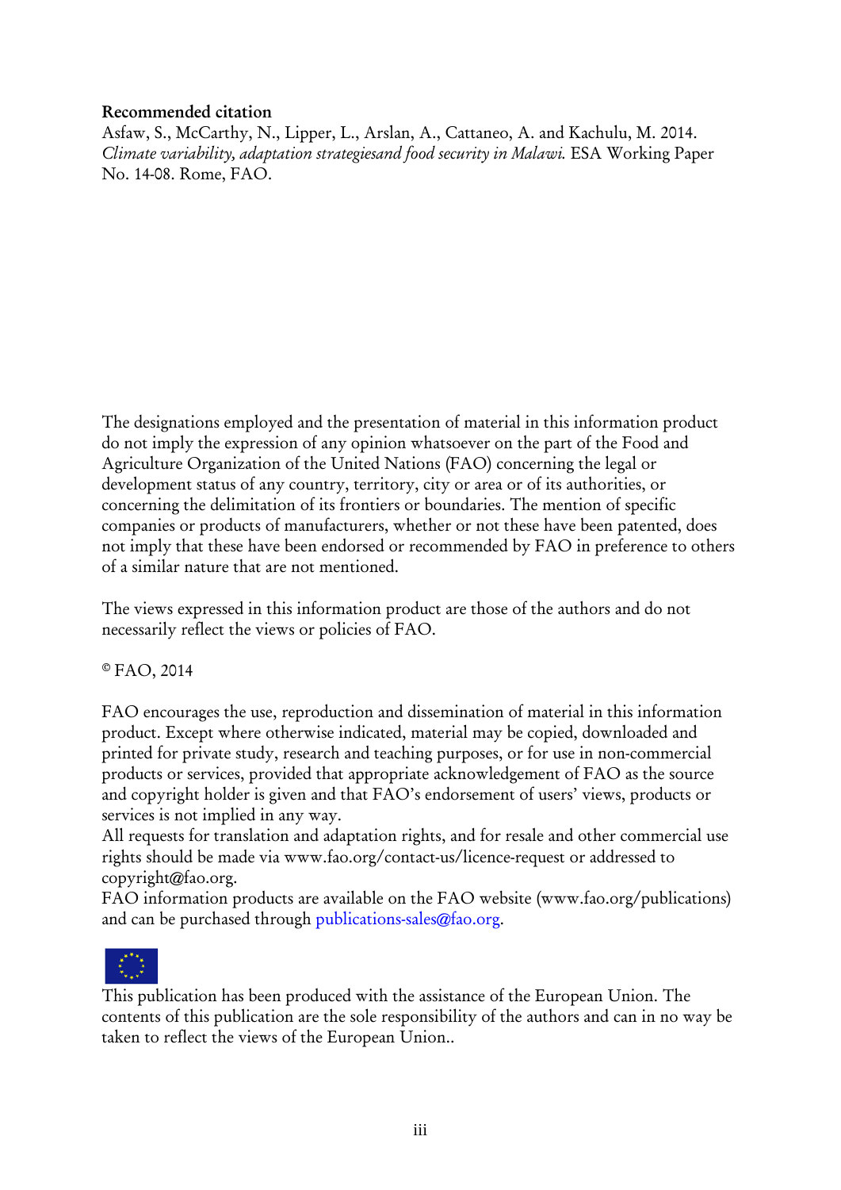**Recommended citation**

Asfaw, S., McCarthy, N., Lipper, L., Arslan, A., Cattaneo, A. and Kachulu, M. 2014. *Climate variability, adaptation strategiesand food security in Malawi.* ESA Working Paper No. 14-08. Rome, FAO.

The designations employed and the presentation of material in this information product do not imply the expression of any opinion whatsoever on the part of the Food and Agriculture Organization of the United Nations (FAO) concerning the legal or development status of any country, territory, city or area or of its authorities, or concerning the delimitation of its frontiers or boundaries. The mention of specific companies or products of manufacturers, whether or not these have been patented, does not imply that these have been endorsed or recommended by FAO in preference to others of a similar nature that are not mentioned.

The views expressed in this information product are those of the authors and do not necessarily reflect the views or policies of FAO.

© FAO, 2014

FAO encourages the use, reproduction and dissemination of material in this information product. Except where otherwise indicated, material may be copied, downloaded and printed for private study, research and teaching purposes, or for use in non-commercial products or services, provided that appropriate acknowledgement of FAO as the source and copyright holder is given and that FAO's endorsement of users' views, products or services is not implied in any way.
All requests for translation and adaptation rights, and for resale and other commercial use rights should be made via www.fao.org/contact-us/licence-request or addressed to copyright@fao.org.
FAO information products are available on the FAO website (www.fao.org/publications) and can be purchased through publications-sales@fao.org.

This publication has been produced with the assistance of the European Union. The contents of this publication are the sole responsibility of the authors and can in no way be taken to reflect the views of the European Union..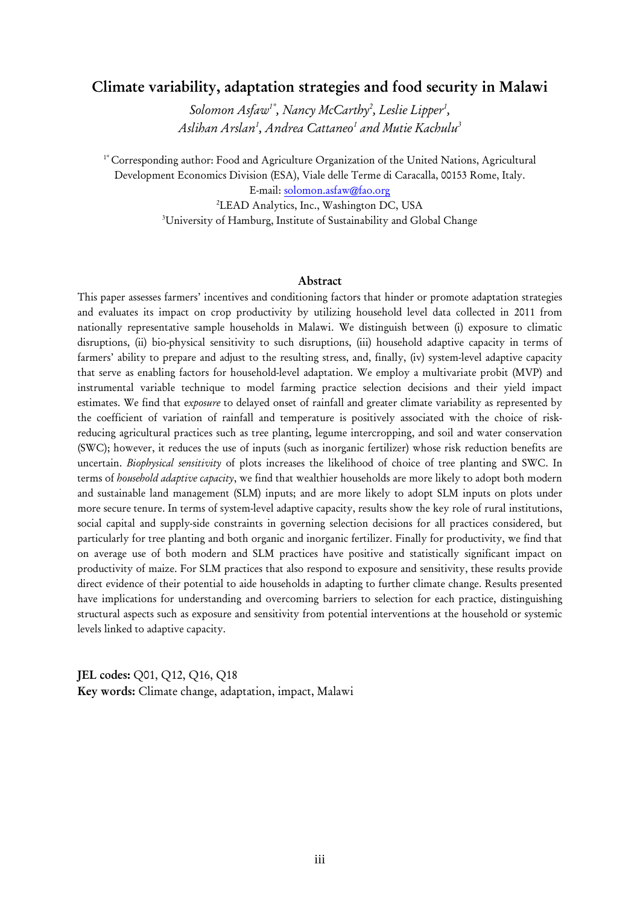# Climate variability, adaptation strategies and food security in Malawi

*Solomon Asfaw*[1*], *Nancy McCarthy*[2], *Leslie Lipper*[1], *Aslihan Arslan*[1], *Andrea Cattaneo*[1] *and Mutie Kachulu*[3]

[1*] Corresponding author: Food and Agriculture Organization of the United Nations, Agricultural Development Economics Division (ESA), Viale delle Terme di Caracalla, 00153 Rome, Italy. E-mail: solomon.asfaw@fao.org

[2]LEAD Analytics, Inc., Washington DC, USA

[3]University of Hamburg, Institute of Sustainability and Global Change

## Abstract

This paper assesses farmers' incentives and conditioning factors that hinder or promote adaptation strategies and evaluates its impact on crop productivity by utilizing household level data collected in 2011 from nationally representative sample households in Malawi. We distinguish between (i) exposure to climatic disruptions, (ii) bio-physical sensitivity to such disruptions, (iii) household adaptive capacity in terms of farmers' ability to prepare and adjust to the resulting stress, and, finally, (iv) system-level adaptive capacity that serve as enabling factors for household-level adaptation. We employ a multivariate probit (MVP) and instrumental variable technique to model farming practice selection decisions and their yield impact estimates. We find that *exposure* to delayed onset of rainfall and greater climate variability as represented by the coefficient of variation of rainfall and temperature is positively associated with the choice of risk-reducing agricultural practices such as tree planting, legume intercropping, and soil and water conservation (SWC); however, it reduces the use of inputs (such as inorganic fertilizer) whose risk reduction benefits are uncertain. *Biophysical sensitivity* of plots increases the likelihood of choice of tree planting and SWC. In terms of *household adaptive capacity*, we find that wealthier households are more likely to adopt both modern and sustainable land management (SLM) inputs; and are more likely to adopt SLM inputs on plots under more secure tenure. In terms of system-level adaptive capacity, results show the key role of rural institutions, social capital and supply-side constraints in governing selection decisions for all practices considered, but particularly for tree planting and both organic and inorganic fertilizer. Finally for productivity, we find that on average use of both modern and SLM practices have positive and statistically significant impact on productivity of maize. For SLM practices that also respond to exposure and sensitivity, these results provide direct evidence of their potential to aide households in adapting to further climate change. Results presented have implications for understanding and overcoming barriers to selection for each practice, distinguishing structural aspects such as exposure and sensitivity from potential interventions at the household or systemic levels linked to adaptive capacity.

**JEL codes:** Q01, Q12, Q16, Q18

**Key words:** Climate change, adaptation, impact, Malawi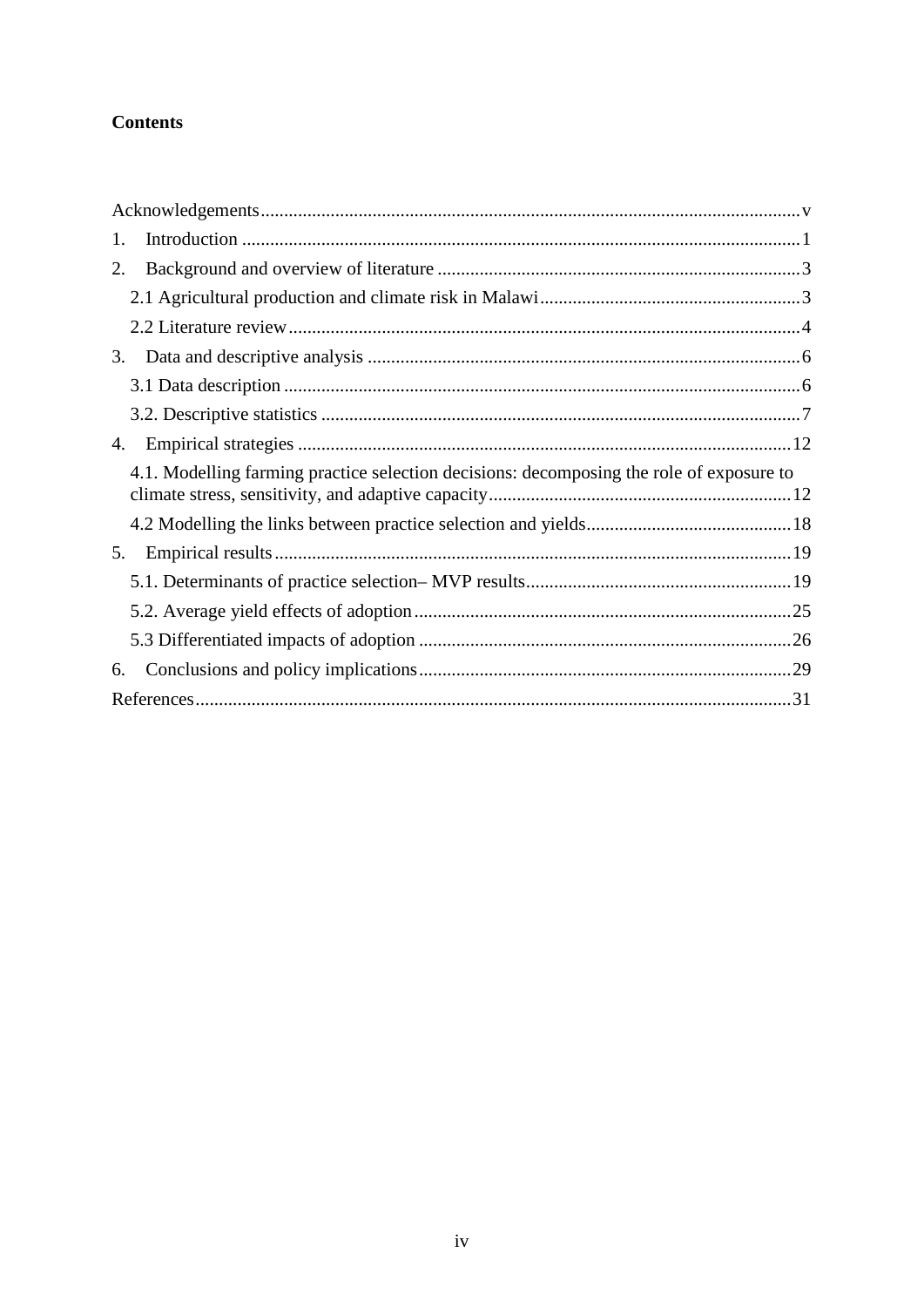**Contents**

Acknowledgements ... v

1. Introduction ... 1
2. Background and overview of literature ... 3
   - 2.1 Agricultural production and climate risk in Malawi ... 3
   - 2.2 Literature review ... 4
3. Data and descriptive analysis ... 6
   - 3.1 Data description ... 6
   - 3.2. Descriptive statistics ... 7
4. Empirical strategies ... 12
   - 4.1. Modelling farming practice selection decisions: decomposing the role of exposure to climate stress, sensitivity, and adaptive capacity ... 12
   - 4.2 Modelling the links between practice selection and yields ... 18
5. Empirical results ... 19
   - 5.1. Determinants of practice selection– MVP results ... 19
   - 5.2. Average yield effects of adoption ... 25
   - 5.3 Differentiated impacts of adoption ... 26
6. Conclusions and policy implications ... 29

References ... 31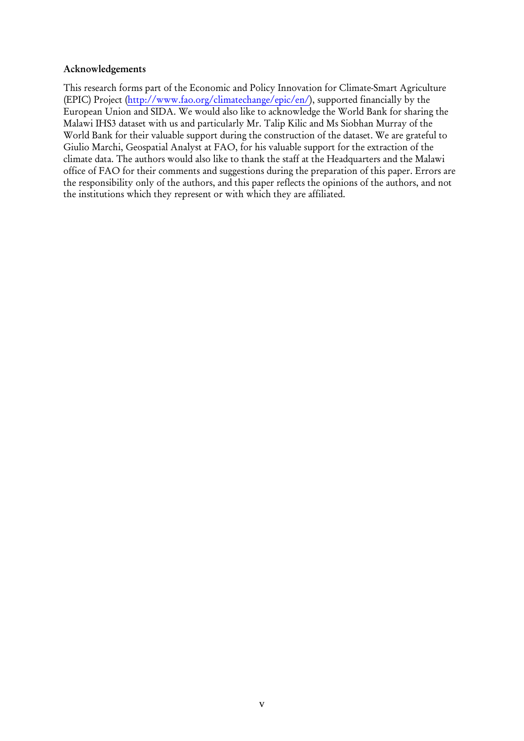## Acknowledgements

This research forms part of the Economic and Policy Innovation for Climate-Smart Agriculture (EPIC) Project (http://www.fao.org/climatechange/epic/en/), supported financially by the European Union and SIDA. We would also like to acknowledge the World Bank for sharing the Malawi IHS3 dataset with us and particularly Mr. Talip Kilic and Ms Siobhan Murray of the World Bank for their valuable support during the construction of the dataset. We are grateful to Giulio Marchi, Geospatial Analyst at FAO, for his valuable support for the extraction of the climate data. The authors would also like to thank the staff at the Headquarters and the Malawi office of FAO for their comments and suggestions during the preparation of this paper. Errors are the responsibility only of the authors, and this paper reflects the opinions of the authors, and not the institutions which they represent or with which they are affiliated.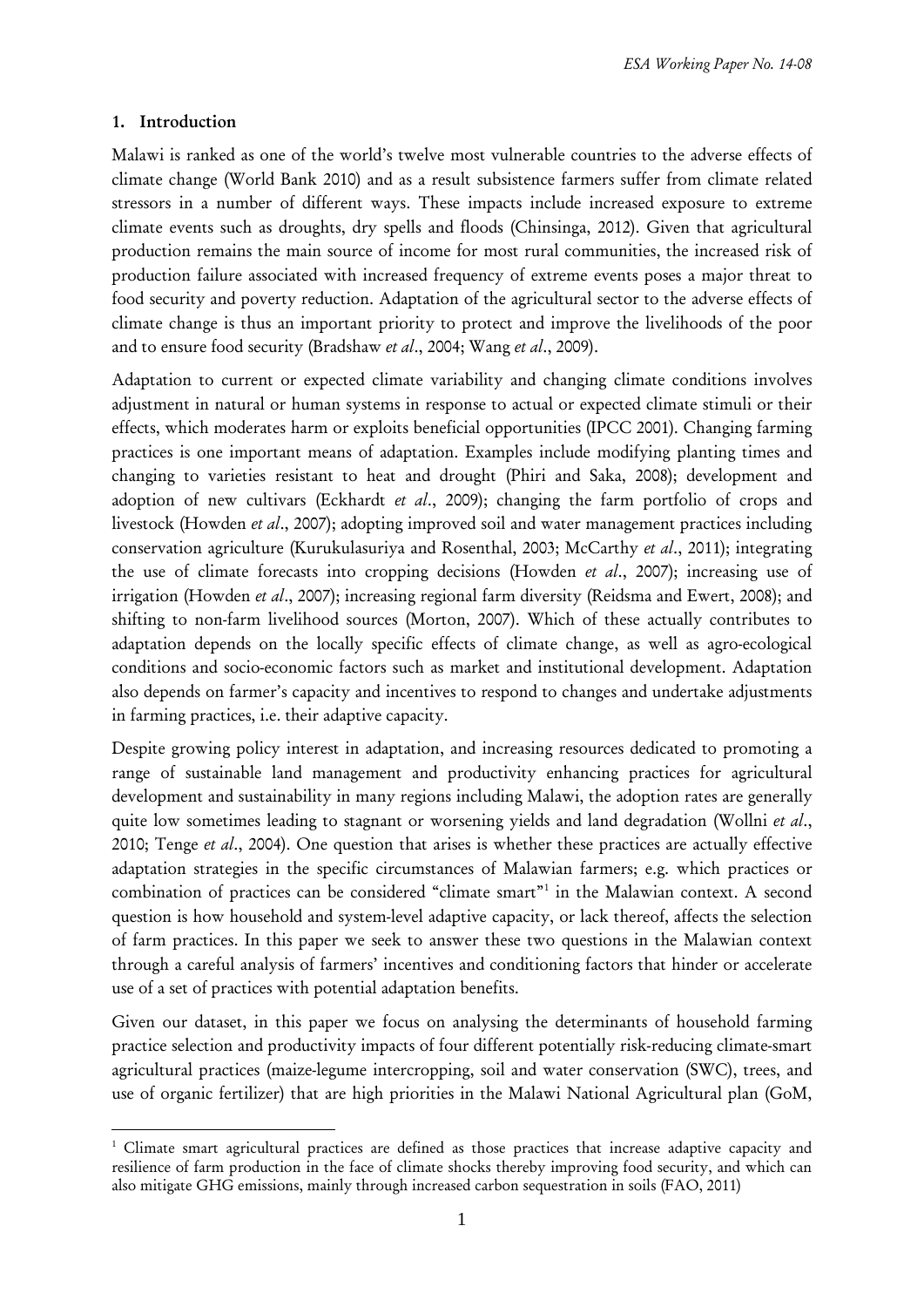## 1. Introduction

Malawi is ranked as one of the world's twelve most vulnerable countries to the adverse effects of climate change (World Bank 2010) and as a result subsistence farmers suffer from climate related stressors in a number of different ways. These impacts include increased exposure to extreme climate events such as droughts, dry spells and floods (Chinsinga, 2012). Given that agricultural production remains the main source of income for most rural communities, the increased risk of production failure associated with increased frequency of extreme events poses a major threat to food security and poverty reduction. Adaptation of the agricultural sector to the adverse effects of climate change is thus an important priority to protect and improve the livelihoods of the poor and to ensure food security (Bradshaw *et al*., 2004; Wang *et al*., 2009).

Adaptation to current or expected climate variability and changing climate conditions involves adjustment in natural or human systems in response to actual or expected climate stimuli or their effects, which moderates harm or exploits beneficial opportunities (IPCC 2001). Changing farming practices is one important means of adaptation. Examples include modifying planting times and changing to varieties resistant to heat and drought (Phiri and Saka, 2008); development and adoption of new cultivars (Eckhardt *et al*., 2009); changing the farm portfolio of crops and livestock (Howden *et al*., 2007); adopting improved soil and water management practices including conservation agriculture (Kurukulasuriya and Rosenthal, 2003; McCarthy *et al*., 2011); integrating the use of climate forecasts into cropping decisions (Howden *et al*., 2007); increasing use of irrigation (Howden *et al*., 2007); increasing regional farm diversity (Reidsma and Ewert, 2008); and shifting to non-farm livelihood sources (Morton, 2007). Which of these actually contributes to adaptation depends on the locally specific effects of climate change, as well as agro-ecological conditions and socio-economic factors such as market and institutional development. Adaptation also depends on farmer's capacity and incentives to respond to changes and undertake adjustments in farming practices, i.e. their adaptive capacity.

Despite growing policy interest in adaptation, and increasing resources dedicated to promoting a range of sustainable land management and productivity enhancing practices for agricultural development and sustainability in many regions including Malawi, the adoption rates are generally quite low sometimes leading to stagnant or worsening yields and land degradation (Wollni *et al*., 2010; Tenge *et al*., 2004). One question that arises is whether these practices are actually effective adaptation strategies in the specific circumstances of Malawian farmers; e.g. which practices or combination of practices can be considered "climate smart"[1] in the Malawian context. A second question is how household and system-level adaptive capacity, or lack thereof, affects the selection of farm practices. In this paper we seek to answer these two questions in the Malawian context through a careful analysis of farmers' incentives and conditioning factors that hinder or accelerate use of a set of practices with potential adaptation benefits.

Given our dataset, in this paper we focus on analysing the determinants of household farming practice selection and productivity impacts of four different potentially risk-reducing climate-smart agricultural practices (maize-legume intercropping, soil and water conservation (SWC), trees, and use of organic fertilizer) that are high priorities in the Malawi National Agricultural plan (GoM,

[1] Climate smart agricultural practices are defined as those practices that increase adaptive capacity and resilience of farm production in the face of climate shocks thereby improving food security, and which can also mitigate GHG emissions, mainly through increased carbon sequestration in soils (FAO, 2011)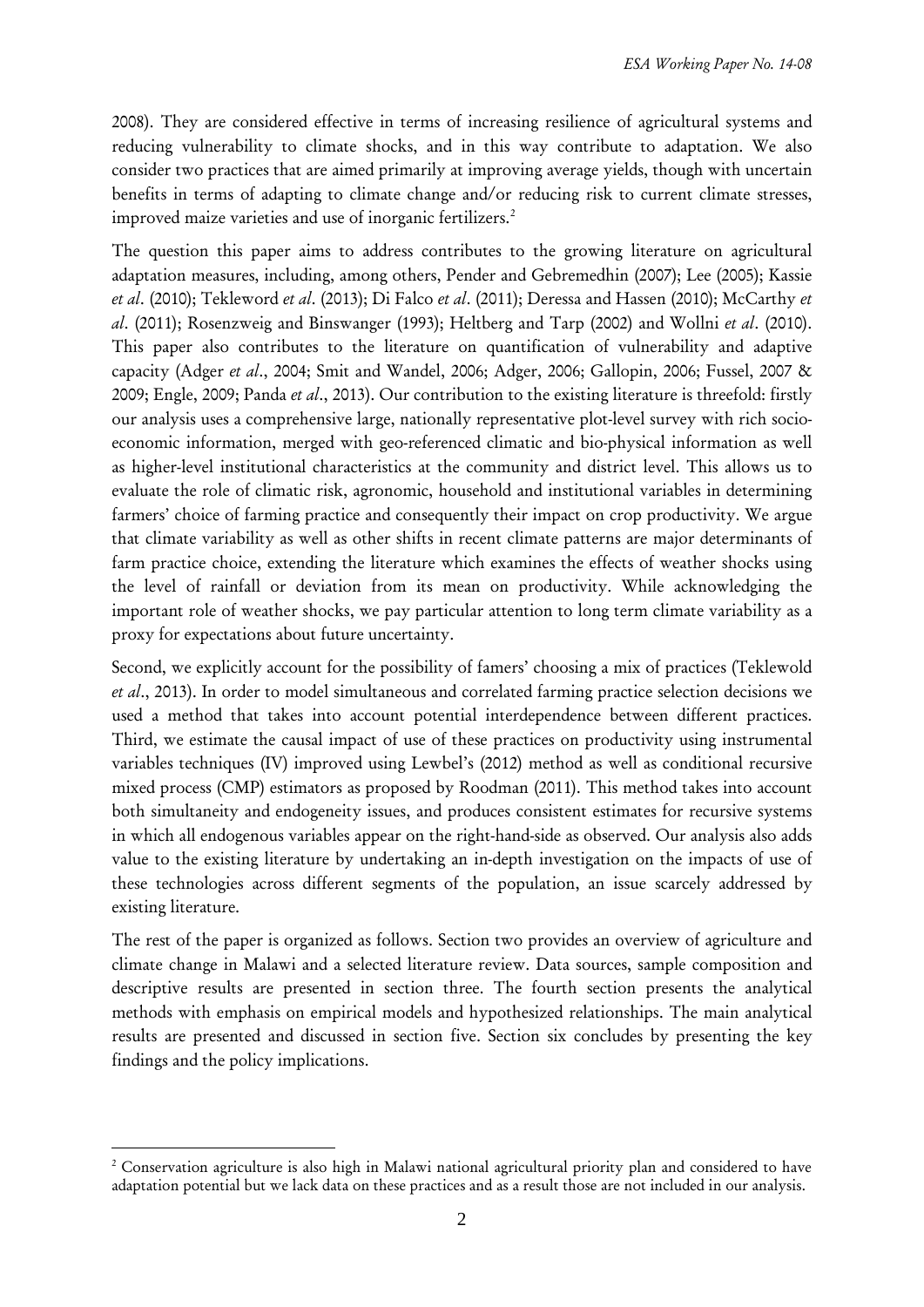2008). They are considered effective in terms of increasing resilience of agricultural systems and reducing vulnerability to climate shocks, and in this way contribute to adaptation. We also consider two practices that are aimed primarily at improving average yields, though with uncertain benefits in terms of adapting to climate change and/or reducing risk to current climate stresses, improved maize varieties and use of inorganic fertilizers.[2]

The question this paper aims to address contributes to the growing literature on agricultural adaptation measures, including, among others, Pender and Gebremedhin (2007); Lee (2005); Kassie *et al*. (2010); Tekleword *et al*. (2013); Di Falco *et al*. (2011); Deressa and Hassen (2010); McCarthy *et al*. (2011); Rosenzweig and Binswanger (1993); Heltberg and Tarp (2002) and Wollni *et al*. (2010). This paper also contributes to the literature on quantification of vulnerability and adaptive capacity (Adger *et al*., 2004; Smit and Wandel, 2006; Adger, 2006; Gallopin, 2006; Fussel, 2007 & 2009; Engle, 2009; Panda *et al*., 2013). Our contribution to the existing literature is threefold: firstly our analysis uses a comprehensive large, nationally representative plot-level survey with rich socio-economic information, merged with geo-referenced climatic and bio-physical information as well as higher-level institutional characteristics at the community and district level. This allows us to evaluate the role of climatic risk, agronomic, household and institutional variables in determining farmers' choice of farming practice and consequently their impact on crop productivity. We argue that climate variability as well as other shifts in recent climate patterns are major determinants of farm practice choice, extending the literature which examines the effects of weather shocks using the level of rainfall or deviation from its mean on productivity. While acknowledging the important role of weather shocks, we pay particular attention to long term climate variability as a proxy for expectations about future uncertainty.

Second, we explicitly account for the possibility of famers' choosing a mix of practices (Teklewold *et al*., 2013). In order to model simultaneous and correlated farming practice selection decisions we used a method that takes into account potential interdependence between different practices. Third, we estimate the causal impact of use of these practices on productivity using instrumental variables techniques (IV) improved using Lewbel's (2012) method as well as conditional recursive mixed process (CMP) estimators as proposed by Roodman (2011). This method takes into account both simultaneity and endogeneity issues, and produces consistent estimates for recursive systems in which all endogenous variables appear on the right-hand-side as observed. Our analysis also adds value to the existing literature by undertaking an in-depth investigation on the impacts of use of these technologies across different segments of the population, an issue scarcely addressed by existing literature.

The rest of the paper is organized as follows. Section two provides an overview of agriculture and climate change in Malawi and a selected literature review. Data sources, sample composition and descriptive results are presented in section three. The fourth section presents the analytical methods with emphasis on empirical models and hypothesized relationships. The main analytical results are presented and discussed in section five. Section six concludes by presenting the key findings and the policy implications.

[2] Conservation agriculture is also high in Malawi national agricultural priority plan and considered to have adaptation potential but we lack data on these practices and as a result those are not included in our analysis.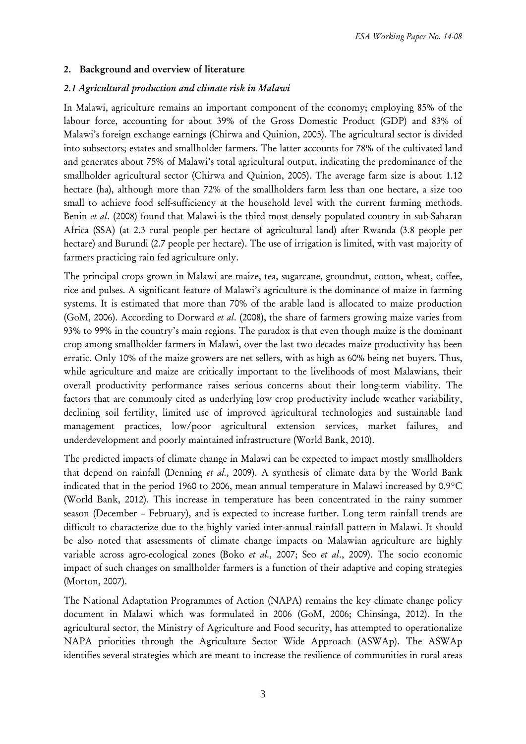## 2. Background and overview of literature

### *2.1 Agricultural production and climate risk in Malawi*

In Malawi, agriculture remains an important component of the economy; employing 85% of the labour force, accounting for about 39% of the Gross Domestic Product (GDP) and 83% of Malawi's foreign exchange earnings (Chirwa and Quinion, 2005). The agricultural sector is divided into subsectors; estates and smallholder farmers. The latter accounts for 78% of the cultivated land and generates about 75% of Malawi's total agricultural output, indicating the predominance of the smallholder agricultural sector (Chirwa and Quinion, 2005). The average farm size is about 1.12 hectare (ha), although more than 72% of the smallholders farm less than one hectare, a size too small to achieve food self-sufficiency at the household level with the current farming methods. Benin *et al*. (2008) found that Malawi is the third most densely populated country in sub-Saharan Africa (SSA) (at 2.3 rural people per hectare of agricultural land) after Rwanda (3.8 people per hectare) and Burundi (2.7 people per hectare). The use of irrigation is limited, with vast majority of farmers practicing rain fed agriculture only.

The principal crops grown in Malawi are maize, tea, sugarcane, groundnut, cotton, wheat, coffee, rice and pulses. A significant feature of Malawi's agriculture is the dominance of maize in farming systems. It is estimated that more than 70% of the arable land is allocated to maize production (GoM, 2006). According to Dorward *et al*. (2008), the share of farmers growing maize varies from 93% to 99% in the country's main regions. The paradox is that even though maize is the dominant crop among smallholder farmers in Malawi, over the last two decades maize productivity has been erratic. Only 10% of the maize growers are net sellers, with as high as 60% being net buyers. Thus, while agriculture and maize are critically important to the livelihoods of most Malawians, their overall productivity performance raises serious concerns about their long-term viability. The factors that are commonly cited as underlying low crop productivity include weather variability, declining soil fertility, limited use of improved agricultural technologies and sustainable land management practices, low/poor agricultural extension services, market failures, and underdevelopment and poorly maintained infrastructure (World Bank, 2010).

The predicted impacts of climate change in Malawi can be expected to impact mostly smallholders that depend on rainfall (Denning *et al.,* 2009). A synthesis of climate data by the World Bank indicated that in the period 1960 to 2006, mean annual temperature in Malawi increased by 0.9°C (World Bank, 2012). This increase in temperature has been concentrated in the rainy summer season (December – February), and is expected to increase further. Long term rainfall trends are difficult to characterize due to the highly varied inter-annual rainfall pattern in Malawi. It should be also noted that assessments of climate change impacts on Malawian agriculture are highly variable across agro-ecological zones (Boko *et al.,* 2007; Seo *et al*., 2009). The socio economic impact of such changes on smallholder farmers is a function of their adaptive and coping strategies (Morton, 2007).

The National Adaptation Programmes of Action (NAPA) remains the key climate change policy document in Malawi which was formulated in 2006 (GoM, 2006; Chinsinga, 2012). In the agricultural sector, the Ministry of Agriculture and Food security, has attempted to operationalize NAPA priorities through the Agriculture Sector Wide Approach (ASWAp). The ASWAp identifies several strategies which are meant to increase the resilience of communities in rural areas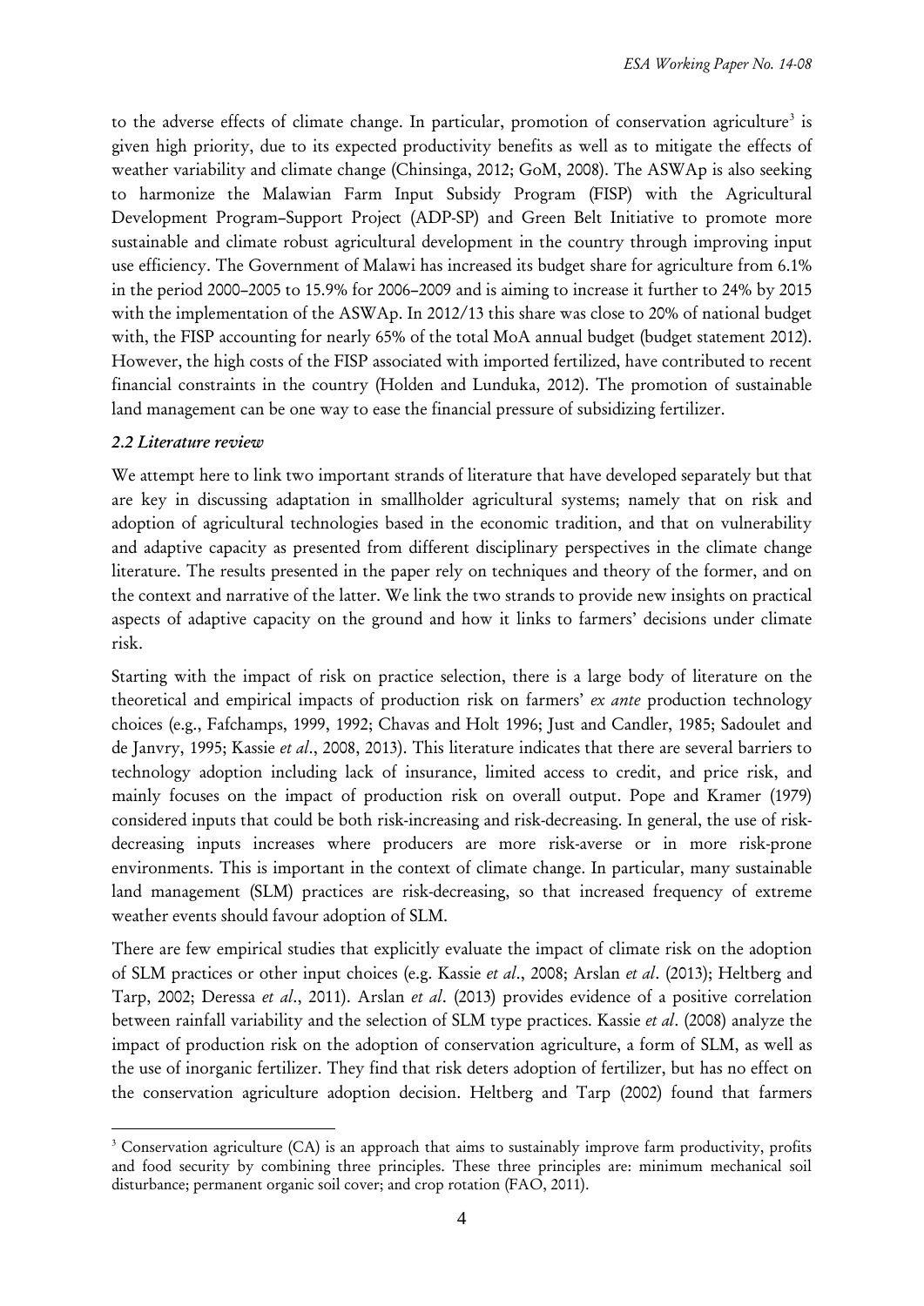to the adverse effects of climate change. In particular, promotion of conservation agriculture[3] is given high priority, due to its expected productivity benefits as well as to mitigate the effects of weather variability and climate change (Chinsinga, 2012; GoM, 2008). The ASWAp is also seeking to harmonize the Malawian Farm Input Subsidy Program (FISP) with the Agricultural Development Program–Support Project (ADP-SP) and Green Belt Initiative to promote more sustainable and climate robust agricultural development in the country through improving input use efficiency. The Government of Malawi has increased its budget share for agriculture from 6.1% in the period 2000–2005 to 15.9% for 2006–2009 and is aiming to increase it further to 24% by 2015 with the implementation of the ASWAp. In 2012/13 this share was close to 20% of national budget with, the FISP accounting for nearly 65% of the total MoA annual budget (budget statement 2012). However, the high costs of the FISP associated with imported fertilized, have contributed to recent financial constraints in the country (Holden and Lunduka, 2012). The promotion of sustainable land management can be one way to ease the financial pressure of subsidizing fertilizer.

### *2.2 Literature review*

We attempt here to link two important strands of literature that have developed separately but that are key in discussing adaptation in smallholder agricultural systems; namely that on risk and adoption of agricultural technologies based in the economic tradition, and that on vulnerability and adaptive capacity as presented from different disciplinary perspectives in the climate change literature. The results presented in the paper rely on techniques and theory of the former, and on the context and narrative of the latter. We link the two strands to provide new insights on practical aspects of adaptive capacity on the ground and how it links to farmers' decisions under climate risk.

Starting with the impact of risk on practice selection, there is a large body of literature on the theoretical and empirical impacts of production risk on farmers' *ex ante* production technology choices (e.g., Fafchamps, 1999, 1992; Chavas and Holt 1996; Just and Candler, 1985; Sadoulet and de Janvry, 1995; Kassie *et al*., 2008, 2013). This literature indicates that there are several barriers to technology adoption including lack of insurance, limited access to credit, and price risk, and mainly focuses on the impact of production risk on overall output. Pope and Kramer (1979) considered inputs that could be both risk-increasing and risk-decreasing. In general, the use of risk-decreasing inputs increases where producers are more risk-averse or in more risk-prone environments. This is important in the context of climate change. In particular, many sustainable land management (SLM) practices are risk-decreasing, so that increased frequency of extreme weather events should favour adoption of SLM.

There are few empirical studies that explicitly evaluate the impact of climate risk on the adoption of SLM practices or other input choices (e.g. Kassie *et al*., 2008; Arslan *et al*. (2013); Heltberg and Tarp, 2002; Deressa *et al*., 2011). Arslan *et al*. (2013) provides evidence of a positive correlation between rainfall variability and the selection of SLM type practices. Kassie *et al*. (2008) analyze the impact of production risk on the adoption of conservation agriculture, a form of SLM, as well as the use of inorganic fertilizer. They find that risk deters adoption of fertilizer, but has no effect on the conservation agriculture adoption decision. Heltberg and Tarp (2002) found that farmers

[3] Conservation agriculture (CA) is an approach that aims to sustainably improve farm productivity, profits and food security by combining three principles. These three principles are: minimum mechanical soil disturbance; permanent organic soil cover; and crop rotation (FAO, 2011).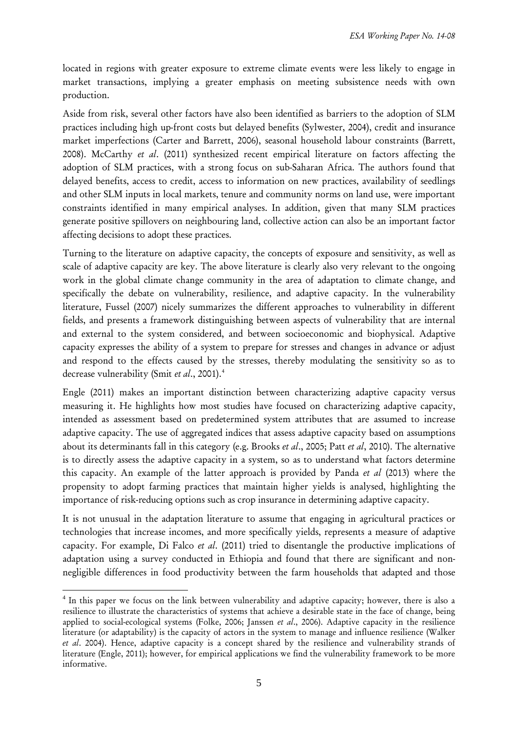located in regions with greater exposure to extreme climate events were less likely to engage in market transactions, implying a greater emphasis on meeting subsistence needs with own production.

Aside from risk, several other factors have also been identified as barriers to the adoption of SLM practices including high up-front costs but delayed benefits (Sylwester, 2004), credit and insurance market imperfections (Carter and Barrett, 2006), seasonal household labour constraints (Barrett, 2008). McCarthy *et al*. (2011) synthesized recent empirical literature on factors affecting the adoption of SLM practices, with a strong focus on sub-Saharan Africa. The authors found that delayed benefits, access to credit, access to information on new practices, availability of seedlings and other SLM inputs in local markets, tenure and community norms on land use, were important constraints identified in many empirical analyses. In addition, given that many SLM practices generate positive spillovers on neighbouring land, collective action can also be an important factor affecting decisions to adopt these practices.

Turning to the literature on adaptive capacity, the concepts of exposure and sensitivity, as well as scale of adaptive capacity are key. The above literature is clearly also very relevant to the ongoing work in the global climate change community in the area of adaptation to climate change, and specifically the debate on vulnerability, resilience, and adaptive capacity. In the vulnerability literature, Fussel (2007) nicely summarizes the different approaches to vulnerability in different fields, and presents a framework distinguishing between aspects of vulnerability that are internal and external to the system considered, and between socioeconomic and biophysical. Adaptive capacity expresses the ability of a system to prepare for stresses and changes in advance or adjust and respond to the effects caused by the stresses, thereby modulating the sensitivity so as to decrease vulnerability (Smit *et al*., 2001).[4]

Engle (2011) makes an important distinction between characterizing adaptive capacity versus measuring it. He highlights how most studies have focused on characterizing adaptive capacity, intended as assessment based on predetermined system attributes that are assumed to increase adaptive capacity. The use of aggregated indices that assess adaptive capacity based on assumptions about its determinants fall in this category (e.g. Brooks *et al*., 2005; Patt *et al*, 2010). The alternative is to directly assess the adaptive capacity in a system, so as to understand what factors determine this capacity. An example of the latter approach is provided by Panda *et al* (2013) where the propensity to adopt farming practices that maintain higher yields is analysed, highlighting the importance of risk-reducing options such as crop insurance in determining adaptive capacity.

It is not unusual in the adaptation literature to assume that engaging in agricultural practices or technologies that increase incomes, and more specifically yields, represents a measure of adaptive capacity. For example, Di Falco *et al*. (2011) tried to disentangle the productive implications of adaptation using a survey conducted in Ethiopia and found that there are significant and non-negligible differences in food productivity between the farm households that adapted and those

[4] In this paper we focus on the link between vulnerability and adaptive capacity; however, there is also a resilience to illustrate the characteristics of systems that achieve a desirable state in the face of change, being applied to social-ecological systems (Folke, 2006; Janssen *et al*., 2006). Adaptive capacity in the resilience literature (or adaptability) is the capacity of actors in the system to manage and influence resilience (Walker *et al*. 2004). Hence, adaptive capacity is a concept shared by the resilience and vulnerability strands of literature (Engle, 2011); however, for empirical applications we find the vulnerability framework to be more informative.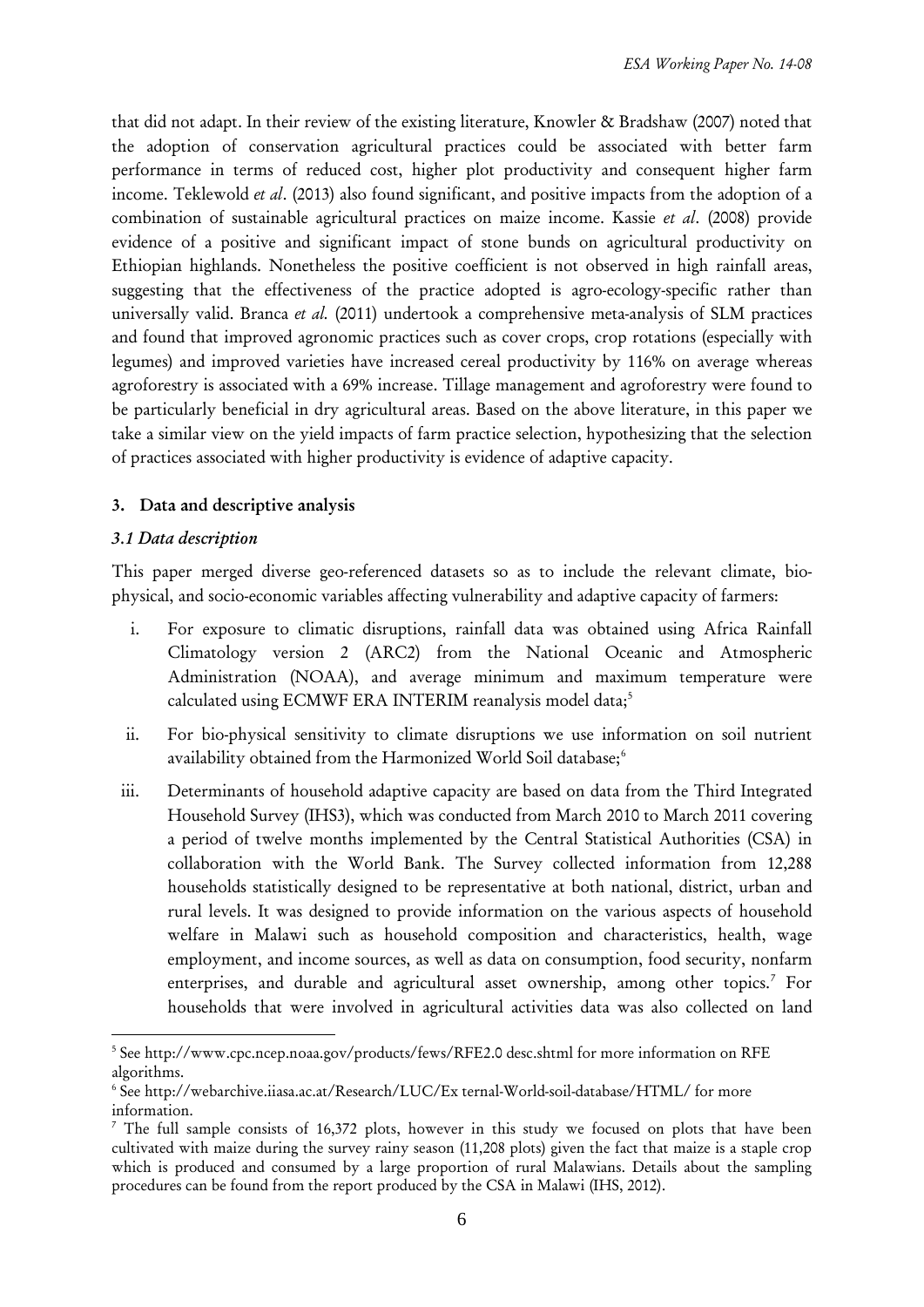that did not adapt. In their review of the existing literature, Knowler & Bradshaw (2007) noted that the adoption of conservation agricultural practices could be associated with better farm performance in terms of reduced cost, higher plot productivity and consequent higher farm income. Teklewold *et al*. (2013) also found significant, and positive impacts from the adoption of a combination of sustainable agricultural practices on maize income. Kassie *et al*. (2008) provide evidence of a positive and significant impact of stone bunds on agricultural productivity on Ethiopian highlands. Nonetheless the positive coefficient is not observed in high rainfall areas, suggesting that the effectiveness of the practice adopted is agro-ecology-specific rather than universally valid. Branca *et al.* (2011) undertook a comprehensive meta-analysis of SLM practices and found that improved agronomic practices such as cover crops, crop rotations (especially with legumes) and improved varieties have increased cereal productivity by 116% on average whereas agroforestry is associated with a 69% increase. Tillage management and agroforestry were found to be particularly beneficial in dry agricultural areas. Based on the above literature, in this paper we take a similar view on the yield impacts of farm practice selection, hypothesizing that the selection of practices associated with higher productivity is evidence of adaptive capacity.

## 3. Data and descriptive analysis

### *3.1 Data description*

This paper merged diverse geo-referenced datasets so as to include the relevant climate, bio-physical, and socio-economic variables affecting vulnerability and adaptive capacity of farmers:

i. For exposure to climatic disruptions, rainfall data was obtained using Africa Rainfall Climatology version 2 (ARC2) from the National Oceanic and Atmospheric Administration (NOAA), and average minimum and maximum temperature were calculated using ECMWF ERA INTERIM reanalysis model data;[5]

ii. For bio-physical sensitivity to climate disruptions we use information on soil nutrient availability obtained from the Harmonized World Soil database;[6]

iii. Determinants of household adaptive capacity are based on data from the Third Integrated Household Survey (IHS3), which was conducted from March 2010 to March 2011 covering a period of twelve months implemented by the Central Statistical Authorities (CSA) in collaboration with the World Bank. The Survey collected information from 12,288 households statistically designed to be representative at both national, district, urban and rural levels. It was designed to provide information on the various aspects of household welfare in Malawi such as household composition and characteristics, health, wage employment, and income sources, as well as data on consumption, food security, nonfarm enterprises, and durable and agricultural asset ownership, among other topics.[7] For households that were involved in agricultural activities data was also collected on land

---

[5] See http://www.cpc.ncep.noaa.gov/products/fews/RFE2.0 desc.shtml for more information on RFE algorithms.

[6] See http://webarchive.iiasa.ac.at/Research/LUC/Ex ternal-World-soil-database/HTML/ for more information.

[7] The full sample consists of 16,372 plots, however in this study we focused on plots that have been cultivated with maize during the survey rainy season (11,208 plots) given the fact that maize is a staple crop which is produced and consumed by a large proportion of rural Malawians. Details about the sampling procedures can be found from the report produced by the CSA in Malawi (IHS, 2012).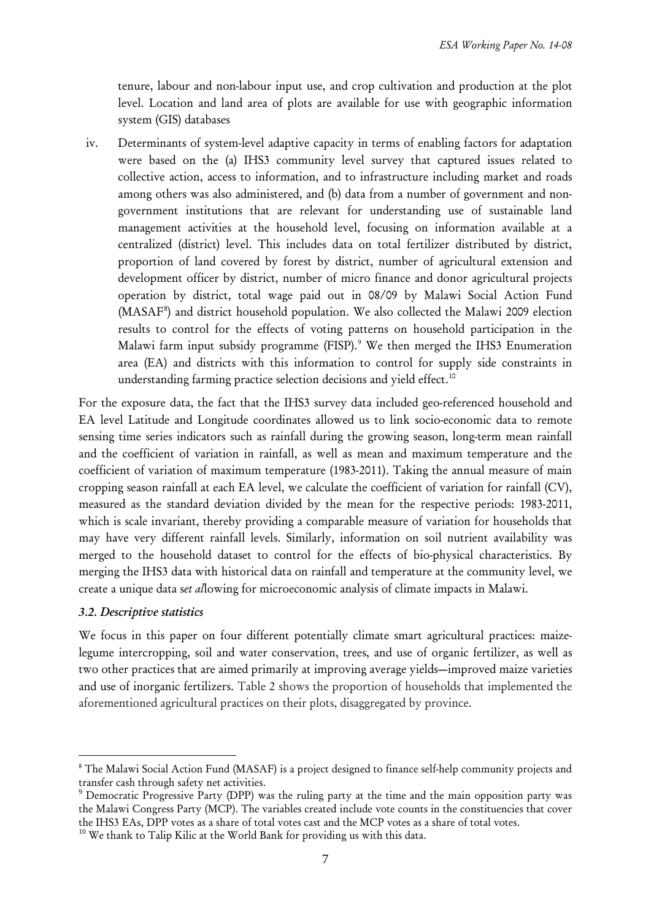tenure, labour and non-labour input use, and crop cultivation and production at the plot level. Location and land area of plots are available for use with geographic information system (GIS) databases

iv. Determinants of system-level adaptive capacity in terms of enabling factors for adaptation were based on the (a) IHS3 community level survey that captured issues related to collective action, access to information, and to infrastructure including market and roads among others was also administered, and (b) data from a number of government and non-government institutions that are relevant for understanding use of sustainable land management activities at the household level, focusing on information available at a centralized (district) level. This includes data on total fertilizer distributed by district, proportion of land covered by forest by district, number of agricultural extension and development officer by district, number of micro finance and donor agricultural projects operation by district, total wage paid out in 08/09 by Malawi Social Action Fund (MASAF[8]) and district household population. We also collected the Malawi 2009 election results to control for the effects of voting patterns on household participation in the Malawi farm input subsidy programme (FISP).[9] We then merged the IHS3 Enumeration area (EA) and districts with this information to control for supply side constraints in understanding farming practice selection decisions and yield effect.[10]

For the exposure data, the fact that the IHS3 survey data included geo-referenced household and EA level Latitude and Longitude coordinates allowed us to link socio-economic data to remote sensing time series indicators such as rainfall during the growing season, long-term mean rainfall and the coefficient of variation in rainfall, as well as mean and maximum temperature and the coefficient of variation of maximum temperature (1983-2011). Taking the annual measure of main cropping season rainfall at each EA level, we calculate the coefficient of variation for rainfall (CV), measured as the standard deviation divided by the mean for the respective periods: 1983-2011, which is scale invariant, thereby providing a comparable measure of variation for households that may have very different rainfall levels. Similarly, information on soil nutrient availability was merged to the household dataset to control for the effects of bio-physical characteristics. By merging the IHS3 data with historical data on rainfall and temperature at the community level, we create a unique data s*et al*lowing for microeconomic analysis of climate impacts in Malawi.

### *3.2. Descriptive statistics*

We focus in this paper on four different potentially climate smart agricultural practices: maize-legume intercropping, soil and water conservation, trees, and use of organic fertilizer, as well as two other practices that are aimed primarily at improving average yields—improved maize varieties and use of inorganic fertilizers. Table 2 shows the proportion of households that implemented the aforementioned agricultural practices on their plots, disaggregated by province.

---

[8] The Malawi Social Action Fund (MASAF) is a project designed to finance self-help community projects and transfer cash through safety net activities.

[9] Democratic Progressive Party (DPP) was the ruling party at the time and the main opposition party was the Malawi Congress Party (MCP). The variables created include vote counts in the constituencies that cover the IHS3 EAs, DPP votes as a share of total votes cast and the MCP votes as a share of total votes.

[10] We thank to Talip Kilic at the World Bank for providing us with this data.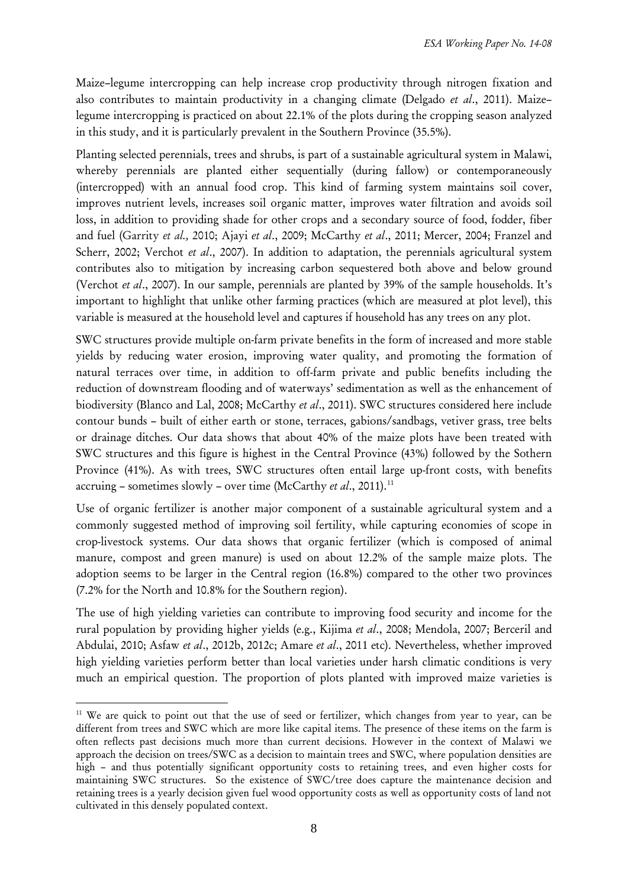Maize–legume intercropping can help increase crop productivity through nitrogen fixation and also contributes to maintain productivity in a changing climate (Delgado *et al*., 2011). Maize–legume intercropping is practiced on about 22.1% of the plots during the cropping season analyzed in this study, and it is particularly prevalent in the Southern Province (35.5%).

Planting selected perennials, trees and shrubs, is part of a sustainable agricultural system in Malawi, whereby perennials are planted either sequentially (during fallow) or contemporaneously (intercropped) with an annual food crop. This kind of farming system maintains soil cover, improves nutrient levels, increases soil organic matter, improves water filtration and avoids soil loss, in addition to providing shade for other crops and a secondary source of food, fodder, fiber and fuel (Garrity *et al.,* 2010; Ajayi *et al*., 2009; McCarthy *et al*., 2011; Mercer, 2004; Franzel and Scherr, 2002; Verchot *et al*., 2007). In addition to adaptation, the perennials agricultural system contributes also to mitigation by increasing carbon sequestered both above and below ground (Verchot *et al*., 2007). In our sample, perennials are planted by 39% of the sample households. It's important to highlight that unlike other farming practices (which are measured at plot level), this variable is measured at the household level and captures if household has any trees on any plot.

SWC structures provide multiple on-farm private benefits in the form of increased and more stable yields by reducing water erosion, improving water quality, and promoting the formation of natural terraces over time, in addition to off-farm private and public benefits including the reduction of downstream flooding and of waterways' sedimentation as well as the enhancement of biodiversity (Blanco and Lal, 2008; McCarthy *et al*., 2011). SWC structures considered here include contour bunds – built of either earth or stone, terraces, gabions/sandbags, vetiver grass, tree belts or drainage ditches. Our data shows that about 40% of the maize plots have been treated with SWC structures and this figure is highest in the Central Province (43%) followed by the Sothern Province (41%). As with trees, SWC structures often entail large up-front costs, with benefits accruing – sometimes slowly – over time (McCarthy *et al*., 2011).[11]

Use of organic fertilizer is another major component of a sustainable agricultural system and a commonly suggested method of improving soil fertility, while capturing economies of scope in crop-livestock systems. Our data shows that organic fertilizer (which is composed of animal manure, compost and green manure) is used on about 12.2% of the sample maize plots. The adoption seems to be larger in the Central region (16.8%) compared to the other two provinces (7.2% for the North and 10.8% for the Southern region).

The use of high yielding varieties can contribute to improving food security and income for the rural population by providing higher yields (e.g., Kijima *et al*., 2008; Mendola, 2007; Berceril and Abdulai, 2010; Asfaw *et al*., 2012b, 2012c; Amare *et al*., 2011 etc). Nevertheless, whether improved high yielding varieties perform better than local varieties under harsh climatic conditions is very much an empirical question. The proportion of plots planted with improved maize varieties is

---

[11] We are quick to point out that the use of seed or fertilizer, which changes from year to year, can be different from trees and SWC which are more like capital items. The presence of these items on the farm is often reflects past decisions much more than current decisions. However in the context of Malawi we approach the decision on trees/SWC as a decision to maintain trees and SWC, where population densities are high – and thus potentially significant opportunity costs to retaining trees, and even higher costs for maintaining SWC structures. So the existence of SWC/tree does capture the maintenance decision and retaining trees is a yearly decision given fuel wood opportunity costs as well as opportunity costs of land not cultivated in this densely populated context.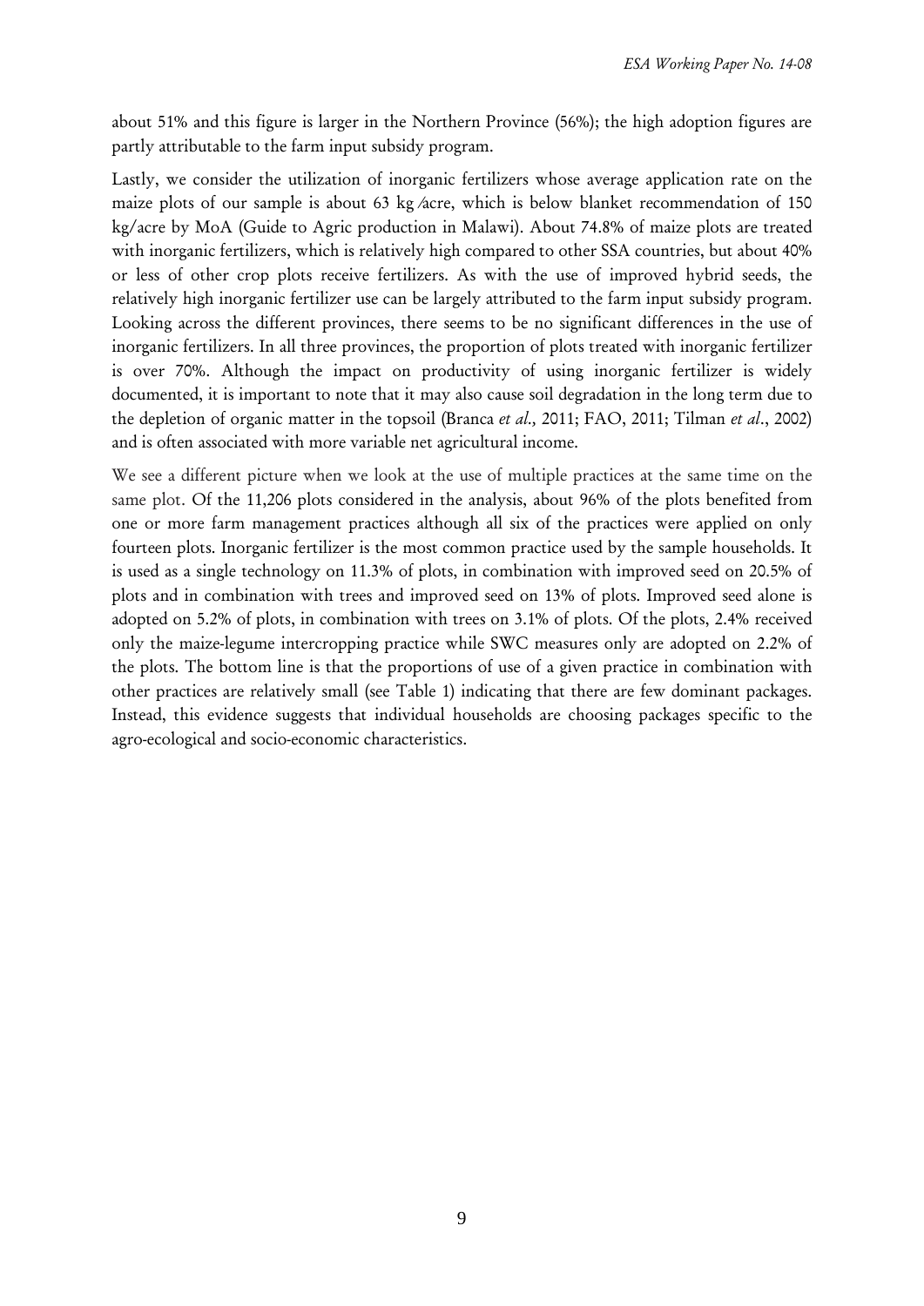about 51% and this figure is larger in the Northern Province (56%); the high adoption figures are partly attributable to the farm input subsidy program.

Lastly, we consider the utilization of inorganic fertilizers whose average application rate on the maize plots of our sample is about 63 kg/acre, which is below blanket recommendation of 150 kg/acre by MoA (Guide to Agric production in Malawi). About 74.8% of maize plots are treated with inorganic fertilizers, which is relatively high compared to other SSA countries, but about 40% or less of other crop plots receive fertilizers. As with the use of improved hybrid seeds, the relatively high inorganic fertilizer use can be largely attributed to the farm input subsidy program. Looking across the different provinces, there seems to be no significant differences in the use of inorganic fertilizers. In all three provinces, the proportion of plots treated with inorganic fertilizer is over 70%. Although the impact on productivity of using inorganic fertilizer is widely documented, it is important to note that it may also cause soil degradation in the long term due to the depletion of organic matter in the topsoil (Branca *et al.,* 2011; FAO, 2011; Tilman *et al*., 2002) and is often associated with more variable net agricultural income.

We see a different picture when we look at the use of multiple practices at the same time on the same plot. Of the 11,206 plots considered in the analysis, about 96% of the plots benefited from one or more farm management practices although all six of the practices were applied on only fourteen plots. Inorganic fertilizer is the most common practice used by the sample households. It is used as a single technology on 11.3% of plots, in combination with improved seed on 20.5% of plots and in combination with trees and improved seed on 13% of plots. Improved seed alone is adopted on 5.2% of plots, in combination with trees on 3.1% of plots. Of the plots, 2.4% received only the maize-legume intercropping practice while SWC measures only are adopted on 2.2% of the plots. The bottom line is that the proportions of use of a given practice in combination with other practices are relatively small (see Table 1) indicating that there are few dominant packages. Instead, this evidence suggests that individual households are choosing packages specific to the agro-ecological and socio-economic characteristics.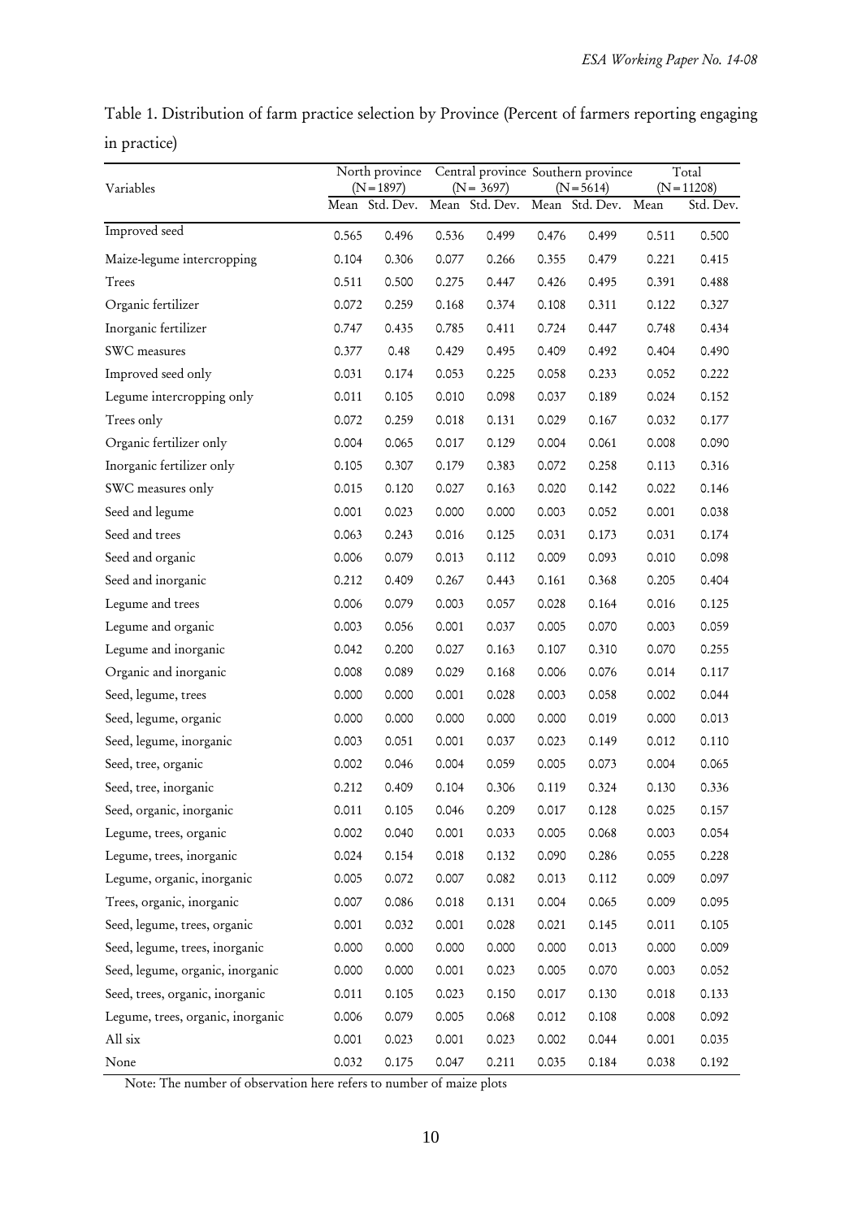Table 1. Distribution of farm practice selection by Province (Percent of farmers reporting engaging in practice)

| Variables | North province (N = 1897) | | Central province (N = 3697) | | Southern province (N = 5614) | | Total (N = 11208) | |
|---|---|---|---|---|---|---|---|---|
| | Mean | Std. Dev. | Mean | Std. Dev. | Mean | Std. Dev. | Mean | Std. Dev. |
| Improved seed | 0.565 | 0.496 | 0.536 | 0.499 | 0.476 | 0.499 | 0.511 | 0.500 |
| Maize-legume intercropping | 0.104 | 0.306 | 0.077 | 0.266 | 0.355 | 0.479 | 0.221 | 0.415 |
| Trees | 0.511 | 0.500 | 0.275 | 0.447 | 0.426 | 0.495 | 0.391 | 0.488 |
| Organic fertilizer | 0.072 | 0.259 | 0.168 | 0.374 | 0.108 | 0.311 | 0.122 | 0.327 |
| Inorganic fertilizer | 0.747 | 0.435 | 0.785 | 0.411 | 0.724 | 0.447 | 0.748 | 0.434 |
| SWC measures | 0.377 | 0.48 | 0.429 | 0.495 | 0.409 | 0.492 | 0.404 | 0.490 |
| Improved seed only | 0.031 | 0.174 | 0.053 | 0.225 | 0.058 | 0.233 | 0.052 | 0.222 |
| Legume intercropping only | 0.011 | 0.105 | 0.010 | 0.098 | 0.037 | 0.189 | 0.024 | 0.152 |
| Trees only | 0.072 | 0.259 | 0.018 | 0.131 | 0.029 | 0.167 | 0.032 | 0.177 |
| Organic fertilizer only | 0.004 | 0.065 | 0.017 | 0.129 | 0.004 | 0.061 | 0.008 | 0.090 |
| Inorganic fertilizer only | 0.105 | 0.307 | 0.179 | 0.383 | 0.072 | 0.258 | 0.113 | 0.316 |
| SWC measures only | 0.015 | 0.120 | 0.027 | 0.163 | 0.020 | 0.142 | 0.022 | 0.146 |
| Seed and legume | 0.001 | 0.023 | 0.000 | 0.000 | 0.003 | 0.052 | 0.001 | 0.038 |
| Seed and trees | 0.063 | 0.243 | 0.016 | 0.125 | 0.031 | 0.173 | 0.031 | 0.174 |
| Seed and organic | 0.006 | 0.079 | 0.013 | 0.112 | 0.009 | 0.093 | 0.010 | 0.098 |
| Seed and inorganic | 0.212 | 0.409 | 0.267 | 0.443 | 0.161 | 0.368 | 0.205 | 0.404 |
| Legume and trees | 0.006 | 0.079 | 0.003 | 0.057 | 0.028 | 0.164 | 0.016 | 0.125 |
| Legume and organic | 0.003 | 0.056 | 0.001 | 0.037 | 0.005 | 0.070 | 0.003 | 0.059 |
| Legume and inorganic | 0.042 | 0.200 | 0.027 | 0.163 | 0.107 | 0.310 | 0.070 | 0.255 |
| Organic and inorganic | 0.008 | 0.089 | 0.029 | 0.168 | 0.006 | 0.076 | 0.014 | 0.117 |
| Seed, legume, trees | 0.000 | 0.000 | 0.001 | 0.028 | 0.003 | 0.058 | 0.002 | 0.044 |
| Seed, legume, organic | 0.000 | 0.000 | 0.000 | 0.000 | 0.000 | 0.019 | 0.000 | 0.013 |
| Seed, legume, inorganic | 0.003 | 0.051 | 0.001 | 0.037 | 0.023 | 0.149 | 0.012 | 0.110 |
| Seed, tree, organic | 0.002 | 0.046 | 0.004 | 0.059 | 0.005 | 0.073 | 0.004 | 0.065 |
| Seed, tree, inorganic | 0.212 | 0.409 | 0.104 | 0.306 | 0.119 | 0.324 | 0.130 | 0.336 |
| Seed, organic, inorganic | 0.011 | 0.105 | 0.046 | 0.209 | 0.017 | 0.128 | 0.025 | 0.157 |
| Legume, trees, organic | 0.002 | 0.040 | 0.001 | 0.033 | 0.005 | 0.068 | 0.003 | 0.054 |
| Legume, trees, inorganic | 0.024 | 0.154 | 0.018 | 0.132 | 0.090 | 0.286 | 0.055 | 0.228 |
| Legume, organic, inorganic | 0.005 | 0.072 | 0.007 | 0.082 | 0.013 | 0.112 | 0.009 | 0.097 |
| Trees, organic, inorganic | 0.007 | 0.086 | 0.018 | 0.131 | 0.004 | 0.065 | 0.009 | 0.095 |
| Seed, legume, trees, organic | 0.001 | 0.032 | 0.001 | 0.028 | 0.021 | 0.145 | 0.011 | 0.105 |
| Seed, legume, trees, inorganic | 0.000 | 0.000 | 0.000 | 0.000 | 0.000 | 0.013 | 0.000 | 0.009 |
| Seed, legume, organic, inorganic | 0.000 | 0.000 | 0.001 | 0.023 | 0.005 | 0.070 | 0.003 | 0.052 |
| Seed, trees, organic, inorganic | 0.011 | 0.105 | 0.023 | 0.150 | 0.017 | 0.130 | 0.018 | 0.133 |
| Legume, trees, organic, inorganic | 0.006 | 0.079 | 0.005 | 0.068 | 0.012 | 0.108 | 0.008 | 0.092 |
| All six | 0.001 | 0.023 | 0.001 | 0.023 | 0.002 | 0.044 | 0.001 | 0.035 |
| None | 0.032 | 0.175 | 0.047 | 0.211 | 0.035 | 0.184 | 0.038 | 0.192 |

Note: The number of observation here refers to number of maize plots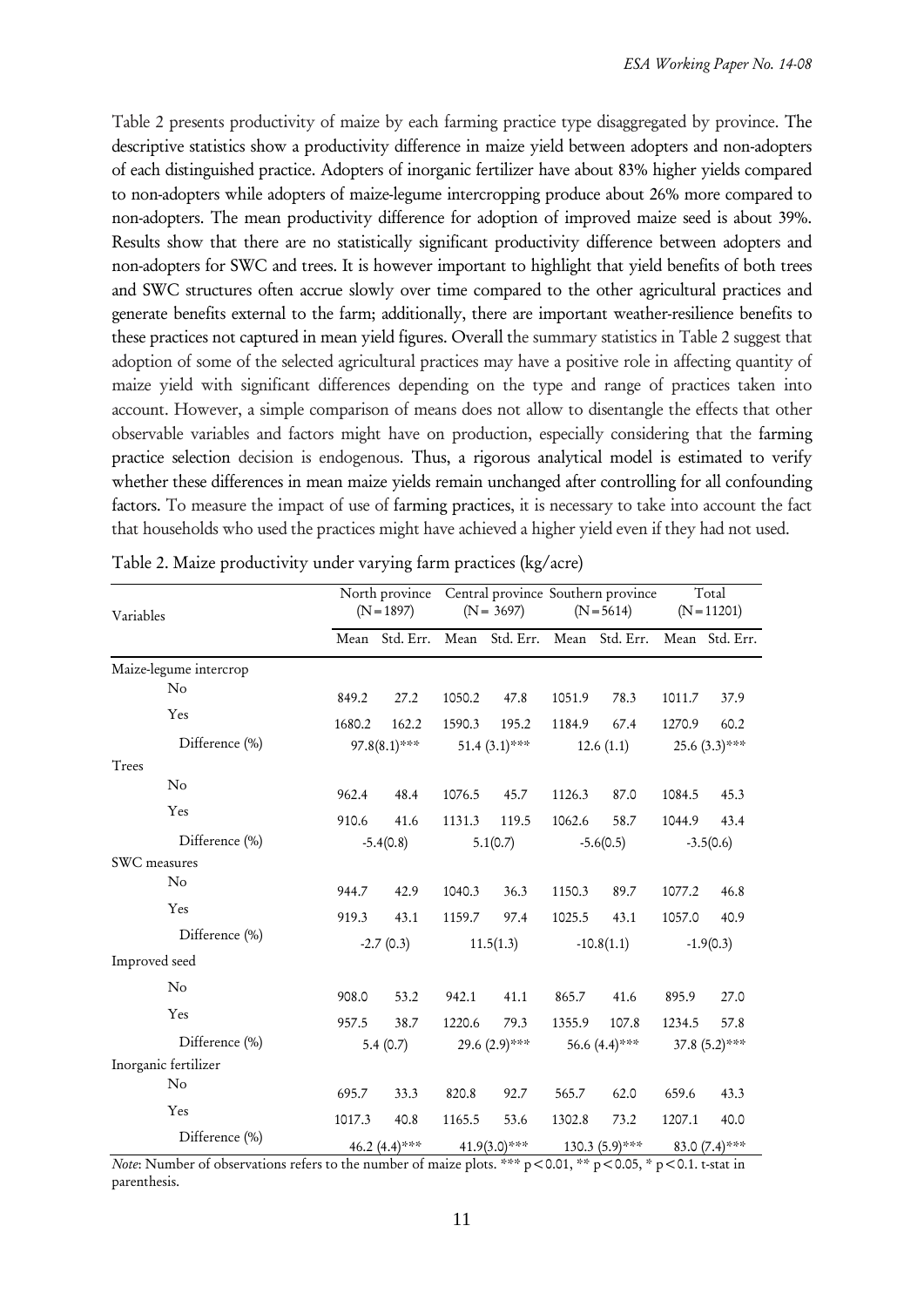Table 2 presents productivity of maize by each farming practice type disaggregated by province. The descriptive statistics show a productivity difference in maize yield between adopters and non-adopters of each distinguished practice. Adopters of inorganic fertilizer have about 83% higher yields compared to non-adopters while adopters of maize-legume intercropping produce about 26% more compared to non-adopters. The mean productivity difference for adoption of improved maize seed is about 39%. Results show that there are no statistically significant productivity difference between adopters and non-adopters for SWC and trees. It is however important to highlight that yield benefits of both trees and SWC structures often accrue slowly over time compared to the other agricultural practices and generate benefits external to the farm; additionally, there are important weather-resilience benefits to these practices not captured in mean yield figures. Overall the summary statistics in Table 2 suggest that adoption of some of the selected agricultural practices may have a positive role in affecting quantity of maize yield with significant differences depending on the type and range of practices taken into account. However, a simple comparison of means does not allow to disentangle the effects that other observable variables and factors might have on production, especially considering that the farming practice selection decision is endogenous. Thus, a rigorous analytical model is estimated to verify whether these differences in mean maize yields remain unchanged after controlling for all confounding factors. To measure the impact of use of farming practices, it is necessary to take into account the fact that households who used the practices might have achieved a higher yield even if they had not used.

Table 2. Maize productivity under varying farm practices (kg/acre)

| Variables | North province (N=1897) | | Central province (N= 3697) | | Southern province (N=5614) | | Total (N=11201) | |
|---|---|---|---|---|---|---|---|---|
| | Mean | Std. Err. | Mean | Std. Err. | Mean | Std. Err. | Mean | Std. Err. |
| Maize-legume intercrop | | | | | | | | |
| No | 849.2 | 27.2 | 1050.2 | 47.8 | 1051.9 | 78.3 | 1011.7 | 37.9 |
| Yes | 1680.2 | 162.2 | 1590.3 | 195.2 | 1184.9 | 67.4 | 1270.9 | 60.2 |
| Difference (%) | 97.8(8.1)*** | | 51.4 (3.1)*** | | 12.6 (1.1) | | 25.6 (3.3)*** | |
| Trees | | | | | | | | |
| No | 962.4 | 48.4 | 1076.5 | 45.7 | 1126.3 | 87.0 | 1084.5 | 45.3 |
| Yes | 910.6 | 41.6 | 1131.3 | 119.5 | 1062.6 | 58.7 | 1044.9 | 43.4 |
| Difference (%) | -5.4(0.8) | | 5.1(0.7) | | -5.6(0.5) | | -3.5(0.6) | |
| SWC measures | | | | | | | | |
| No | 944.7 | 42.9 | 1040.3 | 36.3 | 1150.3 | 89.7 | 1077.2 | 46.8 |
| Yes | 919.3 | 43.1 | 1159.7 | 97.4 | 1025.5 | 43.1 | 1057.0 | 40.9 |
| Difference (%) | -2.7 (0.3) | | 11.5(1.3) | | -10.8(1.1) | | -1.9(0.3) | |
| Improved seed | | | | | | | | |
| No | 908.0 | 53.2 | 942.1 | 41.1 | 865.7 | 41.6 | 895.9 | 27.0 |
| Yes | 957.5 | 38.7 | 1220.6 | 79.3 | 1355.9 | 107.8 | 1234.5 | 57.8 |
| Difference (%) | 5.4 (0.7) | | 29.6 (2.9)*** | | 56.6 (4.4)*** | | 37.8 (5.2)*** | |
| Inorganic fertilizer | | | | | | | | |
| No | 695.7 | 33.3 | 820.8 | 92.7 | 565.7 | 62.0 | 659.6 | 43.3 |
| Yes | 1017.3 | 40.8 | 1165.5 | 53.6 | 1302.8 | 73.2 | 1207.1 | 40.0 |
| Difference (%) | 46.2 (4.4)*** | | 41.9(3.0)*** | | 130.3 (5.9)*** | | 83.0 (7.4)*** | |

*Note*: Number of observations refers to the number of maize plots. *** $p<0.01$, ** $p<0.05$, * $p<0.1$. t-stat in parenthesis.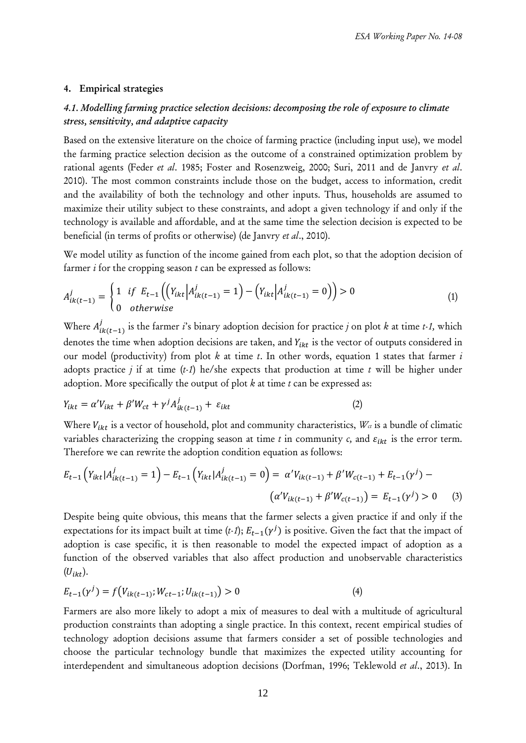## 4. Empirical strategies

### *4.1. Modelling farming practice selection decisions: decomposing the role of exposure to climate stress, sensitivity, and adaptive capacity*

Based on the extensive literature on the choice of farming practice (including input use), we model the farming practice selection decision as the outcome of a constrained optimization problem by rational agents (Feder *et al*. 1985; Foster and Rosenzweig, 2000; Suri, 2011 and de Janvry *et al*. 2010). The most common constraints include those on the budget, access to information, credit and the availability of both the technology and other inputs. Thus, households are assumed to maximize their utility subject to these constraints, and adopt a given technology if and only if the technology is available and affordable, and at the same time the selection decision is expected to be beneficial (in terms of profits or otherwise) (de Janvry *et al*., 2010).

We model utility as function of the income gained from each plot, so that the adoption decision of farmer $i$ for the cropping season $t$ can be expressed as follows:

$$A^j_{ik(t-1)} = \begin{cases} 1 & if \;\; E_{t-1}\left(\left(Y_{ikt} \middle| A^j_{ik(t-1)} = 1\right) - \left(Y_{ikt} \middle| A^j_{ik(t-1)} = 0\right)\right) > 0 \\ 0 & otherwise \end{cases} \tag{1}$$

Where $A^j_{ik(t-1)}$ is the farmer $i$'s binary adoption decision for practice $j$ on plot $k$ at time $t\text{-}1$, which denotes the time when adoption decisions are taken, and $Y_{ikt}$ is the vector of outputs considered in our model (productivity) from plot $k$ at time $t$. In other words, equation 1 states that farmer $i$ adopts practice $j$ if at time ($t\text{-}1$) he/she expects that production at time $t$ will be higher under adoption. More specifically the output of plot $k$ at time $t$ can be expressed as:

$$Y_{ikt} = \alpha' V_{ikt} + \beta' W_{ct} + \gamma^j A^j_{ik(t-1)} + \varepsilon_{ikt} \tag{2}$$

Where $V_{ikt}$ is a vector of household, plot and community characteristics, $W_{ct}$ is a bundle of climatic variables characterizing the cropping season at time $t$ in community $c$, and $\varepsilon_{ikt}$ is the error term. Therefore we can rewrite the adoption condition equation as follows:

$$E_{t-1}\left(Y_{ikt} | A^j_{ik(t-1)} = 1\right) - E_{t-1}\left(Y_{ikt} | A^j_{ik(t-1)} = 0\right) = \alpha' V_{ik(t-1)} + \beta' W_{c(t-1)} + E_{t-1}(\gamma^j) - \left(\alpha' V_{ik(t-1)} + \beta' W_{c(t-1)}\right) = E_{t-1}(\gamma^j) > 0 \tag{3}$$

Despite being quite obvious, this means that the farmer selects a given practice if and only if the expectations for its impact built at time ($t\text{-}1$); $E_{t-1}(\gamma^j)$ is positive. Given the fact that the impact of adoption is case specific, it is then reasonable to model the expected impact of adoption as a function of the observed variables that also affect production and unobservable characteristics ($U_{ikt}$).

$$E_{t-1}(\gamma^j) = f\left(V_{ik(t-1)}; W_{ct-1}; U_{ik(t-1)}\right) > 0 \tag{4}$$

Farmers are also more likely to adopt a mix of measures to deal with a multitude of agricultural production constraints than adopting a single practice. In this context, recent empirical studies of technology adoption decisions assume that farmers consider a set of possible technologies and choose the particular technology bundle that maximizes the expected utility accounting for interdependent and simultaneous adoption decisions (Dorfman, 1996; Teklewold *et al*., 2013). In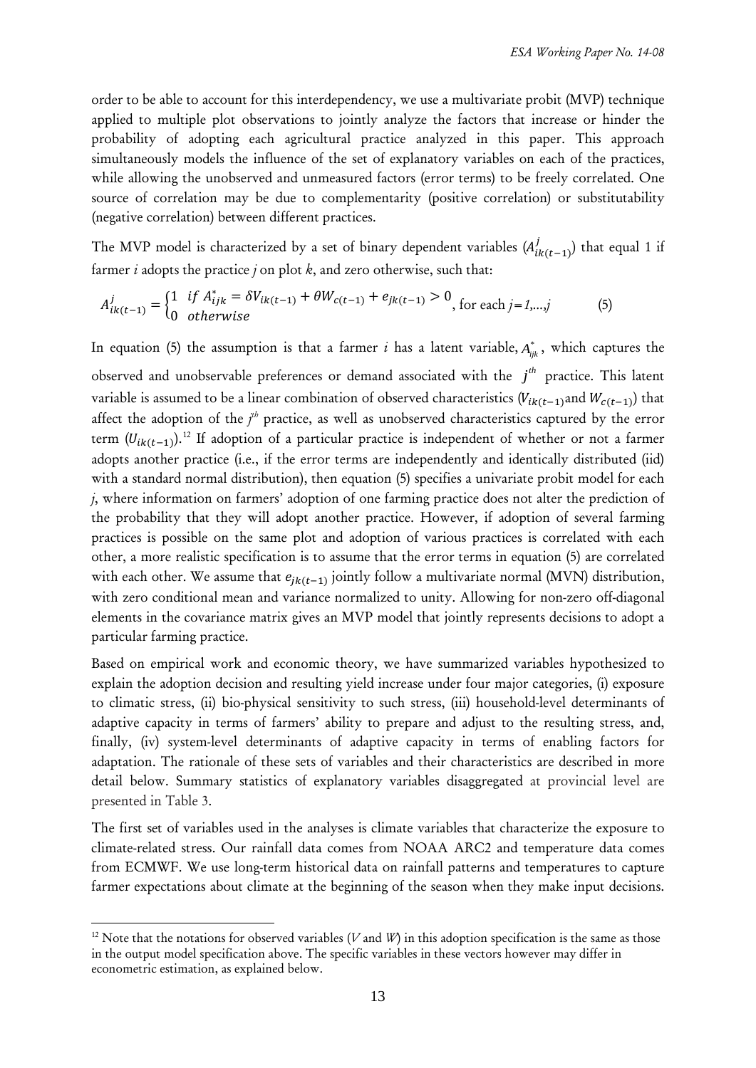order to be able to account for this interdependency, we use a multivariate probit (MVP) technique applied to multiple plot observations to jointly analyze the factors that increase or hinder the probability of adopting each agricultural practice analyzed in this paper. This approach simultaneously models the influence of the set of explanatory variables on each of the practices, while allowing the unobserved and unmeasured factors (error terms) to be freely correlated. One source of correlation may be due to complementarity (positive correlation) or substitutability (negative correlation) between different practices.

The MVP model is characterized by a set of binary dependent variables ($A^j_{ik(t-1)}$) that equal 1 if farmer $i$ adopts the practice $j$ on plot $k$, and zero otherwise, such that:

$$A^j_{ik(t-1)} = \begin{cases} 1 & \text{if } A^*_{ijk} = \delta V_{ik(t-1)} + \theta W_{c(t-1)} + e_{jk(t-1)} > 0 \\ 0 & \text{otherwise} \end{cases}, \text{ for each } j = 1,\ldots,j \qquad (5)$$

In equation (5) the assumption is that a farmer $i$ has a latent variable, $A^*_{ijk}$, which captures the observed and unobservable preferences or demand associated with the $j^{th}$ practice. This latent variable is assumed to be a linear combination of observed characteristics ($V_{ik(t-1)}$ and $W_{c(t-1)}$) that affect the adoption of the $j^{th}$ practice, as well as unobserved characteristics captured by the error term ($U_{ik(t-1)}$).[12] If adoption of a particular practice is independent of whether or not a farmer adopts another practice (i.e., if the error terms are independently and identically distributed (iid) with a standard normal distribution), then equation (5) specifies a univariate probit model for each $j$, where information on farmers' adoption of one farming practice does not alter the prediction of the probability that they will adopt another practice. However, if adoption of several farming practices is possible on the same plot and adoption of various practices is correlated with each other, a more realistic specification is to assume that the error terms in equation (5) are correlated with each other. We assume that $e_{jk(t-1)}$ jointly follow a multivariate normal (MVN) distribution, with zero conditional mean and variance normalized to unity. Allowing for non-zero off-diagonal elements in the covariance matrix gives an MVP model that jointly represents decisions to adopt a particular farming practice.

Based on empirical work and economic theory, we have summarized variables hypothesized to explain the adoption decision and resulting yield increase under four major categories, (i) exposure to climatic stress, (ii) bio-physical sensitivity to such stress, (iii) household-level determinants of adaptive capacity in terms of farmers' ability to prepare and adjust to the resulting stress, and, finally, (iv) system-level determinants of adaptive capacity in terms of enabling factors for adaptation. The rationale of these sets of variables and their characteristics are described in more detail below. Summary statistics of explanatory variables disaggregated at provincial level are presented in Table 3.

The first set of variables used in the analyses is climate variables that characterize the exposure to climate-related stress. Our rainfall data comes from NOAA ARC2 and temperature data comes from ECMWF. We use long-term historical data on rainfall patterns and temperatures to capture farmer expectations about climate at the beginning of the season when they make input decisions.

---

[12] Note that the notations for observed variables ($V$ and $W$) in this adoption specification is the same as those in the output model specification above. The specific variables in these vectors however may differ in econometric estimation, as explained below.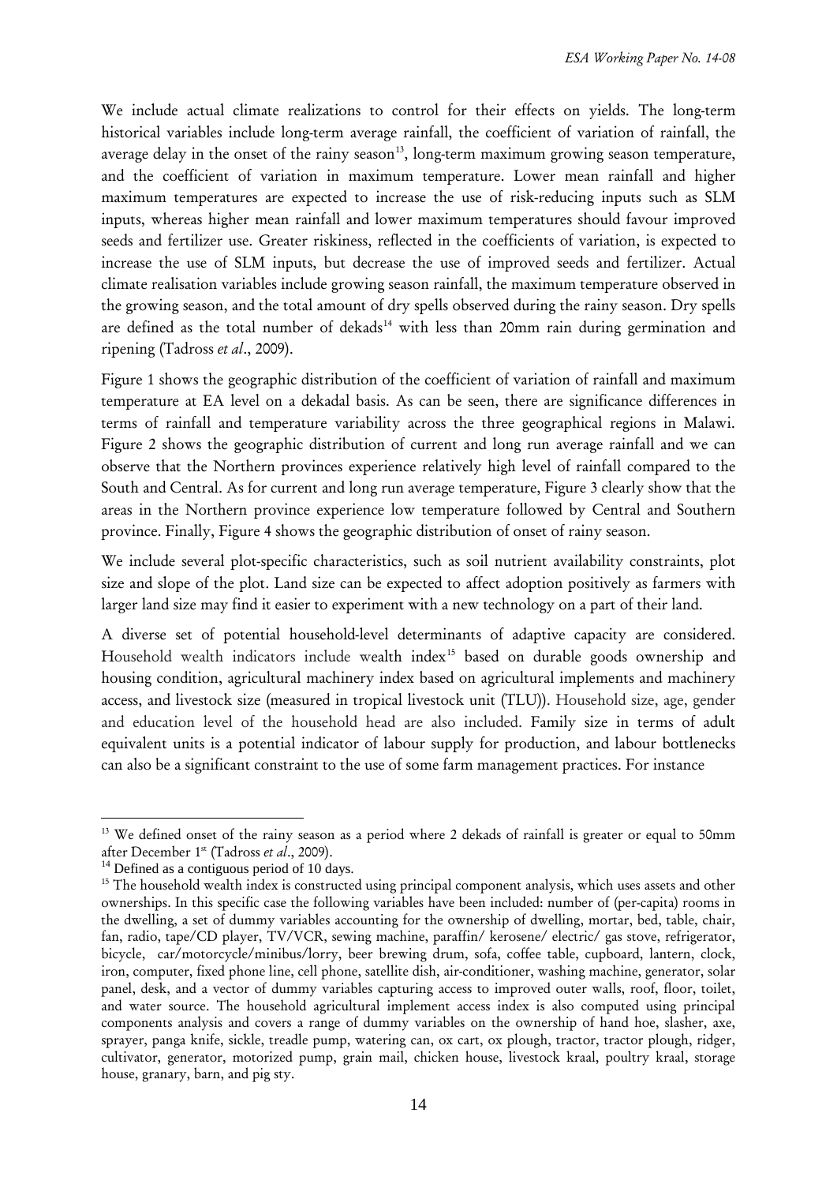We include actual climate realizations to control for their effects on yields. The long-term historical variables include long-term average rainfall, the coefficient of variation of rainfall, the average delay in the onset of the rainy season[13], long-term maximum growing season temperature, and the coefficient of variation in maximum temperature. Lower mean rainfall and higher maximum temperatures are expected to increase the use of risk-reducing inputs such as SLM inputs, whereas higher mean rainfall and lower maximum temperatures should favour improved seeds and fertilizer use. Greater riskiness, reflected in the coefficients of variation, is expected to increase the use of SLM inputs, but decrease the use of improved seeds and fertilizer. Actual climate realisation variables include growing season rainfall, the maximum temperature observed in the growing season, and the total amount of dry spells observed during the rainy season. Dry spells are defined as the total number of dekads[14] with less than 20mm rain during germination and ripening (Tadross *et al*., 2009).

Figure 1 shows the geographic distribution of the coefficient of variation of rainfall and maximum temperature at EA level on a dekadal basis. As can be seen, there are significance differences in terms of rainfall and temperature variability across the three geographical regions in Malawi. Figure 2 shows the geographic distribution of current and long run average rainfall and we can observe that the Northern provinces experience relatively high level of rainfall compared to the South and Central. As for current and long run average temperature, Figure 3 clearly show that the areas in the Northern province experience low temperature followed by Central and Southern province. Finally, Figure 4 shows the geographic distribution of onset of rainy season.

We include several plot-specific characteristics, such as soil nutrient availability constraints, plot size and slope of the plot. Land size can be expected to affect adoption positively as farmers with larger land size may find it easier to experiment with a new technology on a part of their land.

A diverse set of potential household-level determinants of adaptive capacity are considered. Household wealth indicators include wealth index[15] based on durable goods ownership and housing condition, agricultural machinery index based on agricultural implements and machinery access, and livestock size (measured in tropical livestock unit (TLU)). Household size, age, gender and education level of the household head are also included. Family size in terms of adult equivalent units is a potential indicator of labour supply for production, and labour bottlenecks can also be a significant constraint to the use of some farm management practices. For instance

---

[13] We defined onset of the rainy season as a period where 2 dekads of rainfall is greater or equal to 50mm after December 1st (Tadross *et al*., 2009).

[14] Defined as a contiguous period of 10 days.

[15] The household wealth index is constructed using principal component analysis, which uses assets and other ownerships. In this specific case the following variables have been included: number of (per-capita) rooms in the dwelling, a set of dummy variables accounting for the ownership of dwelling, mortar, bed, table, chair, fan, radio, tape/CD player, TV/VCR, sewing machine, paraffin/ kerosene/ electric/ gas stove, refrigerator, bicycle, car/motorcycle/minibus/lorry, beer brewing drum, sofa, coffee table, cupboard, lantern, clock, iron, computer, fixed phone line, cell phone, satellite dish, air-conditioner, washing machine, generator, solar panel, desk, and a vector of dummy variables capturing access to improved outer walls, roof, floor, toilet, and water source. The household agricultural implement access index is also computed using principal components analysis and covers a range of dummy variables on the ownership of hand hoe, slasher, axe, sprayer, panga knife, sickle, treadle pump, watering can, ox cart, ox plough, tractor, tractor plough, ridger, cultivator, generator, motorized pump, grain mail, chicken house, livestock kraal, poultry kraal, storage house, granary, barn, and pig sty.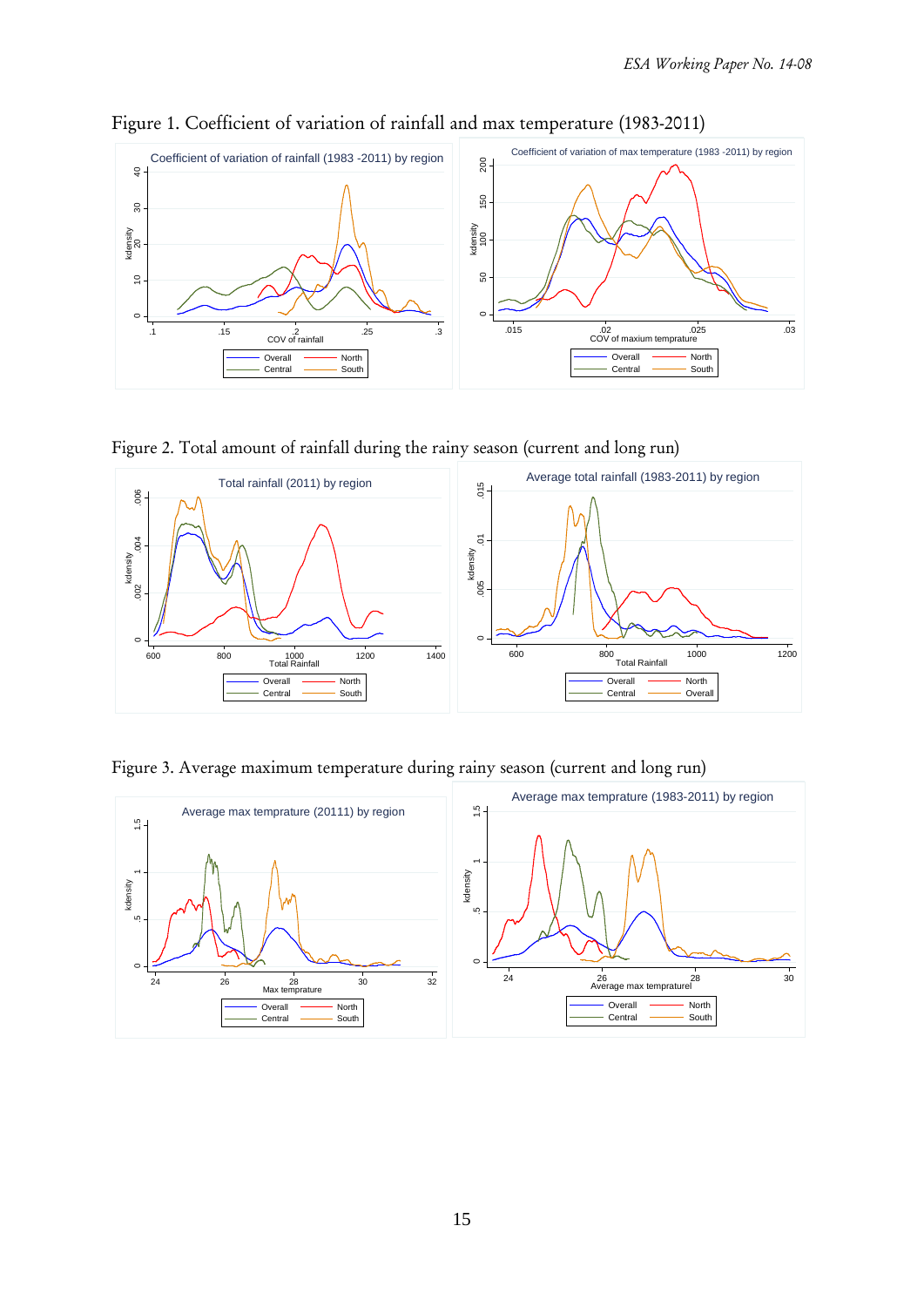Figure 1. Coefficient of variation of rainfall and max temperature (1983-2011)

Figure 2. Total amount of rainfall during the rainy season (current and long run)

Figure 3. Average maximum temperature during rainy season (current and long run)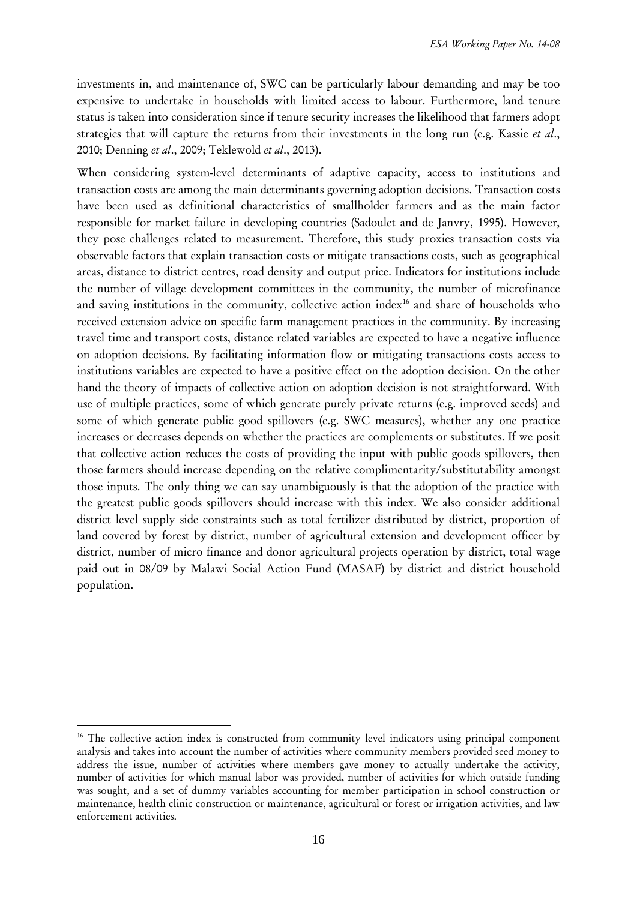investments in, and maintenance of, SWC can be particularly labour demanding and may be too expensive to undertake in households with limited access to labour. Furthermore, land tenure status is taken into consideration since if tenure security increases the likelihood that farmers adopt strategies that will capture the returns from their investments in the long run (e.g. Kassie *et al*., 2010; Denning *et al*., 2009; Teklewold *et al*., 2013).

When considering system-level determinants of adaptive capacity, access to institutions and transaction costs are among the main determinants governing adoption decisions. Transaction costs have been used as definitional characteristics of smallholder farmers and as the main factor responsible for market failure in developing countries (Sadoulet and de Janvry, 1995). However, they pose challenges related to measurement. Therefore, this study proxies transaction costs via observable factors that explain transaction costs or mitigate transactions costs, such as geographical areas, distance to district centres, road density and output price. Indicators for institutions include the number of village development committees in the community, the number of microfinance and saving institutions in the community, collective action index[16] and share of households who received extension advice on specific farm management practices in the community. By increasing travel time and transport costs, distance related variables are expected to have a negative influence on adoption decisions. By facilitating information flow or mitigating transactions costs access to institutions variables are expected to have a positive effect on the adoption decision. On the other hand the theory of impacts of collective action on adoption decision is not straightforward. With use of multiple practices, some of which generate purely private returns (e.g. improved seeds) and some of which generate public good spillovers (e.g. SWC measures), whether any one practice increases or decreases depends on whether the practices are complements or substitutes. If we posit that collective action reduces the costs of providing the input with public goods spillovers, then those farmers should increase depending on the relative complimentarity/substitutability amongst those inputs. The only thing we can say unambiguously is that the adoption of the practice with the greatest public goods spillovers should increase with this index. We also consider additional district level supply side constraints such as total fertilizer distributed by district, proportion of land covered by forest by district, number of agricultural extension and development officer by district, number of micro finance and donor agricultural projects operation by district, total wage paid out in 08/09 by Malawi Social Action Fund (MASAF) by district and district household population.

[16] The collective action index is constructed from community level indicators using principal component analysis and takes into account the number of activities where community members provided seed money to address the issue, number of activities where members gave money to actually undertake the activity, number of activities for which manual labor was provided, number of activities for which outside funding was sought, and a set of dummy variables accounting for member participation in school construction or maintenance, health clinic construction or maintenance, agricultural or forest or irrigation activities, and law enforcement activities.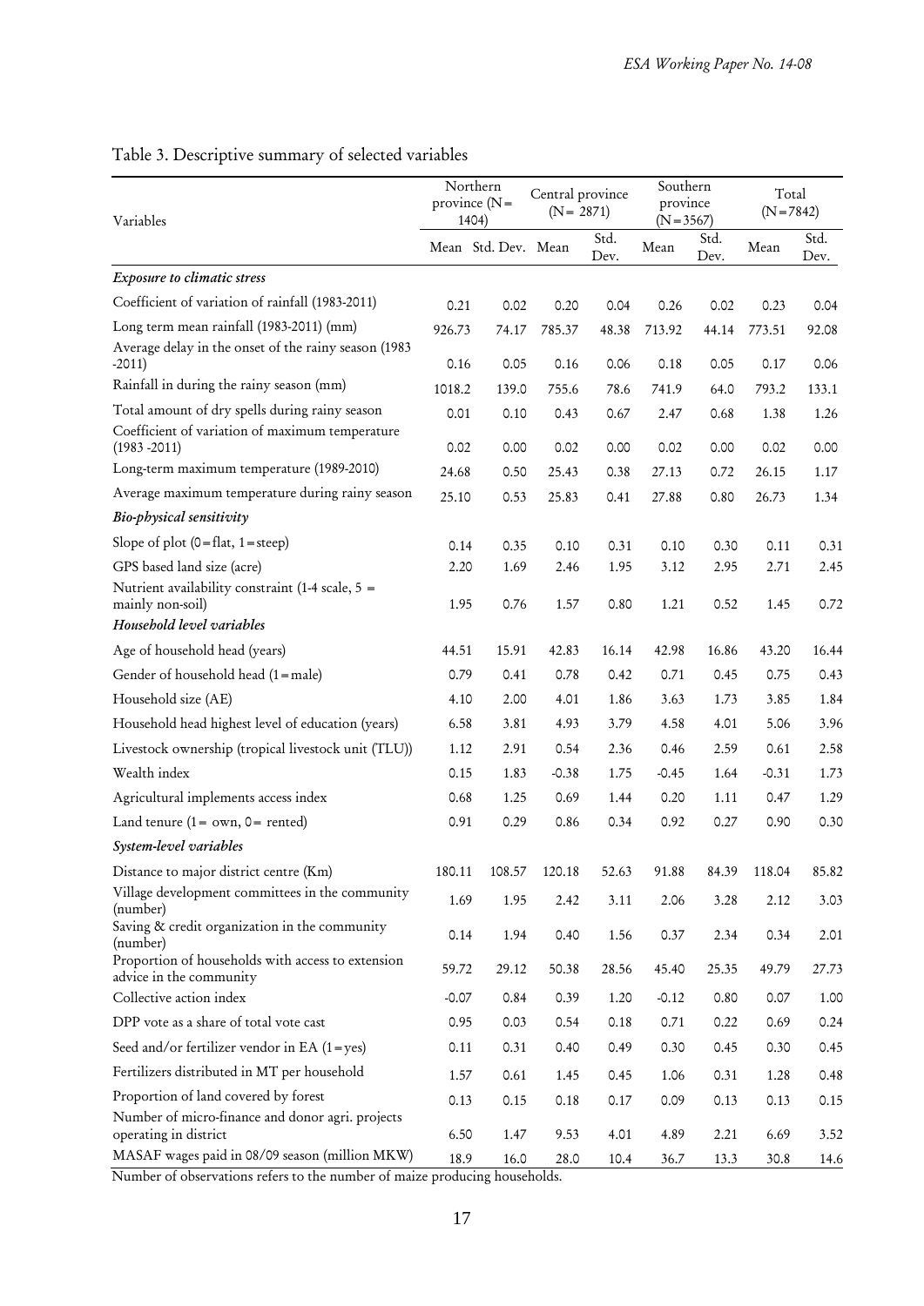Table 3. Descriptive summary of selected variables

| Variables | Northern province (N= 1404) | | Central province (N= 2871) | | Southern province (N=3567) | | Total (N=7842) | |
|---|---|---|---|---|---|---|---|---|
| | Mean | Std. Dev. | Mean | Std. Dev. | Mean | Std. Dev. | Mean | Std. Dev. |
| ***Exposure to climatic stress*** | | | | | | | | |
| Coefficient of variation of rainfall (1983-2011) | 0.21 | 0.02 | 0.20 | 0.04 | 0.26 | 0.02 | 0.23 | 0.04 |
| Long term mean rainfall (1983-2011) (mm) | 926.73 | 74.17 | 785.37 | 48.38 | 713.92 | 44.14 | 773.51 | 92.08 |
| Average delay in the onset of the rainy season (1983 -2011) | 0.16 | 0.05 | 0.16 | 0.06 | 0.18 | 0.05 | 0.17 | 0.06 |
| Rainfall in during the rainy season (mm) | 1018.2 | 139.0 | 755.6 | 78.6 | 741.9 | 64.0 | 793.2 | 133.1 |
| Total amount of dry spells during rainy season | 0.01 | 0.10 | 0.43 | 0.67 | 2.47 | 0.68 | 1.38 | 1.26 |
| Coefficient of variation of maximum temperature (1983 -2011) | 0.02 | 0.00 | 0.02 | 0.00 | 0.02 | 0.00 | 0.02 | 0.00 |
| Long-term maximum temperature (1989-2010) | 24.68 | 0.50 | 25.43 | 0.38 | 27.13 | 0.72 | 26.15 | 1.17 |
| Average maximum temperature during rainy season | 25.10 | 0.53 | 25.83 | 0.41 | 27.88 | 0.80 | 26.73 | 1.34 |
| ***Bio-physical sensitivity*** | | | | | | | | |
| Slope of plot (0=flat, 1=steep) | 0.14 | 0.35 | 0.10 | 0.31 | 0.10 | 0.30 | 0.11 | 0.31 |
| GPS based land size (acre) | 2.20 | 1.69 | 2.46 | 1.95 | 3.12 | 2.95 | 2.71 | 2.45 |
| Nutrient availability constraint (1-4 scale, 5 = mainly non-soil) | 1.95 | 0.76 | 1.57 | 0.80 | 1.21 | 0.52 | 1.45 | 0.72 |
| ***Household level variables*** | | | | | | | | |
| Age of household head (years) | 44.51 | 15.91 | 42.83 | 16.14 | 42.98 | 16.86 | 43.20 | 16.44 |
| Gender of household head (1=male) | 0.79 | 0.41 | 0.78 | 0.42 | 0.71 | 0.45 | 0.75 | 0.43 |
| Household size (AE) | 4.10 | 2.00 | 4.01 | 1.86 | 3.63 | 1.73 | 3.85 | 1.84 |
| Household head highest level of education (years) | 6.58 | 3.81 | 4.93 | 3.79 | 4.58 | 4.01 | 5.06 | 3.96 |
| Livestock ownership (tropical livestock unit (TLU)) | 1.12 | 2.91 | 0.54 | 2.36 | 0.46 | 2.59 | 0.61 | 2.58 |
| Wealth index | 0.15 | 1.83 | -0.38 | 1.75 | -0.45 | 1.64 | -0.31 | 1.73 |
| Agricultural implements access index | 0.68 | 1.25 | 0.69 | 1.44 | 0.20 | 1.11 | 0.47 | 1.29 |
| Land tenure (1= own, 0= rented) | 0.91 | 0.29 | 0.86 | 0.34 | 0.92 | 0.27 | 0.90 | 0.30 |
| ***System-level variables*** | | | | | | | | |
| Distance to major district centre (Km) | 180.11 | 108.57 | 120.18 | 52.63 | 91.88 | 84.39 | 118.04 | 85.82 |
| Village development committees in the community (number) | 1.69 | 1.95 | 2.42 | 3.11 | 2.06 | 3.28 | 2.12 | 3.03 |
| Saving & credit organization in the community (number) | 0.14 | 1.94 | 0.40 | 1.56 | 0.37 | 2.34 | 0.34 | 2.01 |
| Proportion of households with access to extension advice in the community | 59.72 | 29.12 | 50.38 | 28.56 | 45.40 | 25.35 | 49.79 | 27.73 |
| Collective action index | -0.07 | 0.84 | 0.39 | 1.20 | -0.12 | 0.80 | 0.07 | 1.00 |
| DPP vote as a share of total vote cast | 0.95 | 0.03 | 0.54 | 0.18 | 0.71 | 0.22 | 0.69 | 0.24 |
| Seed and/or fertilizer vendor in EA (1=yes) | 0.11 | 0.31 | 0.40 | 0.49 | 0.30 | 0.45 | 0.30 | 0.45 |
| Fertilizers distributed in MT per household | 1.57 | 0.61 | 1.45 | 0.45 | 1.06 | 0.31 | 1.28 | 0.48 |
| Proportion of land covered by forest | 0.13 | 0.15 | 0.18 | 0.17 | 0.09 | 0.13 | 0.13 | 0.15 |
| Number of micro-finance and donor agri. projects operating in district | 6.50 | 1.47 | 9.53 | 4.01 | 4.89 | 2.21 | 6.69 | 3.52 |
| MASAF wages paid in 08/09 season (million MKW) | 18.9 | 16.0 | 28.0 | 10.4 | 36.7 | 13.3 | 30.8 | 14.6 |

Number of observations refers to the number of maize producing households.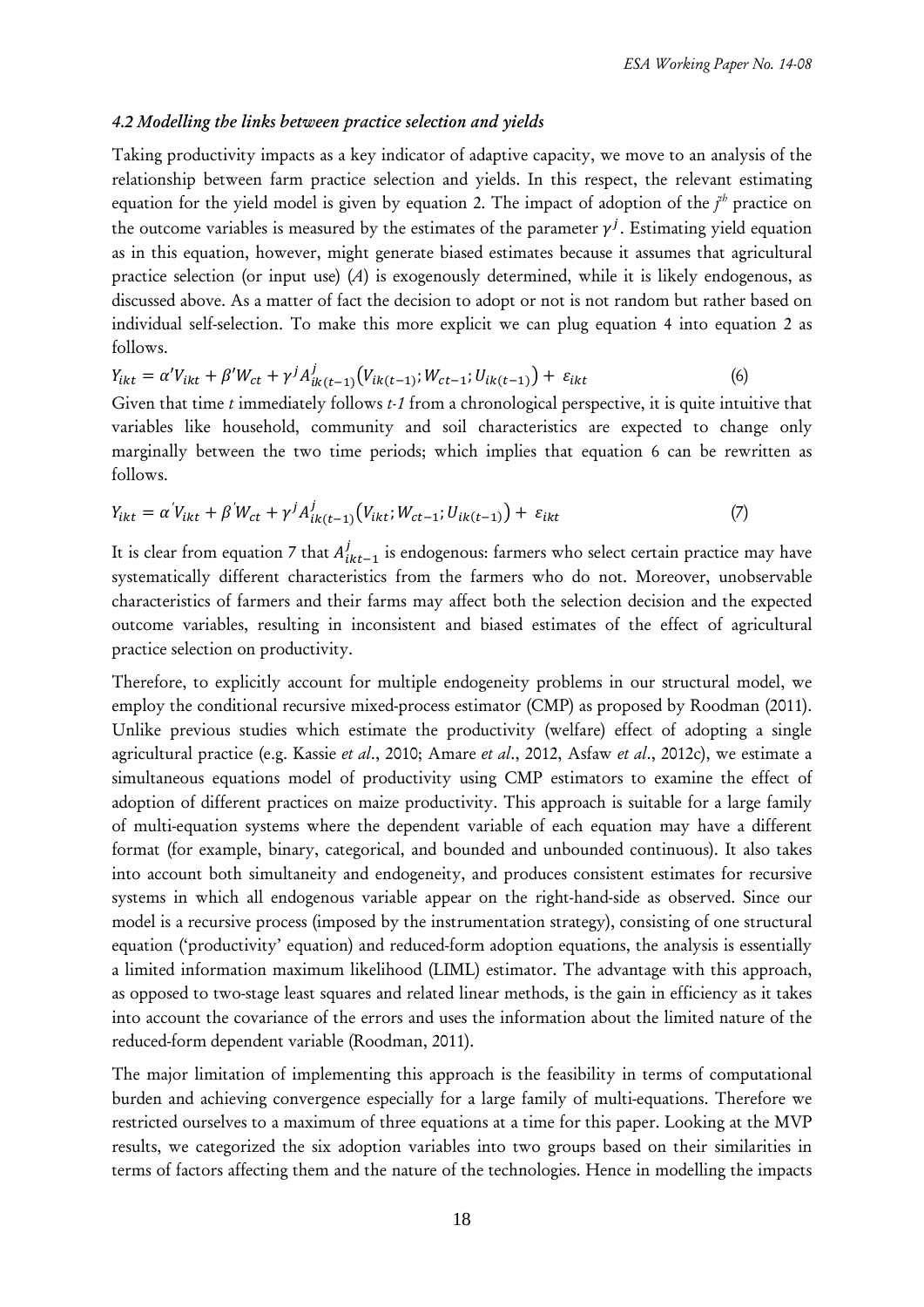### *4.2 Modelling the links between practice selection and yields*

Taking productivity impacts as a key indicator of adaptive capacity, we move to an analysis of the relationship between farm practice selection and yields. In this respect, the relevant estimating equation for the yield model is given by equation 2. The impact of adoption of the $j^{th}$ practice on the outcome variables is measured by the estimates of the parameter $\gamma^j$. Estimating yield equation as in this equation, however, might generate biased estimates because it assumes that agricultural practice selection (or input use) (*A*) is exogenously determined, while it is likely endogenous, as discussed above. As a matter of fact the decision to adopt or not is not random but rather based on individual self-selection. To make this more explicit we can plug equation 4 into equation 2 as follows.

$$Y_{ikt} = \alpha' V_{ikt} + \beta' W_{ct} + \gamma^j A^j_{ik(t-1)}\left(V_{ik(t-1)}; W_{ct-1}; U_{ik(t-1)}\right) + \varepsilon_{ikt} \quad (6)$$

Given that time *t* immediately follows *t-1* from a chronological perspective, it is quite intuitive that variables like household, community and soil characteristics are expected to change only marginally between the two time periods; which implies that equation 6 can be rewritten as follows.

$$Y_{ikt} = \alpha' V_{ikt} + \beta' W_{ct} + \gamma^j A^j_{ik(t-1)}\left(V_{ikt}; W_{ct-1}; U_{ik(t-1)}\right) + \varepsilon_{ikt} \quad (7)$$

It is clear from equation 7 that $A^j_{ikt-1}$ is endogenous: farmers who select certain practice may have systematically different characteristics from the farmers who do not. Moreover, unobservable characteristics of farmers and their farms may affect both the selection decision and the expected outcome variables, resulting in inconsistent and biased estimates of the effect of agricultural practice selection on productivity.

Therefore, to explicitly account for multiple endogeneity problems in our structural model, we employ the conditional recursive mixed-process estimator (CMP) as proposed by Roodman (2011). Unlike previous studies which estimate the productivity (welfare) effect of adopting a single agricultural practice (e.g. Kassie *et al*., 2010; Amare *et al*., 2012, Asfaw *et al*., 2012c), we estimate a simultaneous equations model of productivity using CMP estimators to examine the effect of adoption of different practices on maize productivity. This approach is suitable for a large family of multi-equation systems where the dependent variable of each equation may have a different format (for example, binary, categorical, and bounded and unbounded continuous). It also takes into account both simultaneity and endogeneity, and produces consistent estimates for recursive systems in which all endogenous variable appear on the right-hand-side as observed. Since our model is a recursive process (imposed by the instrumentation strategy), consisting of one structural equation ('productivity' equation) and reduced-form adoption equations, the analysis is essentially a limited information maximum likelihood (LIML) estimator. The advantage with this approach, as opposed to two-stage least squares and related linear methods, is the gain in efficiency as it takes into account the covariance of the errors and uses the information about the limited nature of the reduced-form dependent variable (Roodman, 2011).

The major limitation of implementing this approach is the feasibility in terms of computational burden and achieving convergence especially for a large family of multi-equations. Therefore we restricted ourselves to a maximum of three equations at a time for this paper. Looking at the MVP results, we categorized the six adoption variables into two groups based on their similarities in terms of factors affecting them and the nature of the technologies. Hence in modelling the impacts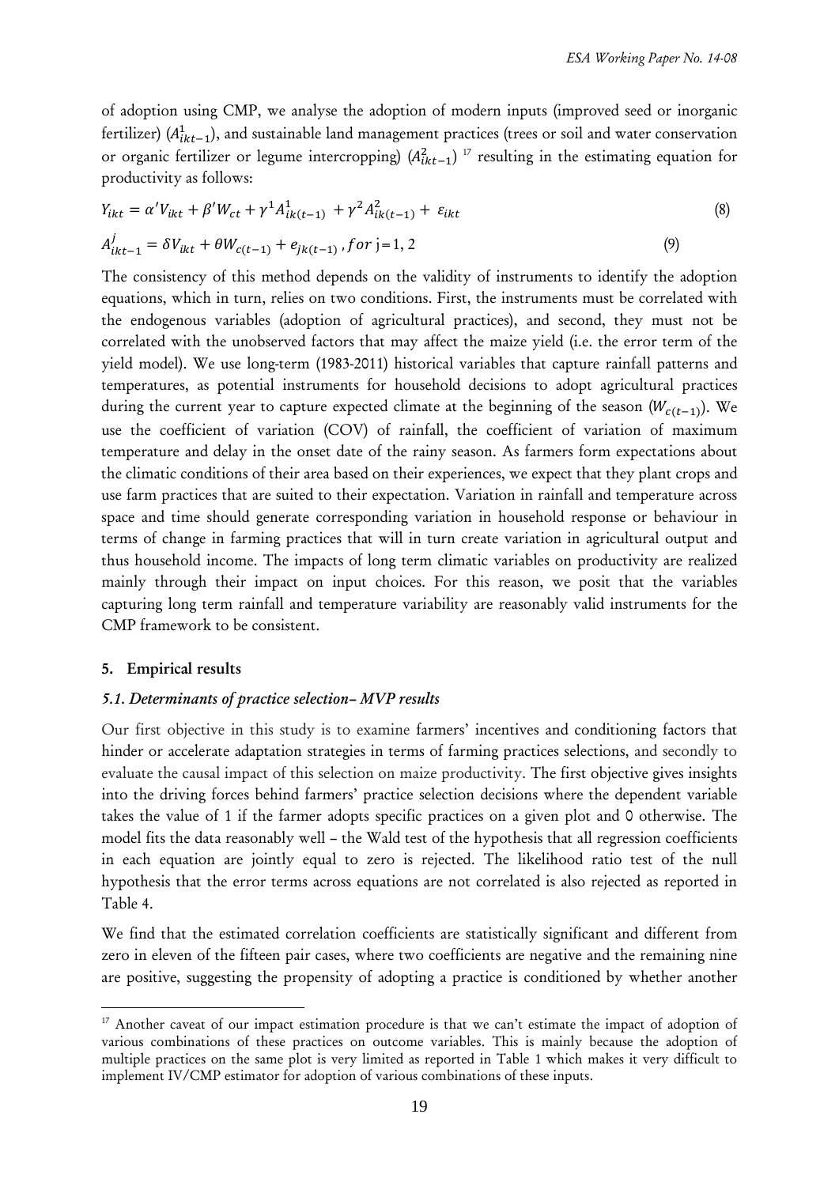of adoption using CMP, we analyse the adoption of modern inputs (improved seed or inorganic fertilizer) ($A^1_{ikt-1}$), and sustainable land management practices (trees or soil and water conservation or organic fertilizer or legume intercropping) ($A^2_{ikt-1}$) [17] resulting in the estimating equation for productivity as follows:

$$Y_{ikt} = \alpha' V_{ikt} + \beta' W_{ct} + \gamma^1 A^1_{ik(t-1)} + \gamma^2 A^2_{ik(t-1)} + \varepsilon_{ikt} \tag{8}$$

$$A^j_{ikt-1} = \delta V_{ikt} + \theta W_{c(t-1)} + e_{jk(t-1)}, for\ j=1, 2 \tag{9}$$

The consistency of this method depends on the validity of instruments to identify the adoption equations, which in turn, relies on two conditions. First, the instruments must be correlated with the endogenous variables (adoption of agricultural practices), and second, they must not be correlated with the unobserved factors that may affect the maize yield (i.e. the error term of the yield model). We use long-term (1983-2011) historical variables that capture rainfall patterns and temperatures, as potential instruments for household decisions to adopt agricultural practices during the current year to capture expected climate at the beginning of the season ($W_{c(t-1)}$). We use the coefficient of variation (COV) of rainfall, the coefficient of variation of maximum temperature and delay in the onset date of the rainy season. As farmers form expectations about the climatic conditions of their area based on their experiences, we expect that they plant crops and use farm practices that are suited to their expectation. Variation in rainfall and temperature across space and time should generate corresponding variation in household response or behaviour in terms of change in farming practices that will in turn create variation in agricultural output and thus household income. The impacts of long term climatic variables on productivity are realized mainly through their impact on input choices. For this reason, we posit that the variables capturing long term rainfall and temperature variability are reasonably valid instruments for the CMP framework to be consistent.

## 5. Empirical results

### *5.1. Determinants of practice selection– MVP results*

Our first objective in this study is to examine farmers' incentives and conditioning factors that hinder or accelerate adaptation strategies in terms of farming practices selections, and secondly to evaluate the causal impact of this selection on maize productivity. The first objective gives insights into the driving forces behind farmers' practice selection decisions where the dependent variable takes the value of 1 if the farmer adopts specific practices on a given plot and 0 otherwise. The model fits the data reasonably well – the Wald test of the hypothesis that all regression coefficients in each equation are jointly equal to zero is rejected. The likelihood ratio test of the null hypothesis that the error terms across equations are not correlated is also rejected as reported in Table 4.

We find that the estimated correlation coefficients are statistically significant and different from zero in eleven of the fifteen pair cases, where two coefficients are negative and the remaining nine are positive, suggesting the propensity of adopting a practice is conditioned by whether another

[17] Another caveat of our impact estimation procedure is that we can't estimate the impact of adoption of various combinations of these practices on outcome variables. This is mainly because the adoption of multiple practices on the same plot is very limited as reported in Table 1 which makes it very difficult to implement IV/CMP estimator for adoption of various combinations of these inputs.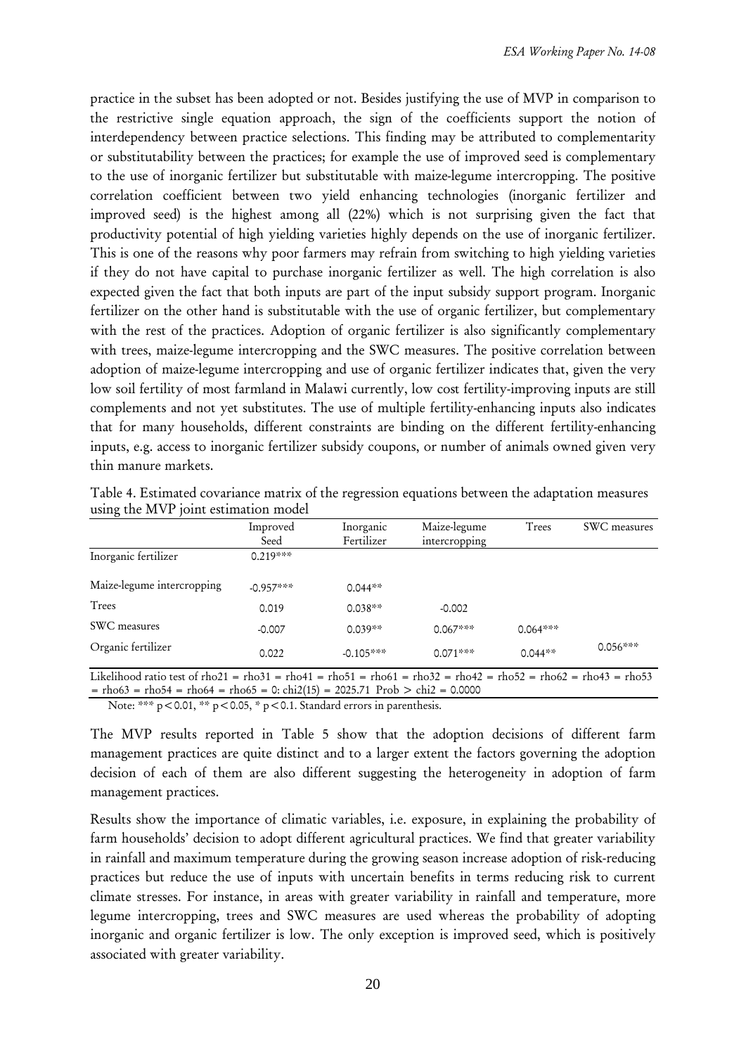practice in the subset has been adopted or not. Besides justifying the use of MVP in comparison to the restrictive single equation approach, the sign of the coefficients support the notion of interdependency between practice selections. This finding may be attributed to complementarity or substitutability between the practices; for example the use of improved seed is complementary to the use of inorganic fertilizer but substitutable with maize-legume intercropping. The positive correlation coefficient between two yield enhancing technologies (inorganic fertilizer and improved seed) is the highest among all (22%) which is not surprising given the fact that productivity potential of high yielding varieties highly depends on the use of inorganic fertilizer. This is one of the reasons why poor farmers may refrain from switching to high yielding varieties if they do not have capital to purchase inorganic fertilizer as well. The high correlation is also expected given the fact that both inputs are part of the input subsidy support program. Inorganic fertilizer on the other hand is substitutable with the use of organic fertilizer, but complementary with the rest of the practices. Adoption of organic fertilizer is also significantly complementary with trees, maize-legume intercropping and the SWC measures. The positive correlation between adoption of maize-legume intercropping and use of organic fertilizer indicates that, given the very low soil fertility of most farmland in Malawi currently, low cost fertility-improving inputs are still complements and not yet substitutes. The use of multiple fertility-enhancing inputs also indicates that for many households, different constraints are binding on the different fertility-enhancing inputs, e.g. access to inorganic fertilizer subsidy coupons, or number of animals owned given very thin manure markets.

Table 4. Estimated covariance matrix of the regression equations between the adaptation measures using the MVP joint estimation model

| | Improved Seed | Inorganic Fertilizer | Maize-legume intercropping | Trees | SWC measures |
|---|---|---|---|---|---|
| Inorganic fertilizer | 0.219*** | | | | |
| Maize-legume intercropping | -0.957*** | 0.044** | | | |
| Trees | 0.019 | 0.038** | -0.002 | | |
| SWC measures | -0.007 | 0.039** | 0.067*** | 0.064*** | |
| Organic fertilizer | 0.022 | -0.105*** | 0.071*** | 0.044** | 0.056*** |

Likelihood ratio test of rho21 = rho31 = rho41 = rho51 = rho61 = rho32 = rho42 = rho52 = rho62 = rho43 = rho53 = rho63 = rho54 = rho64 = rho65 = 0: chi2(15) = 2025.71 Prob > chi2 = 0.0000

Note: *** $p < 0.01$, ** $p < 0.05$, * $p < 0.1$. Standard errors in parenthesis.

The MVP results reported in Table 5 show that the adoption decisions of different farm management practices are quite distinct and to a larger extent the factors governing the adoption decision of each of them are also different suggesting the heterogeneity in adoption of farm management practices.

Results show the importance of climatic variables, i.e. exposure, in explaining the probability of farm households' decision to adopt different agricultural practices. We find that greater variability in rainfall and maximum temperature during the growing season increase adoption of risk-reducing practices but reduce the use of inputs with uncertain benefits in terms reducing risk to current climate stresses. For instance, in areas with greater variability in rainfall and temperature, more legume intercropping, trees and SWC measures are used whereas the probability of adopting inorganic and organic fertilizer is low. The only exception is improved seed, which is positively associated with greater variability.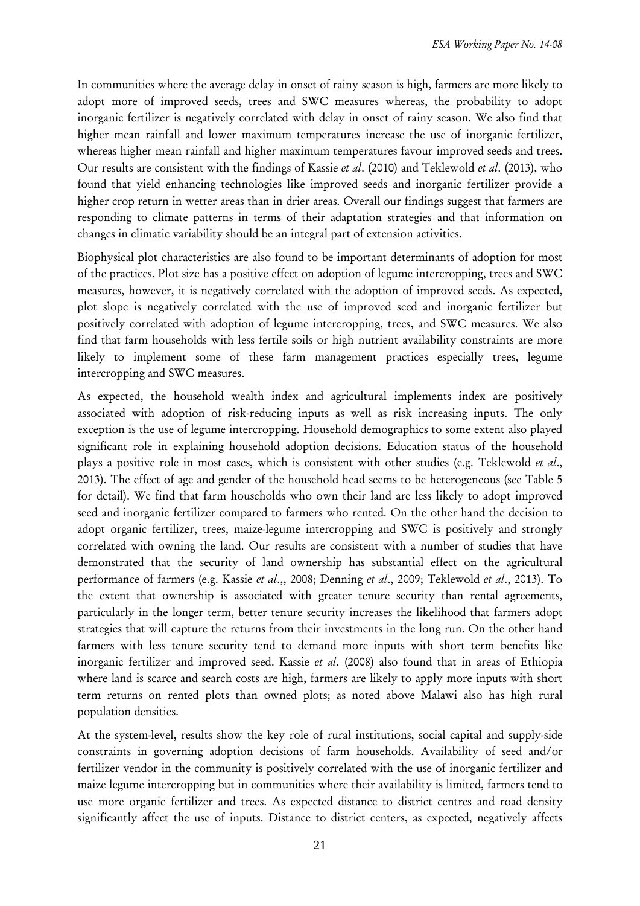In communities where the average delay in onset of rainy season is high, farmers are more likely to adopt more of improved seeds, trees and SWC measures whereas, the probability to adopt inorganic fertilizer is negatively correlated with delay in onset of rainy season. We also find that higher mean rainfall and lower maximum temperatures increase the use of inorganic fertilizer, whereas higher mean rainfall and higher maximum temperatures favour improved seeds and trees. Our results are consistent with the findings of Kassie *et al*. (2010) and Teklewold *et al*. (2013), who found that yield enhancing technologies like improved seeds and inorganic fertilizer provide a higher crop return in wetter areas than in drier areas. Overall our findings suggest that farmers are responding to climate patterns in terms of their adaptation strategies and that information on changes in climatic variability should be an integral part of extension activities.

Biophysical plot characteristics are also found to be important determinants of adoption for most of the practices. Plot size has a positive effect on adoption of legume intercropping, trees and SWC measures, however, it is negatively correlated with the adoption of improved seeds. As expected, plot slope is negatively correlated with the use of improved seed and inorganic fertilizer but positively correlated with adoption of legume intercropping, trees, and SWC measures. We also find that farm households with less fertile soils or high nutrient availability constraints are more likely to implement some of these farm management practices especially trees, legume intercropping and SWC measures.

As expected, the household wealth index and agricultural implements index are positively associated with adoption of risk-reducing inputs as well as risk increasing inputs. The only exception is the use of legume intercropping. Household demographics to some extent also played significant role in explaining household adoption decisions. Education status of the household plays a positive role in most cases, which is consistent with other studies (e.g. Teklewold *et al*., 2013). The effect of age and gender of the household head seems to be heterogeneous (see Table 5 for detail). We find that farm households who own their land are less likely to adopt improved seed and inorganic fertilizer compared to farmers who rented. On the other hand the decision to adopt organic fertilizer, trees, maize-legume intercropping and SWC is positively and strongly correlated with owning the land. Our results are consistent with a number of studies that have demonstrated that the security of land ownership has substantial effect on the agricultural performance of farmers (e.g. Kassie *et al*.,, 2008; Denning *et al*., 2009; Teklewold *et al*., 2013). To the extent that ownership is associated with greater tenure security than rental agreements, particularly in the longer term, better tenure security increases the likelihood that farmers adopt strategies that will capture the returns from their investments in the long run. On the other hand farmers with less tenure security tend to demand more inputs with short term benefits like inorganic fertilizer and improved seed. Kassie *et al*. (2008) also found that in areas of Ethiopia where land is scarce and search costs are high, farmers are likely to apply more inputs with short term returns on rented plots than owned plots; as noted above Malawi also has high rural population densities.

At the system-level, results show the key role of rural institutions, social capital and supply-side constraints in governing adoption decisions of farm households. Availability of seed and/or fertilizer vendor in the community is positively correlated with the use of inorganic fertilizer and maize legume intercropping but in communities where their availability is limited, farmers tend to use more organic fertilizer and trees. As expected distance to district centres and road density significantly affect the use of inputs. Distance to district centers, as expected, negatively affects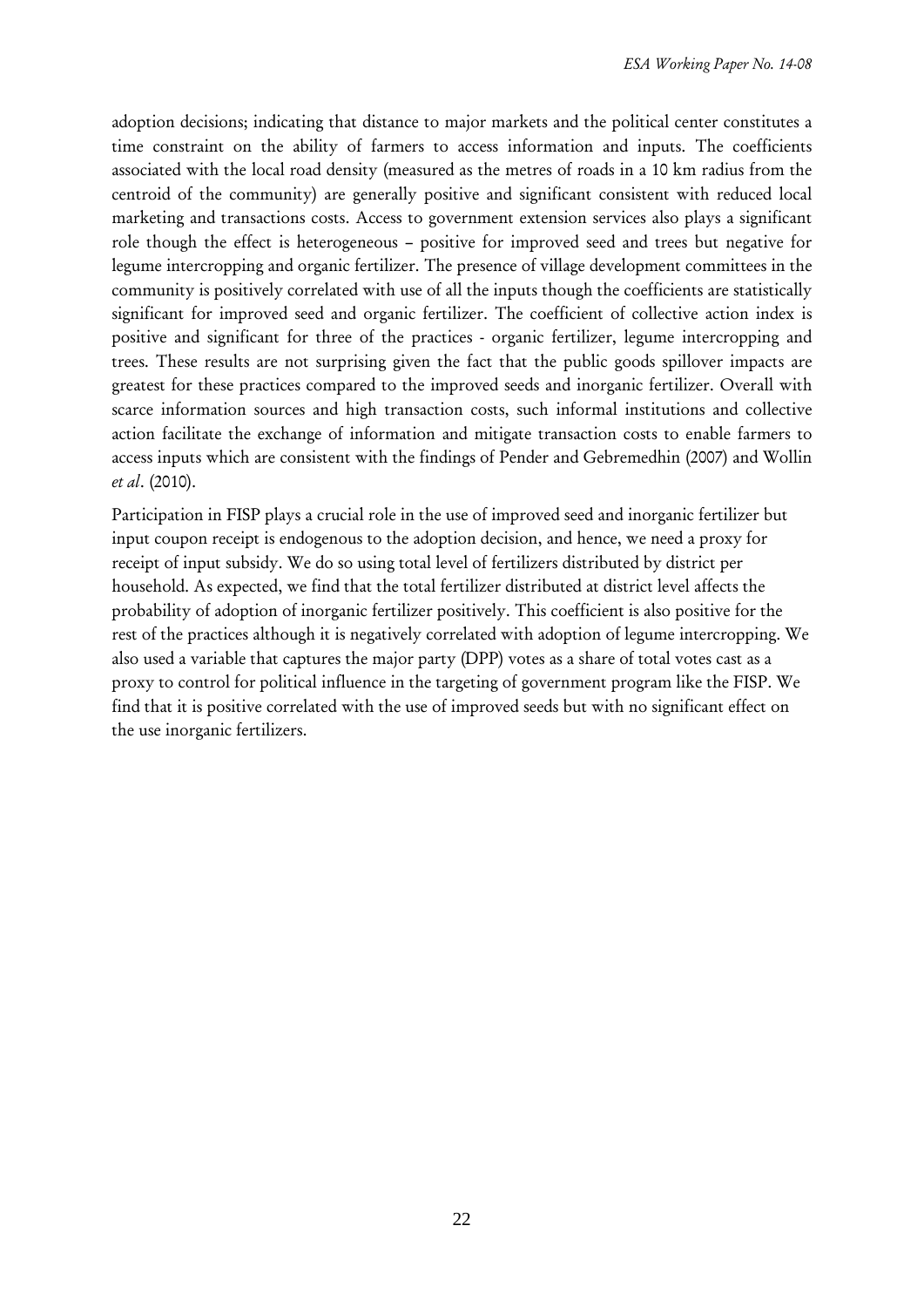adoption decisions; indicating that distance to major markets and the political center constitutes a time constraint on the ability of farmers to access information and inputs. The coefficients associated with the local road density (measured as the metres of roads in a 10 km radius from the centroid of the community) are generally positive and significant consistent with reduced local marketing and transactions costs. Access to government extension services also plays a significant role though the effect is heterogeneous – positive for improved seed and trees but negative for legume intercropping and organic fertilizer. The presence of village development committees in the community is positively correlated with use of all the inputs though the coefficients are statistically significant for improved seed and organic fertilizer. The coefficient of collective action index is positive and significant for three of the practices - organic fertilizer, legume intercropping and trees. These results are not surprising given the fact that the public goods spillover impacts are greatest for these practices compared to the improved seeds and inorganic fertilizer. Overall with scarce information sources and high transaction costs, such informal institutions and collective action facilitate the exchange of information and mitigate transaction costs to enable farmers to access inputs which are consistent with the findings of Pender and Gebremedhin (2007) and Wollin *et al*. (2010).

Participation in FISP plays a crucial role in the use of improved seed and inorganic fertilizer but input coupon receipt is endogenous to the adoption decision, and hence, we need a proxy for receipt of input subsidy. We do so using total level of fertilizers distributed by district per household. As expected, we find that the total fertilizer distributed at district level affects the probability of adoption of inorganic fertilizer positively. This coefficient is also positive for the rest of the practices although it is negatively correlated with adoption of legume intercropping. We also used a variable that captures the major party (DPP) votes as a share of total votes cast as a proxy to control for political influence in the targeting of government program like the FISP. We find that it is positive correlated with the use of improved seeds but with no significant effect on the use inorganic fertilizers.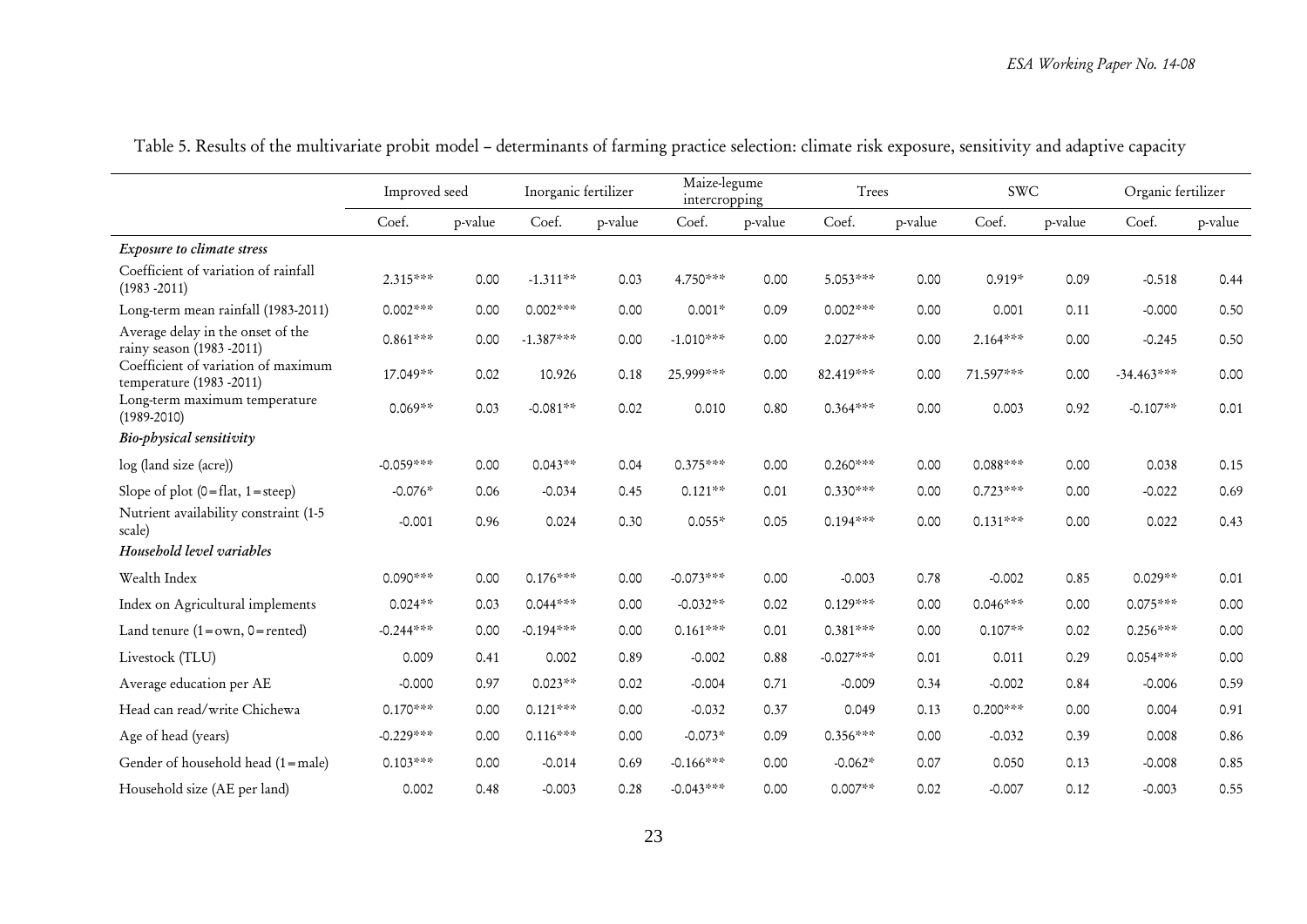Table 5. Results of the multivariate probit model – determinants of farming practice selection: climate risk exposure, sensitivity and adaptive capacity

| | Improved seed | | Inorganic fertilizer | | Maize-legume intercropping | | Trees | | SWC | | Organic fertilizer | |
|---|---|---|---|---|---|---|---|---|---|---|---|---|
| | Coef. | p-value | Coef. | p-value | Coef. | p-value | Coef. | p-value | Coef. | p-value | Coef. | p-value |
| *Exposure to climate stress* | | | | | | | | | | | | |
| Coefficient of variation of rainfall (1983 -2011) | 2.315*** | 0.00 | -1.311** | 0.03 | 4.750*** | 0.00 | 5.053*** | 0.00 | 0.919* | 0.09 | -0.518 | 0.44 |
| Long-term mean rainfall (1983-2011) | 0.002*** | 0.00 | 0.002*** | 0.00 | 0.001* | 0.09 | 0.002*** | 0.00 | 0.001 | 0.11 | -0.000 | 0.50 |
| Average delay in the onset of the rainy season (1983 -2011) | 0.861*** | 0.00 | -1.387*** | 0.00 | -1.010*** | 0.00 | 2.027*** | 0.00 | 2.164*** | 0.00 | -0.245 | 0.50 |
| Coefficient of variation of maximum temperature (1983 -2011) | 17.049** | 0.02 | 10.926 | 0.18 | 25.999*** | 0.00 | 82.419*** | 0.00 | 71.597*** | 0.00 | -34.463*** | 0.00 |
| Long-term maximum temperature (1989-2010) | 0.069** | 0.03 | -0.081** | 0.02 | 0.010 | 0.80 | 0.364*** | 0.00 | 0.003 | 0.92 | -0.107** | 0.01 |
| *Bio-physical sensitivity* | | | | | | | | | | | | |
| log (land size (acre)) | -0.059*** | 0.00 | 0.043** | 0.04 | 0.375*** | 0.00 | 0.260*** | 0.00 | 0.088*** | 0.00 | 0.038 | 0.15 |
| Slope of plot (0=flat, 1=steep) | -0.076* | 0.06 | -0.034 | 0.45 | 0.121** | 0.01 | 0.330*** | 0.00 | 0.723*** | 0.00 | -0.022 | 0.69 |
| Nutrient availability constraint (1-5 scale) | -0.001 | 0.96 | 0.024 | 0.30 | 0.055* | 0.05 | 0.194*** | 0.00 | 0.131*** | 0.00 | 0.022 | 0.43 |
| *Household level variables* | | | | | | | | | | | | |
| Wealth Index | 0.090*** | 0.00 | 0.176*** | 0.00 | -0.073*** | 0.00 | -0.003 | 0.78 | -0.002 | 0.85 | 0.029** | 0.01 |
| Index on Agricultural implements | 0.024** | 0.03 | 0.044*** | 0.00 | -0.032** | 0.02 | 0.129*** | 0.00 | 0.046*** | 0.00 | 0.075*** | 0.00 |
| Land tenure (1=own, 0=rented) | -0.244*** | 0.00 | -0.194*** | 0.00 | 0.161*** | 0.01 | 0.381*** | 0.00 | 0.107** | 0.02 | 0.256*** | 0.00 |
| Livestock (TLU) | 0.009 | 0.41 | 0.002 | 0.89 | -0.002 | 0.88 | -0.027*** | 0.01 | 0.011 | 0.29 | 0.054*** | 0.00 |
| Average education per AE | -0.000 | 0.97 | 0.023** | 0.02 | -0.004 | 0.71 | -0.009 | 0.34 | -0.002 | 0.84 | -0.006 | 0.59 |
| Head can read/write Chichewa | 0.170*** | 0.00 | 0.121*** | 0.00 | -0.032 | 0.37 | 0.049 | 0.13 | 0.200*** | 0.00 | 0.004 | 0.91 |
| Age of head (years) | -0.229*** | 0.00 | 0.116*** | 0.00 | -0.073* | 0.09 | 0.356*** | 0.00 | -0.032 | 0.39 | 0.008 | 0.86 |
| Gender of household head (1=male) | 0.103*** | 0.00 | -0.014 | 0.69 | -0.166*** | 0.00 | -0.062* | 0.07 | 0.050 | 0.13 | -0.008 | 0.85 |
| Household size (AE per land) | 0.002 | 0.48 | -0.003 | 0.28 | -0.043*** | 0.00 | 0.007** | 0.02 | -0.007 | 0.12 | -0.003 | 0.55 |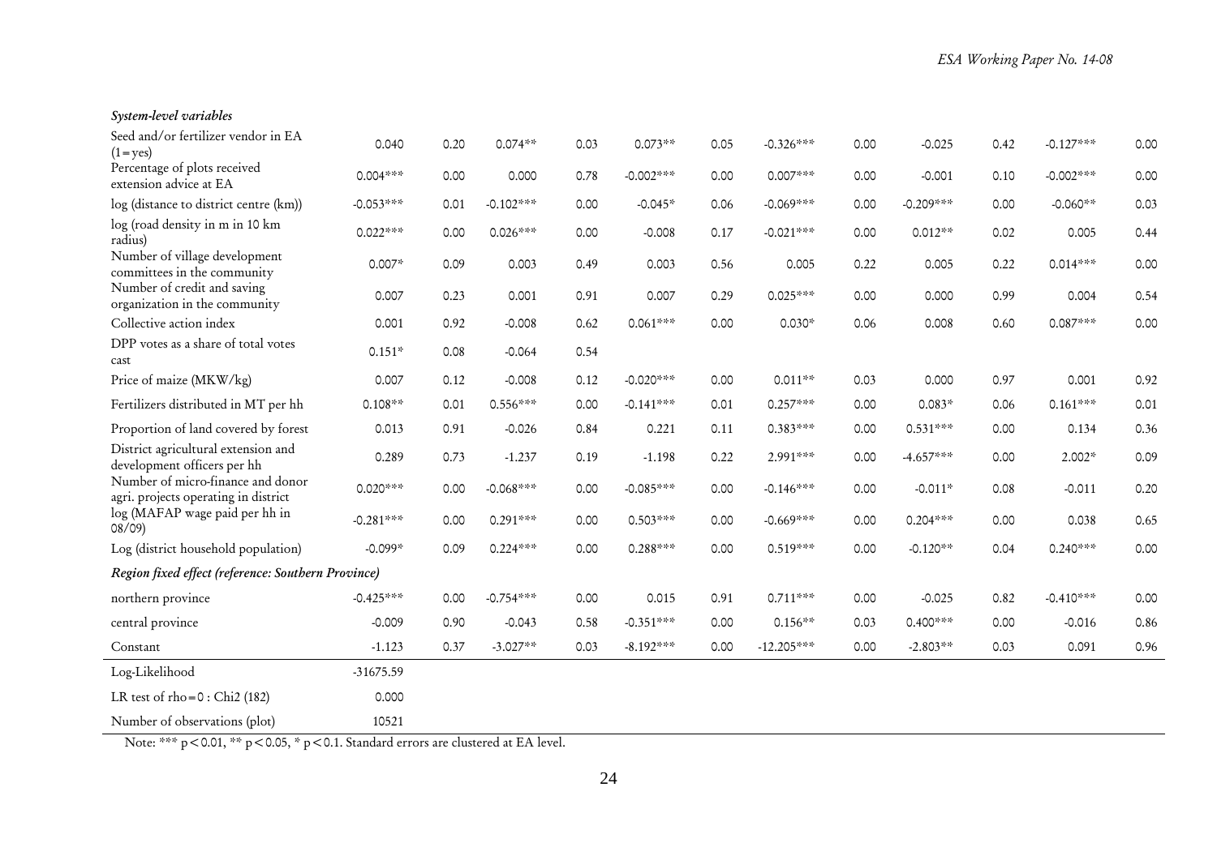| | | | | | | | | | | | | |
|---|---|---|---|---|---|---|---|---|---|---|---|---|
| *System-level variables* | | | | | | | | | | | | |
| Seed and/or fertilizer vendor in EA (1=yes) | 0.040 | 0.20 | 0.074** | 0.03 | 0.073** | 0.05 | -0.326*** | 0.00 | -0.025 | 0.42 | -0.127*** | 0.00 |
| Percentage of plots received extension advice at EA | 0.004*** | 0.00 | 0.000 | 0.78 | -0.002*** | 0.00 | 0.007*** | 0.00 | -0.001 | 0.10 | -0.002*** | 0.00 |
| log (distance to district centre (km)) | -0.053*** | 0.01 | -0.102*** | 0.00 | -0.045* | 0.06 | -0.069*** | 0.00 | -0.209*** | 0.00 | -0.060** | 0.03 |
| log (road density in m in 10 km radius) | 0.022*** | 0.00 | 0.026*** | 0.00 | -0.008 | 0.17 | -0.021*** | 0.00 | 0.012** | 0.02 | 0.005 | 0.44 |
| Number of village development committees in the community | 0.007* | 0.09 | 0.003 | 0.49 | 0.003 | 0.56 | 0.005 | 0.22 | 0.005 | 0.22 | 0.014*** | 0.00 |
| Number of credit and saving organization in the community | 0.007 | 0.23 | 0.001 | 0.91 | 0.007 | 0.29 | 0.025*** | 0.00 | 0.000 | 0.99 | 0.004 | 0.54 |
| Collective action index | 0.001 | 0.92 | -0.008 | 0.62 | 0.061*** | 0.00 | 0.030* | 0.06 | 0.008 | 0.60 | 0.087*** | 0.00 |
| DPP votes as a share of total votes cast | 0.151* | 0.08 | -0.064 | 0.54 | | | | | | | | |
| Price of maize (MKW/kg) | 0.007 | 0.12 | -0.008 | 0.12 | -0.020*** | 0.00 | 0.011** | 0.03 | 0.000 | 0.97 | 0.001 | 0.92 |
| Fertilizers distributed in MT per hh | 0.108** | 0.01 | 0.556*** | 0.00 | -0.141*** | 0.01 | 0.257*** | 0.00 | 0.083* | 0.06 | 0.161*** | 0.01 |
| Proportion of land covered by forest | 0.013 | 0.91 | -0.026 | 0.84 | 0.221 | 0.11 | 0.383*** | 0.00 | 0.531*** | 0.00 | 0.134 | 0.36 |
| District agricultural extension and development officers per hh | 0.289 | 0.73 | -1.237 | 0.19 | -1.198 | 0.22 | 2.991*** | 0.00 | -4.657*** | 0.00 | 2.002* | 0.09 |
| Number of micro-finance and donor agri. projects operating in district | 0.020*** | 0.00 | -0.068*** | 0.00 | -0.085*** | 0.00 | -0.146*** | 0.00 | -0.011* | 0.08 | -0.011 | 0.20 |
| log (MAFAP wage paid per hh in 08/09) | -0.281*** | 0.00 | 0.291*** | 0.00 | 0.503*** | 0.00 | -0.669*** | 0.00 | 0.204*** | 0.00 | 0.038 | 0.65 |
| Log (district household population) | -0.099* | 0.09 | 0.224*** | 0.00 | 0.288*** | 0.00 | 0.519*** | 0.00 | -0.120** | 0.04 | 0.240*** | 0.00 |
| *Region fixed effect (reference: Southern Province)* | | | | | | | | | | | | |
| northern province | -0.425*** | 0.00 | -0.754*** | 0.00 | 0.015 | 0.91 | 0.711*** | 0.00 | -0.025 | 0.82 | -0.410*** | 0.00 |
| central province | -0.009 | 0.90 | -0.043 | 0.58 | -0.351*** | 0.00 | 0.156** | 0.03 | 0.400*** | 0.00 | -0.016 | 0.86 |
| Constant | -1.123 | 0.37 | -3.027** | 0.03 | -8.192*** | 0.00 | -12.205*** | 0.00 | -2.803** | 0.03 | 0.091 | 0.96 |
| Log-Likelihood | -31675.59 | | | | | | | | | | | |
| LR test of rho=0 : Chi2 (182) | 0.000 | | | | | | | | | | | |
| Number of observations (plot) | 10521 | | | | | | | | | | | |

Note: *** p<0.01, ** p<0.05, * p<0.1. Standard errors are clustered at EA level.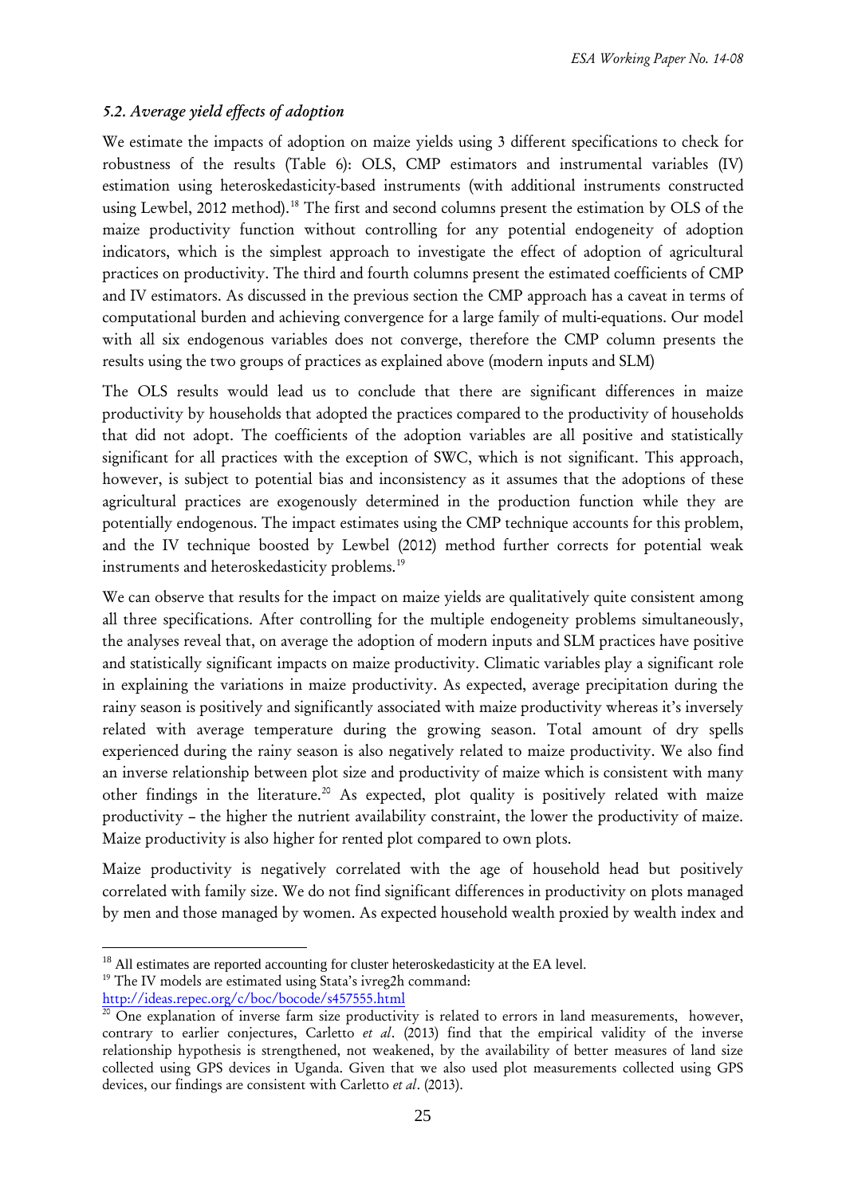### *5.2. Average yield effects of adoption*

We estimate the impacts of adoption on maize yields using 3 different specifications to check for robustness of the results (Table 6): OLS, CMP estimators and instrumental variables (IV) estimation using heteroskedasticity-based instruments (with additional instruments constructed using Lewbel, 2012 method).[18] The first and second columns present the estimation by OLS of the maize productivity function without controlling for any potential endogeneity of adoption indicators, which is the simplest approach to investigate the effect of adoption of agricultural practices on productivity. The third and fourth columns present the estimated coefficients of CMP and IV estimators. As discussed in the previous section the CMP approach has a caveat in terms of computational burden and achieving convergence for a large family of multi-equations. Our model with all six endogenous variables does not converge, therefore the CMP column presents the results using the two groups of practices as explained above (modern inputs and SLM)

The OLS results would lead us to conclude that there are significant differences in maize productivity by households that adopted the practices compared to the productivity of households that did not adopt. The coefficients of the adoption variables are all positive and statistically significant for all practices with the exception of SWC, which is not significant. This approach, however, is subject to potential bias and inconsistency as it assumes that the adoptions of these agricultural practices are exogenously determined in the production function while they are potentially endogenous. The impact estimates using the CMP technique accounts for this problem, and the IV technique boosted by Lewbel (2012) method further corrects for potential weak instruments and heteroskedasticity problems.[19]

We can observe that results for the impact on maize yields are qualitatively quite consistent among all three specifications. After controlling for the multiple endogeneity problems simultaneously, the analyses reveal that, on average the adoption of modern inputs and SLM practices have positive and statistically significant impacts on maize productivity. Climatic variables play a significant role in explaining the variations in maize productivity. As expected, average precipitation during the rainy season is positively and significantly associated with maize productivity whereas it's inversely related with average temperature during the growing season. Total amount of dry spells experienced during the rainy season is also negatively related to maize productivity. We also find an inverse relationship between plot size and productivity of maize which is consistent with many other findings in the literature.[20] As expected, plot quality is positively related with maize productivity – the higher the nutrient availability constraint, the lower the productivity of maize. Maize productivity is also higher for rented plot compared to own plots.

Maize productivity is negatively correlated with the age of household head but positively correlated with family size. We do not find significant differences in productivity on plots managed by men and those managed by women. As expected household wealth proxied by wealth index and

---

[18] All estimates are reported accounting for cluster heteroskedasticity at the EA level.

[19] The IV models are estimated using Stata's ivreg2h command: http://ideas.repec.org/c/boc/bocode/s457555.html

[20] One explanation of inverse farm size productivity is related to errors in land measurements, however, contrary to earlier conjectures, Carletto *et al*. (2013) find that the empirical validity of the inverse relationship hypothesis is strengthened, not weakened, by the availability of better measures of land size collected using GPS devices in Uganda. Given that we also used plot measurements collected using GPS devices, our findings are consistent with Carletto *et al*. (2013).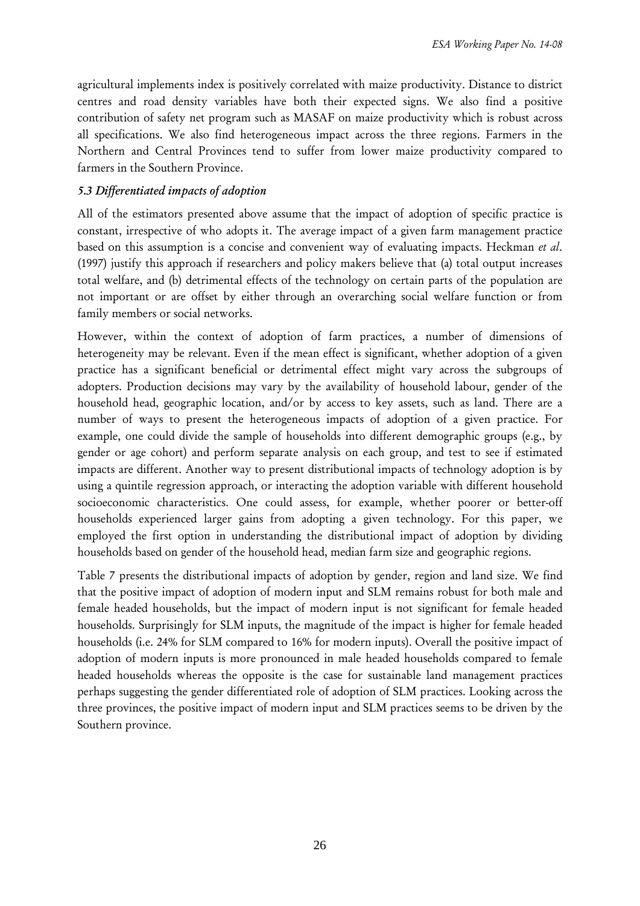agricultural implements index is positively correlated with maize productivity. Distance to district centres and road density variables have both their expected signs. We also find a positive contribution of safety net program such as MASAF on maize productivity which is robust across all specifications. We also find heterogeneous impact across the three regions. Farmers in the Northern and Central Provinces tend to suffer from lower maize productivity compared to farmers in the Southern Province.

### *5.3 Differentiated impacts of adoption*

All of the estimators presented above assume that the impact of adoption of specific practice is constant, irrespective of who adopts it. The average impact of a given farm management practice based on this assumption is a concise and convenient way of evaluating impacts. Heckman *et al*. (1997) justify this approach if researchers and policy makers believe that (a) total output increases total welfare, and (b) detrimental effects of the technology on certain parts of the population are not important or are offset by either through an overarching social welfare function or from family members or social networks.

However, within the context of adoption of farm practices, a number of dimensions of heterogeneity may be relevant. Even if the mean effect is significant, whether adoption of a given practice has a significant beneficial or detrimental effect might vary across the subgroups of adopters. Production decisions may vary by the availability of household labour, gender of the household head, geographic location, and/or by access to key assets, such as land. There are a number of ways to present the heterogeneous impacts of adoption of a given practice. For example, one could divide the sample of households into different demographic groups (e.g., by gender or age cohort) and perform separate analysis on each group, and test to see if estimated impacts are different. Another way to present distributional impacts of technology adoption is by using a quintile regression approach, or interacting the adoption variable with different household socioeconomic characteristics. One could assess, for example, whether poorer or better-off households experienced larger gains from adopting a given technology. For this paper, we employed the first option in understanding the distributional impact of adoption by dividing households based on gender of the household head, median farm size and geographic regions.

Table 7 presents the distributional impacts of adoption by gender, region and land size. We find that the positive impact of adoption of modern input and SLM remains robust for both male and female headed households, but the impact of modern input is not significant for female headed households. Surprisingly for SLM inputs, the magnitude of the impact is higher for female headed households (i.e. 24% for SLM compared to 16% for modern inputs). Overall the positive impact of adoption of modern inputs is more pronounced in male headed households compared to female headed households whereas the opposite is the case for sustainable land management practices perhaps suggesting the gender differentiated role of adoption of SLM practices. Looking across the three provinces, the positive impact of modern input and SLM practices seems to be driven by the Southern province.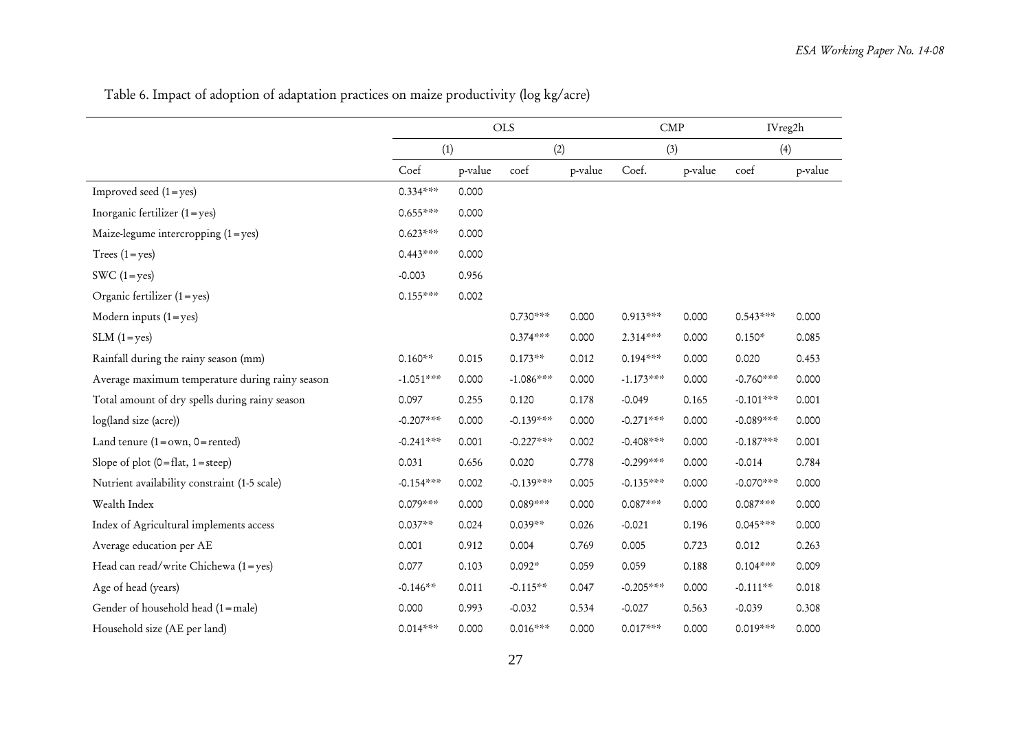Table 6. Impact of adoption of adaptation practices on maize productivity (log kg/acre)

| | OLS | | | | CMP | | IVreg2h | |
|---|---|---|---|---|---|---|---|---|
| | (1) | | (2) | | (3) | | (4) | |
| | Coef | p-value | coef | p-value | Coef. | p-value | coef | p-value |
| Improved seed (1=yes) | 0.334*** | 0.000 | | | | | | |
| Inorganic fertilizer (1=yes) | 0.655*** | 0.000 | | | | | | |
| Maize-legume intercropping (1=yes) | 0.623*** | 0.000 | | | | | | |
| Trees (1=yes) | 0.443*** | 0.000 | | | | | | |
| SWC (1=yes) | -0.003 | 0.956 | | | | | | |
| Organic fertilizer (1=yes) | 0.155*** | 0.002 | | | | | | |
| Modern inputs (1=yes) | | | 0.730*** | 0.000 | 0.913*** | 0.000 | 0.543*** | 0.000 |
| SLM (1=yes) | | | 0.374*** | 0.000 | 2.314*** | 0.000 | 0.150* | 0.085 |
| Rainfall during the rainy season (mm) | 0.160** | 0.015 | 0.173** | 0.012 | 0.194*** | 0.000 | 0.020 | 0.453 |
| Average maximum temperature during rainy season | -1.051*** | 0.000 | -1.086*** | 0.000 | -1.173*** | 0.000 | -0.760*** | 0.000 |
| Total amount of dry spells during rainy season | 0.097 | 0.255 | 0.120 | 0.178 | -0.049 | 0.165 | -0.101*** | 0.001 |
| log(land size (acre)) | -0.207*** | 0.000 | -0.139*** | 0.000 | -0.271*** | 0.000 | -0.089*** | 0.000 |
| Land tenure (1=own, 0=rented) | -0.241*** | 0.001 | -0.227*** | 0.002 | -0.408*** | 0.000 | -0.187*** | 0.001 |
| Slope of plot (0=flat, 1=steep) | 0.031 | 0.656 | 0.020 | 0.778 | -0.299*** | 0.000 | -0.014 | 0.784 |
| Nutrient availability constraint (1-5 scale) | -0.154*** | 0.002 | -0.139*** | 0.005 | -0.135*** | 0.000 | -0.070*** | 0.000 |
| Wealth Index | 0.079*** | 0.000 | 0.089*** | 0.000 | 0.087*** | 0.000 | 0.087*** | 0.000 |
| Index of Agricultural implements access | 0.037** | 0.024 | 0.039** | 0.026 | -0.021 | 0.196 | 0.045*** | 0.000 |
| Average education per AE | 0.001 | 0.912 | 0.004 | 0.769 | 0.005 | 0.723 | 0.012 | 0.263 |
| Head can read/write Chichewa (1=yes) | 0.077 | 0.103 | 0.092* | 0.059 | 0.059 | 0.188 | 0.104*** | 0.009 |
| Age of head (years) | -0.146** | 0.011 | -0.115** | 0.047 | -0.205*** | 0.000 | -0.111** | 0.018 |
| Gender of household head (1=male) | 0.000 | 0.993 | -0.032 | 0.534 | -0.027 | 0.563 | -0.039 | 0.308 |
| Household size (AE per land) | 0.014*** | 0.000 | 0.016*** | 0.000 | 0.017*** | 0.000 | 0.019*** | 0.000 |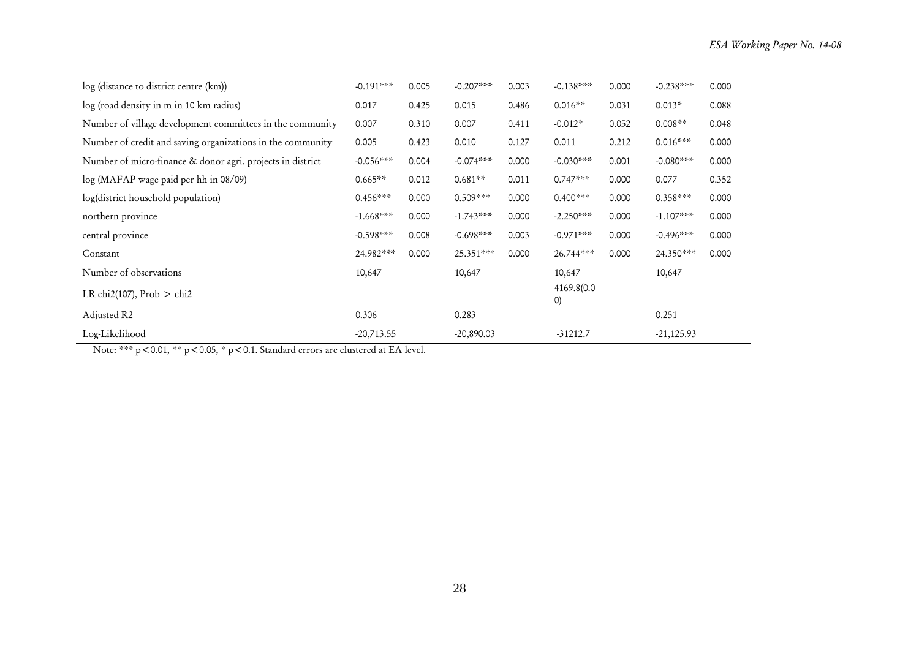| | | | | | | | | |
|---|---|---|---|---|---|---|---|---|
| log (distance to district centre (km)) | -0.191*** | 0.005 | -0.207*** | 0.003 | -0.138*** | 0.000 | -0.238*** | 0.000 |
| log (road density in m in 10 km radius) | 0.017 | 0.425 | 0.015 | 0.486 | 0.016** | 0.031 | 0.013* | 0.088 |
| Number of village development committees in the community | 0.007 | 0.310 | 0.007 | 0.411 | -0.012* | 0.052 | 0.008** | 0.048 |
| Number of credit and saving organizations in the community | 0.005 | 0.423 | 0.010 | 0.127 | 0.011 | 0.212 | 0.016*** | 0.000 |
| Number of micro-finance & donor agri. projects in district | -0.056*** | 0.004 | -0.074*** | 0.000 | -0.030*** | 0.001 | -0.080*** | 0.000 |
| log (MAFAP wage paid per hh in 08/09) | 0.665** | 0.012 | 0.681** | 0.011 | 0.747*** | 0.000 | 0.077 | 0.352 |
| log(district household population) | 0.456*** | 0.000 | 0.509*** | 0.000 | 0.400*** | 0.000 | 0.358*** | 0.000 |
| northern province | -1.668*** | 0.000 | -1.743*** | 0.000 | -2.250*** | 0.000 | -1.107*** | 0.000 |
| central province | -0.598*** | 0.008 | -0.698*** | 0.003 | -0.971*** | 0.000 | -0.496*** | 0.000 |
| Constant | 24.982*** | 0.000 | 25.351*** | 0.000 | 26.744*** | 0.000 | 24.350*** | 0.000 |
| Number of observations | 10,647 | | 10,647 | | 10,647 | | 10,647 | |
| LR chi2(107), Prob > chi2 | | | | | 4169.8(0.00) | | | |
| Adjusted R2 | 0.306 | | 0.283 | | | | 0.251 | |
| Log-Likelihood | -20,713.55 | | -20,890.03 | | -31212.7 | | -21,125.93 | |

Note: *** $p<0.01$, ** $p<0.05$, * $p<0.1$. Standard errors are clustered at EA level.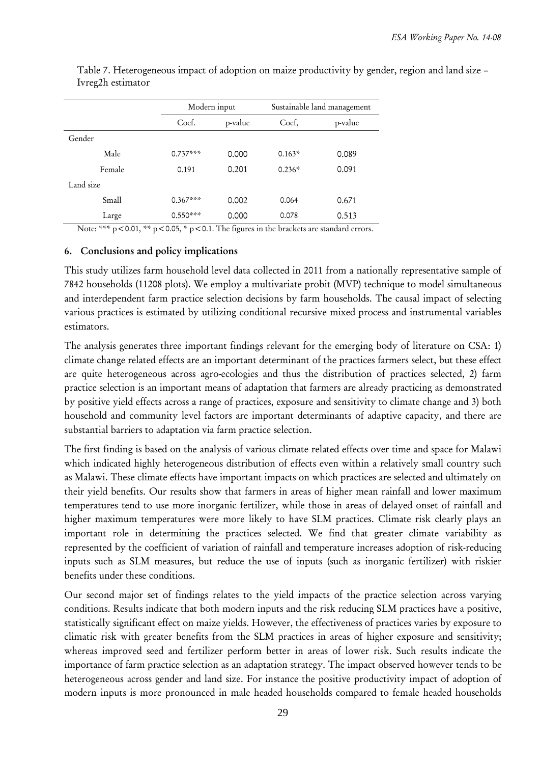Table 7. Heterogeneous impact of adoption on maize productivity by gender, region and land size – Ivreg2h estimator

| | Modern input | | Sustainable land management | |
|---|---|---|---|---|
| | Coef. | p-value | Coef, | p-value |
| Gender | | | | |
| Male | 0.737*** | 0.000 | 0.163* | 0.089 |
| Female | 0.191 | 0.201 | 0.236* | 0.091 |
| Land size | | | | |
| Small | 0.367*** | 0.002 | 0.064 | 0.671 |
| Large | 0.550*** | 0.000 | 0.078 | 0.513 |

Note: *** $p<0.01$, ** $p<0.05$, * $p<0.1$. The figures in the brackets are standard errors.

## 6. Conclusions and policy implications

This study utilizes farm household level data collected in 2011 from a nationally representative sample of 7842 households (11208 plots). We employ a multivariate probit (MVP) technique to model simultaneous and interdependent farm practice selection decisions by farm households. The causal impact of selecting various practices is estimated by utilizing conditional recursive mixed process and instrumental variables estimators.

The analysis generates three important findings relevant for the emerging body of literature on CSA: 1) climate change related effects are an important determinant of the practices farmers select, but these effect are quite heterogeneous across agro-ecologies and thus the distribution of practices selected, 2) farm practice selection is an important means of adaptation that farmers are already practicing as demonstrated by positive yield effects across a range of practices, exposure and sensitivity to climate change and 3) both household and community level factors are important determinants of adaptive capacity, and there are substantial barriers to adaptation via farm practice selection.

The first finding is based on the analysis of various climate related effects over time and space for Malawi which indicated highly heterogeneous distribution of effects even within a relatively small country such as Malawi. These climate effects have important impacts on which practices are selected and ultimately on their yield benefits. Our results show that farmers in areas of higher mean rainfall and lower maximum temperatures tend to use more inorganic fertilizer, while those in areas of delayed onset of rainfall and higher maximum temperatures were more likely to have SLM practices. Climate risk clearly plays an important role in determining the practices selected. We find that greater climate variability as represented by the coefficient of variation of rainfall and temperature increases adoption of risk-reducing inputs such as SLM measures, but reduce the use of inputs (such as inorganic fertilizer) with riskier benefits under these conditions.

Our second major set of findings relates to the yield impacts of the practice selection across varying conditions. Results indicate that both modern inputs and the risk reducing SLM practices have a positive, statistically significant effect on maize yields. However, the effectiveness of practices varies by exposure to climatic risk with greater benefits from the SLM practices in areas of higher exposure and sensitivity; whereas improved seed and fertilizer perform better in areas of lower risk. Such results indicate the importance of farm practice selection as an adaptation strategy. The impact observed however tends to be heterogeneous across gender and land size. For instance the positive productivity impact of adoption of modern inputs is more pronounced in male headed households compared to female headed households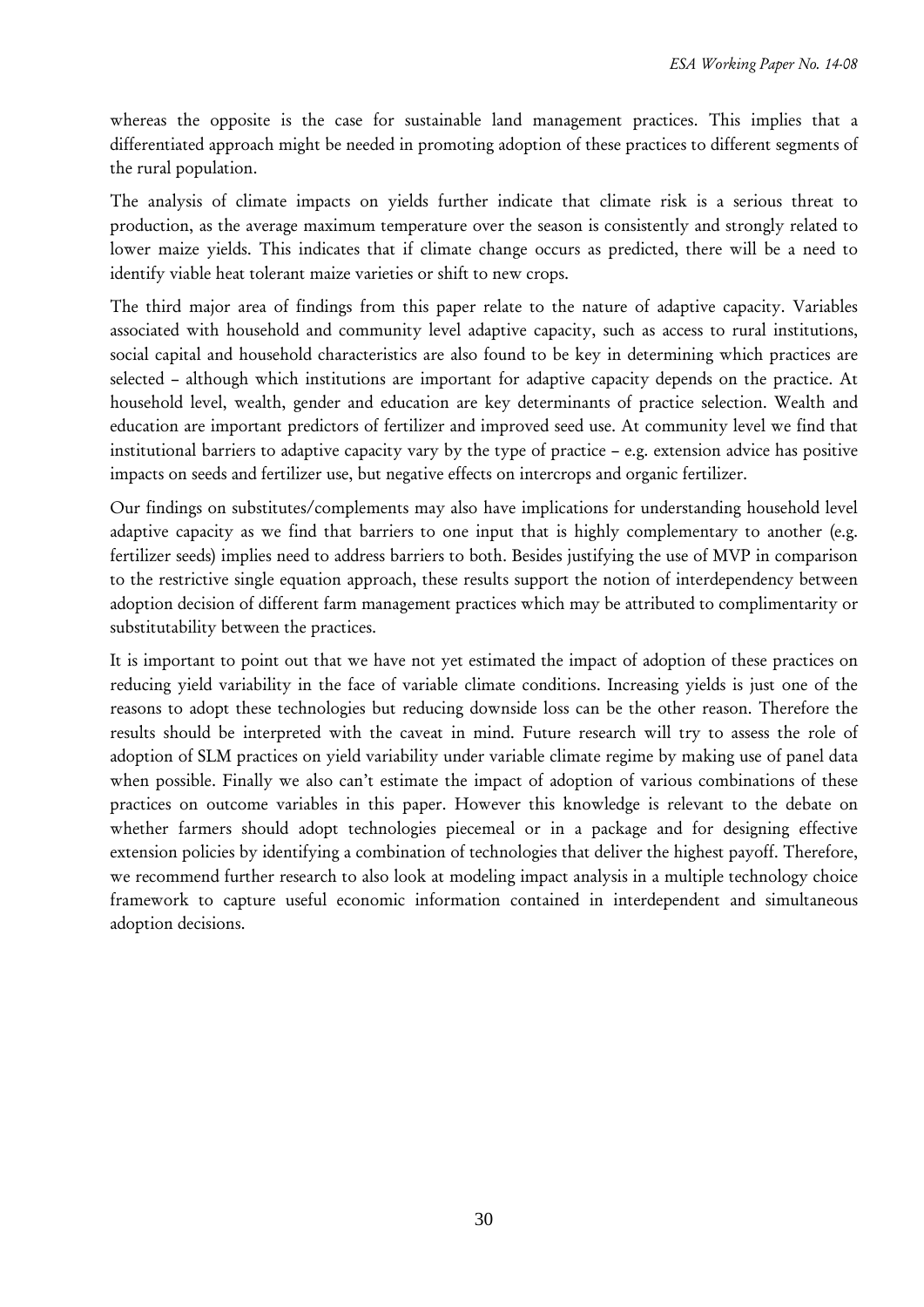whereas the opposite is the case for sustainable land management practices. This implies that a differentiated approach might be needed in promoting adoption of these practices to different segments of the rural population.

The analysis of climate impacts on yields further indicate that climate risk is a serious threat to production, as the average maximum temperature over the season is consistently and strongly related to lower maize yields. This indicates that if climate change occurs as predicted, there will be a need to identify viable heat tolerant maize varieties or shift to new crops.

The third major area of findings from this paper relate to the nature of adaptive capacity. Variables associated with household and community level adaptive capacity, such as access to rural institutions, social capital and household characteristics are also found to be key in determining which practices are selected – although which institutions are important for adaptive capacity depends on the practice. At household level, wealth, gender and education are key determinants of practice selection. Wealth and education are important predictors of fertilizer and improved seed use. At community level we find that institutional barriers to adaptive capacity vary by the type of practice – e.g. extension advice has positive impacts on seeds and fertilizer use, but negative effects on intercrops and organic fertilizer.

Our findings on substitutes/complements may also have implications for understanding household level adaptive capacity as we find that barriers to one input that is highly complementary to another (e.g. fertilizer seeds) implies need to address barriers to both. Besides justifying the use of MVP in comparison to the restrictive single equation approach, these results support the notion of interdependency between adoption decision of different farm management practices which may be attributed to complimentarity or substitutability between the practices.

It is important to point out that we have not yet estimated the impact of adoption of these practices on reducing yield variability in the face of variable climate conditions. Increasing yields is just one of the reasons to adopt these technologies but reducing downside loss can be the other reason. Therefore the results should be interpreted with the caveat in mind. Future research will try to assess the role of adoption of SLM practices on yield variability under variable climate regime by making use of panel data when possible. Finally we also can't estimate the impact of adoption of various combinations of these practices on outcome variables in this paper. However this knowledge is relevant to the debate on whether farmers should adopt technologies piecemeal or in a package and for designing effective extension policies by identifying a combination of technologies that deliver the highest payoff. Therefore, we recommend further research to also look at modeling impact analysis in a multiple technology choice framework to capture useful economic information contained in interdependent and simultaneous adoption decisions.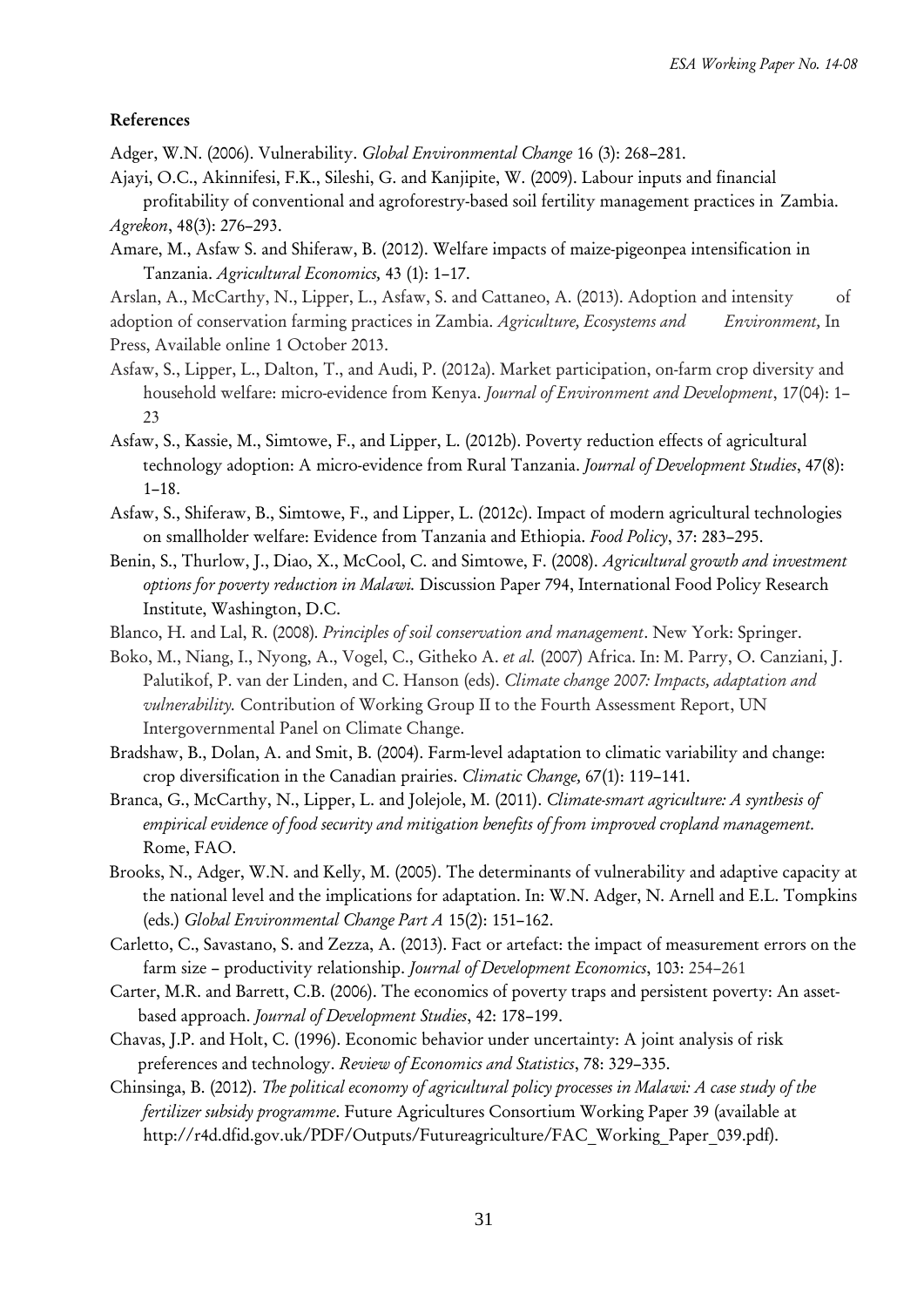## References

Adger, W.N. (2006). Vulnerability. *Global Environmental Change* 16 (3): 268–281.

Ajayi, O.C., Akinnifesi, F.K., Sileshi, G. and Kanjipite, W. (2009). Labour inputs and financial profitability of conventional and agroforestry-based soil fertility management practices in Zambia. *Agrekon*, 48(3): 276–293.

Amare, M., Asfaw S. and Shiferaw, B. (2012). Welfare impacts of maize-pigeonpea intensification in Tanzania. *Agricultural Economics,* 43 (1): 1–17.

Arslan, A., McCarthy, N., Lipper, L., Asfaw, S. and Cattaneo, A. (2013). Adoption and intensity of adoption of conservation farming practices in Zambia. *Agriculture, Ecosystems and Environment,* In Press, Available online 1 October 2013.

Asfaw, S., Lipper, L., Dalton, T., and Audi, P. (2012a). Market participation, on-farm crop diversity and household welfare: micro-evidence from Kenya. *Journal of Environment and Development*, 17(04): 1–23

Asfaw, S., Kassie, M., Simtowe, F., and Lipper, L. (2012b). Poverty reduction effects of agricultural technology adoption: A micro-evidence from Rural Tanzania. *Journal of Development Studies*, 47(8): 1–18.

Asfaw, S., Shiferaw, B., Simtowe, F., and Lipper, L. (2012c). Impact of modern agricultural technologies on smallholder welfare: Evidence from Tanzania and Ethiopia. *Food Policy*, 37: 283–295.

Benin, S., Thurlow, J., Diao, X., McCool, C. and Simtowe, F. (2008). *Agricultural growth and investment options for poverty reduction in Malawi.* Discussion Paper 794, International Food Policy Research Institute, Washington, D.C.

Blanco, H. and Lal, R. (2008). *Principles of soil conservation and management*. New York: Springer.

Boko, M., Niang, I., Nyong, A., Vogel, C., Githeko A. *et al.* (2007) Africa. In: M. Parry, O. Canziani, J. Palutikof, P. van der Linden, and C. Hanson (eds). *Climate change 2007: Impacts, adaptation and vulnerability.* Contribution of Working Group II to the Fourth Assessment Report, UN Intergovernmental Panel on Climate Change.

Bradshaw, B., Dolan, A. and Smit, B. (2004). Farm-level adaptation to climatic variability and change: crop diversification in the Canadian prairies. *Climatic Change,* 67(1): 119–141.

Branca, G., McCarthy, N., Lipper, L. and Jolejole, M. (2011). *Climate-smart agriculture: A synthesis of empirical evidence of food security and mitigation benefits of from improved cropland management.* Rome, FAO.

Brooks, N., Adger, W.N. and Kelly, M. (2005). The determinants of vulnerability and adaptive capacity at the national level and the implications for adaptation. In: W.N. Adger, N. Arnell and E.L. Tompkins (eds.) *Global Environmental Change Part A* 15(2): 151–162.

Carletto, C., Savastano, S. and Zezza, A. (2013). Fact or artefact: the impact of measurement errors on the farm size – productivity relationship. *Journal of Development Economics*, 103: 254–261

Carter, M.R. and Barrett, C.B. (2006). The economics of poverty traps and persistent poverty: An asset-based approach. *Journal of Development Studies*, 42: 178–199.

Chavas, J.P. and Holt, C. (1996). Economic behavior under uncertainty: A joint analysis of risk preferences and technology. *Review of Economics and Statistics*, 78: 329–335.

Chinsinga, B. (2012). *The political economy of agricultural policy processes in Malawi: A case study of the fertilizer subsidy programme*. Future Agricultures Consortium Working Paper 39 (available at http://r4d.dfid.gov.uk/PDF/Outputs/Futureagriculture/FAC_Working_Paper_039.pdf).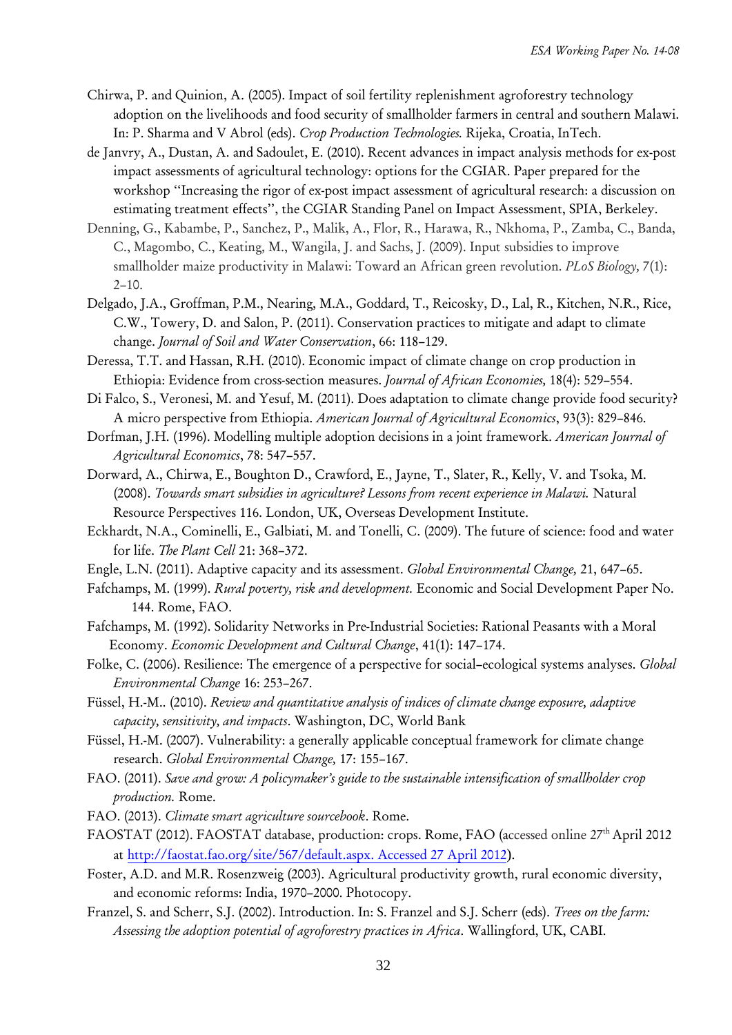Chirwa, P. and Quinion, A. (2005). Impact of soil fertility replenishment agroforestry technology adoption on the livelihoods and food security of smallholder farmers in central and southern Malawi. In: P. Sharma and V Abrol (eds). *Crop Production Technologies.* Rijeka, Croatia, InTech.

de Janvry, A., Dustan, A. and Sadoulet, E. (2010). Recent advances in impact analysis methods for ex-post impact assessments of agricultural technology: options for the CGIAR. Paper prepared for the workshop "Increasing the rigor of ex-post impact assessment of agricultural research: a discussion on estimating treatment effects", the CGIAR Standing Panel on Impact Assessment, SPIA, Berkeley.

Denning, G., Kabambe, P., Sanchez, P., Malik, A., Flor, R., Harawa, R., Nkhoma, P., Zamba, C., Banda, C., Magombo, C., Keating, M., Wangila, J. and Sachs, J. (2009). Input subsidies to improve smallholder maize productivity in Malawi: Toward an African green revolution. *PLoS Biology*, 7(1): 2–10.

Delgado, J.A., Groffman, P.M., Nearing, M.A., Goddard, T., Reicosky, D., Lal, R., Kitchen, N.R., Rice, C.W., Towery, D. and Salon, P. (2011). Conservation practices to mitigate and adapt to climate change. *Journal of Soil and Water Conservation*, 66: 118–129.

Deressa, T.T. and Hassan, R.H. (2010). Economic impact of climate change on crop production in Ethiopia: Evidence from cross-section measures. *Journal of African Economies,* 18(4): 529–554.

Di Falco, S., Veronesi, M. and Yesuf, M. (2011). Does adaptation to climate change provide food security? A micro perspective from Ethiopia. *American Journal of Agricultural Economics*, 93(3): 829–846.

Dorfman, J.H. (1996). Modelling multiple adoption decisions in a joint framework. *American Journal of Agricultural Economics*, 78: 547–557.

Dorward, A., Chirwa, E., Boughton D., Crawford, E., Jayne, T., Slater, R., Kelly, V. and Tsoka, M. (2008). *Towards smart subsidies in agriculture? Lessons from recent experience in Malawi.* Natural Resource Perspectives 116. London, UK, Overseas Development Institute.

Eckhardt, N.A., Cominelli, E., Galbiati, M. and Tonelli, C. (2009). The future of science: food and water for life. *The Plant Cell* 21: 368–372.

Engle, L.N. (2011). Adaptive capacity and its assessment. *Global Environmental Change,* 21, 647–65.

Fafchamps, M. (1999). *Rural poverty, risk and development.* Economic and Social Development Paper No. 144. Rome, FAO.

Fafchamps, M. (1992). Solidarity Networks in Pre-Industrial Societies: Rational Peasants with a Moral Economy. *Economic Development and Cultural Change*, 41(1): 147–174.

Folke, C. (2006). Resilience: The emergence of a perspective for social–ecological systems analyses. *Global Environmental Change* 16: 253–267.

Füssel, H.-M.. (2010). *Review and quantitative analysis of indices of climate change exposure, adaptive capacity, sensitivity, and impacts*. Washington, DC, World Bank

Füssel, H.-M. (2007). Vulnerability: a generally applicable conceptual framework for climate change research. *Global Environmental Change,* 17: 155–167.

FAO. (2011). *Save and grow: A policymaker's guide to the sustainable intensification of smallholder crop production.* Rome.

FAO. (2013). *Climate smart agriculture sourcebook*. Rome.

FAOSTAT (2012). FAOSTAT database, production: crops. Rome, FAO (accessed online 27th April 2012 at http://faostat.fao.org/site/567/default.aspx. Accessed 27 April 2012).

Foster, A.D. and M.R. Rosenzweig (2003). Agricultural productivity growth, rural economic diversity, and economic reforms: India, 1970–2000. Photocopy.

Franzel, S. and Scherr, S.J. (2002). Introduction. In: S. Franzel and S.J. Scherr (eds). *Trees on the farm: Assessing the adoption potential of agroforestry practices in Africa*. Wallingford, UK, CABI.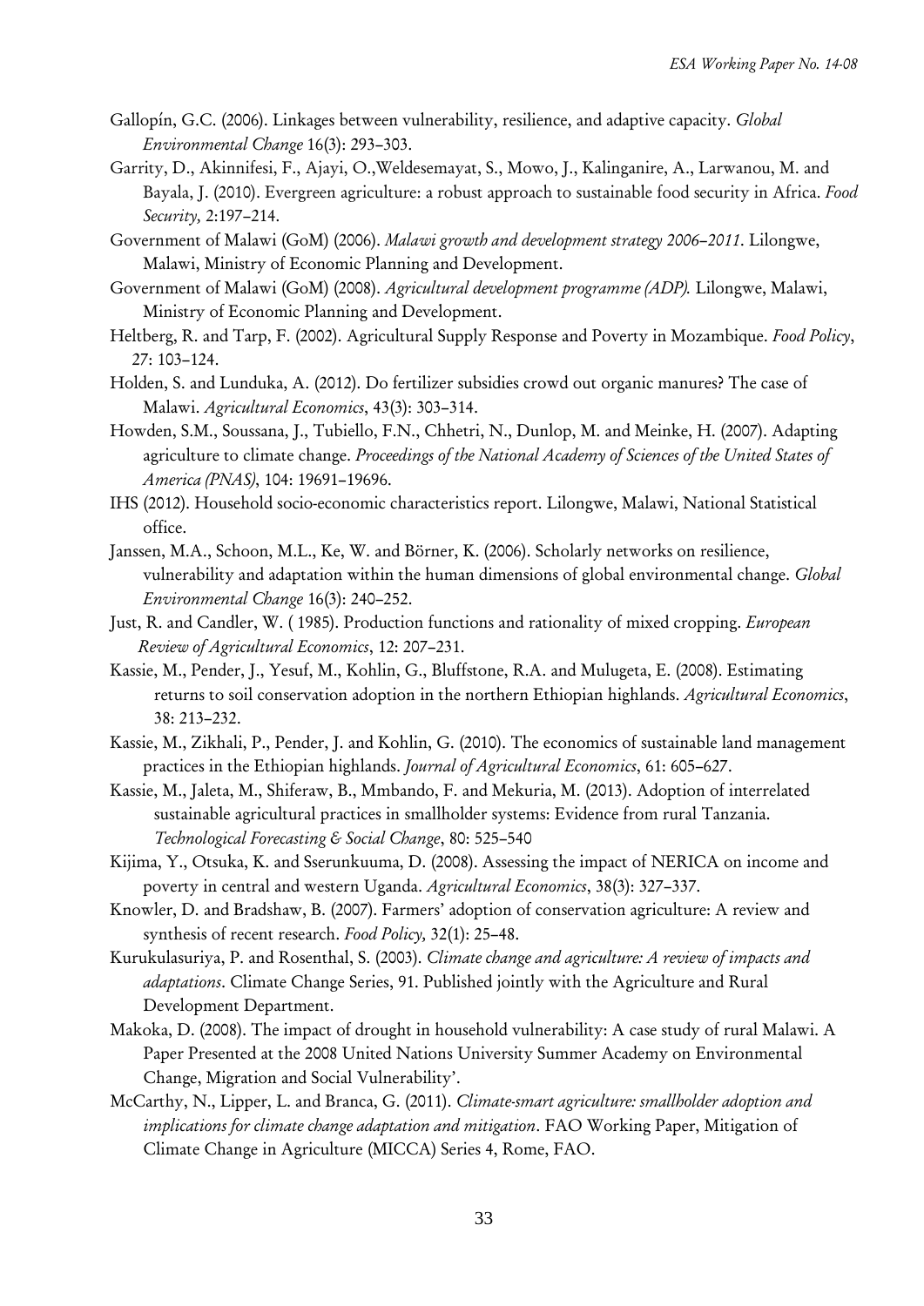Gallopín, G.C. (2006). Linkages between vulnerability, resilience, and adaptive capacity. *Global Environmental Change* 16(3): 293–303.

Garrity, D., Akinnifesi, F., Ajayi, O.,Weldesemayat, S., Mowo, J., Kalinganire, A., Larwanou, M. and Bayala, J. (2010). Evergreen agriculture: a robust approach to sustainable food security in Africa. *Food Security,* 2:197–214.

Government of Malawi (GoM) (2006). *Malawi growth and development strategy 2006–2011.* Lilongwe, Malawi, Ministry of Economic Planning and Development.

Government of Malawi (GoM) (2008). *Agricultural development programme (ADP).* Lilongwe, Malawi, Ministry of Economic Planning and Development.

Heltberg, R. and Tarp, F. (2002). Agricultural Supply Response and Poverty in Mozambique. *Food Policy*, 27: 103–124.

Holden, S. and Lunduka, A. (2012). Do fertilizer subsidies crowd out organic manures? The case of Malawi. *Agricultural Economics*, 43(3): 303–314.

Howden, S.M., Soussana, J., Tubiello, F.N., Chhetri, N., Dunlop, M. and Meinke, H. (2007). Adapting agriculture to climate change. *Proceedings of the National Academy of Sciences of the United States of America (PNAS)*, 104: 19691–19696.

IHS (2012). Household socio-economic characteristics report. Lilongwe, Malawi, National Statistical office.

Janssen, M.A., Schoon, M.L., Ke, W. and Börner, K. (2006). Scholarly networks on resilience, vulnerability and adaptation within the human dimensions of global environmental change. *Global Environmental Change* 16(3): 240–252.

Just, R. and Candler, W. ( 1985). Production functions and rationality of mixed cropping. *European Review of Agricultural Economics*, 12: 207–231.

Kassie, M., Pender, J., Yesuf, M., Kohlin, G., Bluffstone, R.A. and Mulugeta, E. (2008). Estimating returns to soil conservation adoption in the northern Ethiopian highlands. *Agricultural Economics*, 38: 213–232.

Kassie, M., Zikhali, P., Pender, J. and Kohlin, G. (2010). The economics of sustainable land management practices in the Ethiopian highlands. *Journal of Agricultural Economics*, 61: 605–627.

Kassie, M., Jaleta, M., Shiferaw, B., Mmbando, F. and Mekuria, M. (2013). Adoption of interrelated sustainable agricultural practices in smallholder systems: Evidence from rural Tanzania. *Technological Forecasting & Social Change*, 80: 525–540

Kijima, Y., Otsuka, K. and Sserunkuuma, D. (2008). Assessing the impact of NERICA on income and poverty in central and western Uganda. *Agricultural Economics*, 38(3): 327–337.

Knowler, D. and Bradshaw, B. (2007). Farmers' adoption of conservation agriculture: A review and synthesis of recent research. *Food Policy,* 32(1): 25–48.

Kurukulasuriya, P. and Rosenthal, S. (2003). *Climate change and agriculture: A review of impacts and adaptations*. Climate Change Series, 91. Published jointly with the Agriculture and Rural Development Department.

Makoka, D. (2008). The impact of drought in household vulnerability: A case study of rural Malawi. A Paper Presented at the 2008 United Nations University Summer Academy on Environmental Change, Migration and Social Vulnerability'.

McCarthy, N., Lipper, L. and Branca, G. (2011). *Climate-smart agriculture: smallholder adoption and implications for climate change adaptation and mitigation*. FAO Working Paper, Mitigation of Climate Change in Agriculture (MICCA) Series 4, Rome, FAO.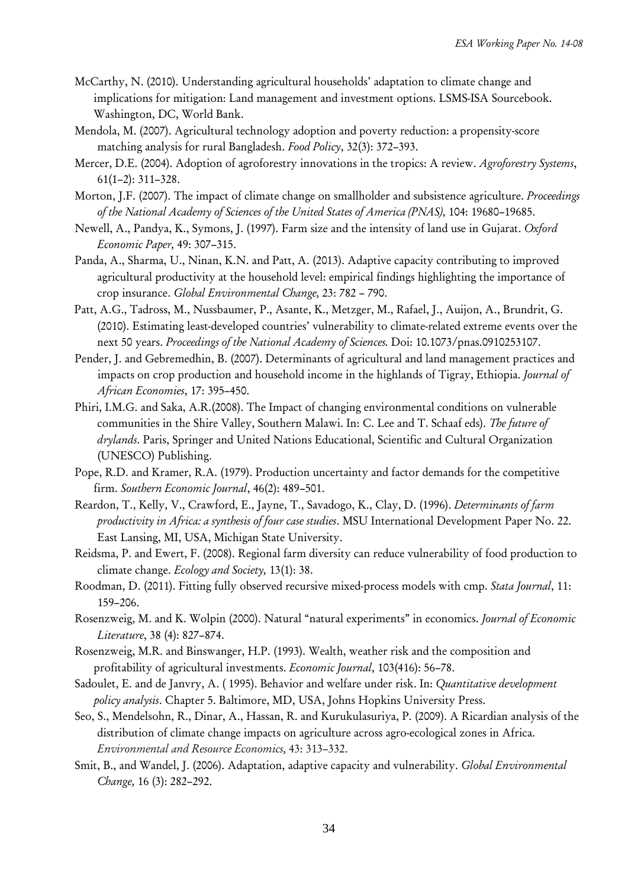McCarthy, N. (2010). Understanding agricultural households' adaptation to climate change and implications for mitigation: Land management and investment options. LSMS-ISA Sourcebook. Washington, DC, World Bank.

Mendola, M. (2007). Agricultural technology adoption and poverty reduction: a propensity-score matching analysis for rural Bangladesh. *Food Policy*, 32(3): 372–393.

Mercer, D.E. (2004). Adoption of agroforestry innovations in the tropics: A review. *Agroforestry Systems*, 61(1–2): 311–328.

Morton, J.F. (2007). The impact of climate change on smallholder and subsistence agriculture. *Proceedings of the National Academy of Sciences of the United States of America (PNAS)*, 104: 19680–19685.

Newell, A., Pandya, K., Symons, J. (1997). Farm size and the intensity of land use in Gujarat. *Oxford Economic Paper*, 49: 307–315.

Panda, A., Sharma, U., Ninan, K.N. and Patt, A. (2013). Adaptive capacity contributing to improved agricultural productivity at the household level: empirical findings highlighting the importance of crop insurance. *Global Environmental Change,* 23: 782 – 790.

Patt, A.G., Tadross, M., Nussbaumer, P., Asante, K., Metzger, M., Rafael, J., Auijon, A., Brundrit, G. (2010). Estimating least-developed countries' vulnerability to climate-related extreme events over the next 50 years. *Proceedings of the National Academy of Sciences.* Doi: 10.1073/pnas.0910253107.

Pender, J. and Gebremedhin, B. (2007). Determinants of agricultural and land management practices and impacts on crop production and household income in the highlands of Tigray, Ethiopia. *Journal of African Economies*, 17: 395–450.

Phiri, I.M.G. and Saka, A.R.(2008). The Impact of changing environmental conditions on vulnerable communities in the Shire Valley, Southern Malawi. In: C. Lee and T. Schaaf eds). *The future of drylands*. Paris, Springer and United Nations Educational, Scientific and Cultural Organization (UNESCO) Publishing.

Pope, R.D. and Kramer, R.A. (1979). Production uncertainty and factor demands for the competitive firm. *Southern Economic Journal*, 46(2): 489–501.

Reardon, T., Kelly, V., Crawford, E., Jayne, T., Savadogo, K., Clay, D. (1996). *Determinants of farm productivity in Africa: a synthesis of four case studies*. MSU International Development Paper No. 22. East Lansing, MI, USA, Michigan State University.

Reidsma, P. and Ewert, F. (2008). Regional farm diversity can reduce vulnerability of food production to climate change. *Ecology and Society,* 13(1): 38.

Roodman, D. (2011). Fitting fully observed recursive mixed-process models with cmp. *Stata Journal*, 11: 159–206.

Rosenzweig, M. and K. Wolpin (2000). Natural "natural experiments" in economics. *Journal of Economic Literature*, 38 (4): 827–874.

Rosenzweig, M.R. and Binswanger, H.P. (1993). Wealth, weather risk and the composition and profitability of agricultural investments. *Economic Journal*, 103(416): 56–78.

Sadoulet, E. and de Janvry, A. ( 1995). Behavior and welfare under risk. In: *Quantitative development policy analysis*. Chapter 5. Baltimore, MD, USA, Johns Hopkins University Press.

Seo, S., Mendelsohn, R., Dinar, A., Hassan, R. and Kurukulasuriya, P. (2009). A Ricardian analysis of the distribution of climate change impacts on agriculture across agro-ecological zones in Africa. *Environmental and Resource Economics,* 43: 313–332.

Smit, B., and Wandel, J. (2006). Adaptation, adaptive capacity and vulnerability. *Global Environmental Change,* 16 (3): 282–292.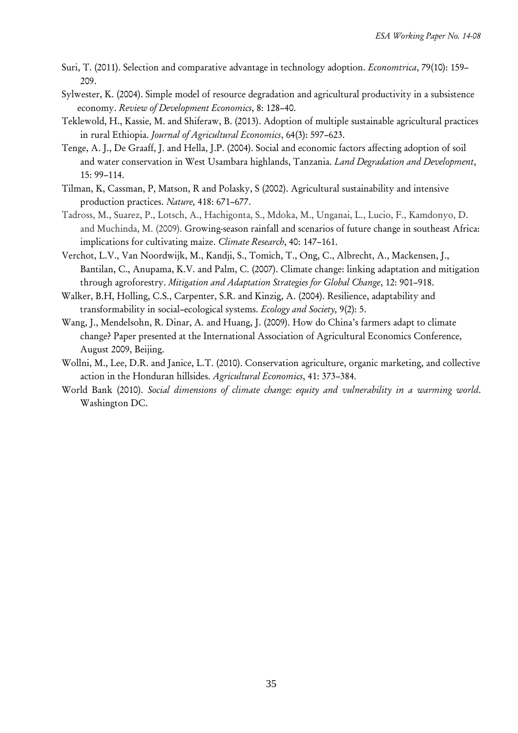Suri, T. (2011). Selection and comparative advantage in technology adoption. *Economtrica*, 79(10): 159–209.

Sylwester, K. (2004). Simple model of resource degradation and agricultural productivity in a subsistence economy. *Review of Development Economics*, 8: 128–40.

Teklewold, H., Kassie, M. and Shiferaw, B. (2013). Adoption of multiple sustainable agricultural practices in rural Ethiopia. *Journal of Agricultural Economics*, 64(3): 597–623.

Tenge, A. J., De Graaff, J. and Hella, J.P. (2004). Social and economic factors affecting adoption of soil and water conservation in West Usambara highlands, Tanzania. *Land Degradation and Development*, 15: 99–114.

Tilman, K, Cassman, P, Matson, R and Polasky, S (2002). Agricultural sustainability and intensive production practices. *Nature,* 418: 671–677.

Tadross, M., Suarez, P., Lotsch, A., Hachigonta, S., Mdoka, M., Unganai, L., Lucio, F., Kamdonyo, D. and Muchinda, M. (2009). Growing-season rainfall and scenarios of future change in southeast Africa: implications for cultivating maize. *Climate Research*, 40: 147–161.

Verchot, L.V., Van Noordwijk, M., Kandji, S., Tomich, T., Ong, C., Albrecht, A., Mackensen, J., Bantilan, C., Anupama, K.V. and Palm, C. (2007). Climate change: linking adaptation and mitigation through agroforestry. *Mitigation and Adaptation Strategies for Global Change*, 12: 901–918.

Walker, B.H, Holling, C.S., Carpenter, S.R. and Kinzig, A. (2004). Resilience, adaptability and transformability in social–ecological systems. *Ecology and Society,* 9(2): 5.

Wang, J., Mendelsohn, R. Dinar, A. and Huang, J. (2009). How do China's farmers adapt to climate change? Paper presented at the International Association of Agricultural Economics Conference, August 2009, Beijing.

Wollni, M., Lee, D.R. and Janice, L.T. (2010). Conservation agriculture, organic marketing, and collective action in the Honduran hillsides. *Agricultural Economics*, 41: 373–384.

World Bank (2010). *Social dimensions of climate change: equity and vulnerability in a warming world*. Washington DC.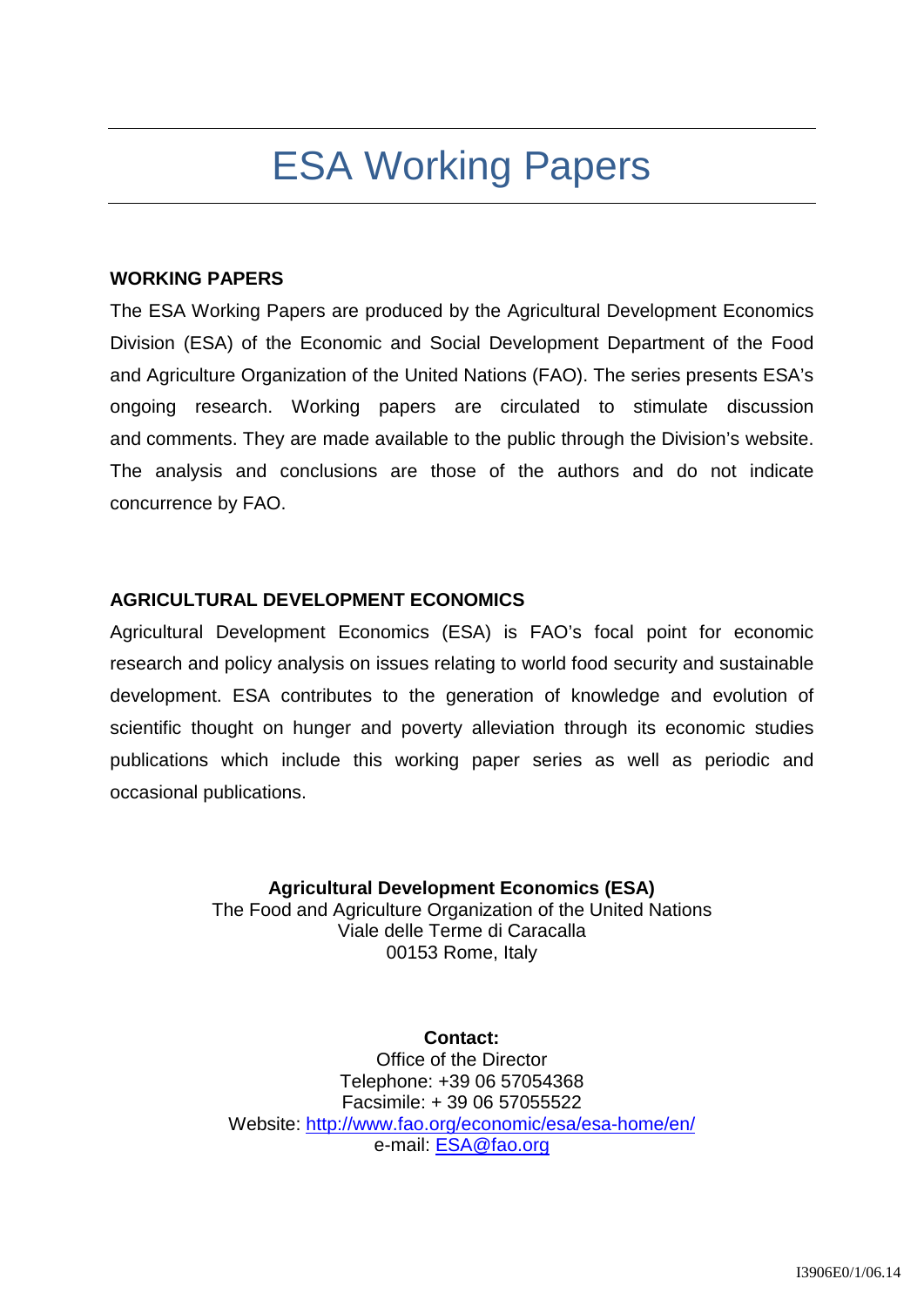# ESA Working Papers

## WORKING PAPERS

The ESA Working Papers are produced by the Agricultural Development Economics Division (ESA) of the Economic and Social Development Department of the Food and Agriculture Organization of the United Nations (FAO). The series presents ESA's ongoing research. Working papers are circulated to stimulate discussion and comments. They are made available to the public through the Division's website. The analysis and conclusions are those of the authors and do not indicate concurrence by FAO.

## AGRICULTURAL DEVELOPMENT ECONOMICS

Agricultural Development Economics (ESA) is FAO's focal point for economic research and policy analysis on issues relating to world food security and sustainable development. ESA contributes to the generation of knowledge and evolution of scientific thought on hunger and poverty alleviation through its economic studies publications which include this working paper series as well as periodic and occasional publications.

**Agricultural Development Economics (ESA)**
The Food and Agriculture Organization of the United Nations
Viale delle Terme di Caracalla
00153 Rome, Italy

**Contact:**
Office of the Director
Telephone: +39 06 57054368
Facsimile: + 39 06 57055522
Website: http://www.fao.org/economic/esa/esa-home/en/
e-mail: ESA@fao.org

I3906E0/1/06.14